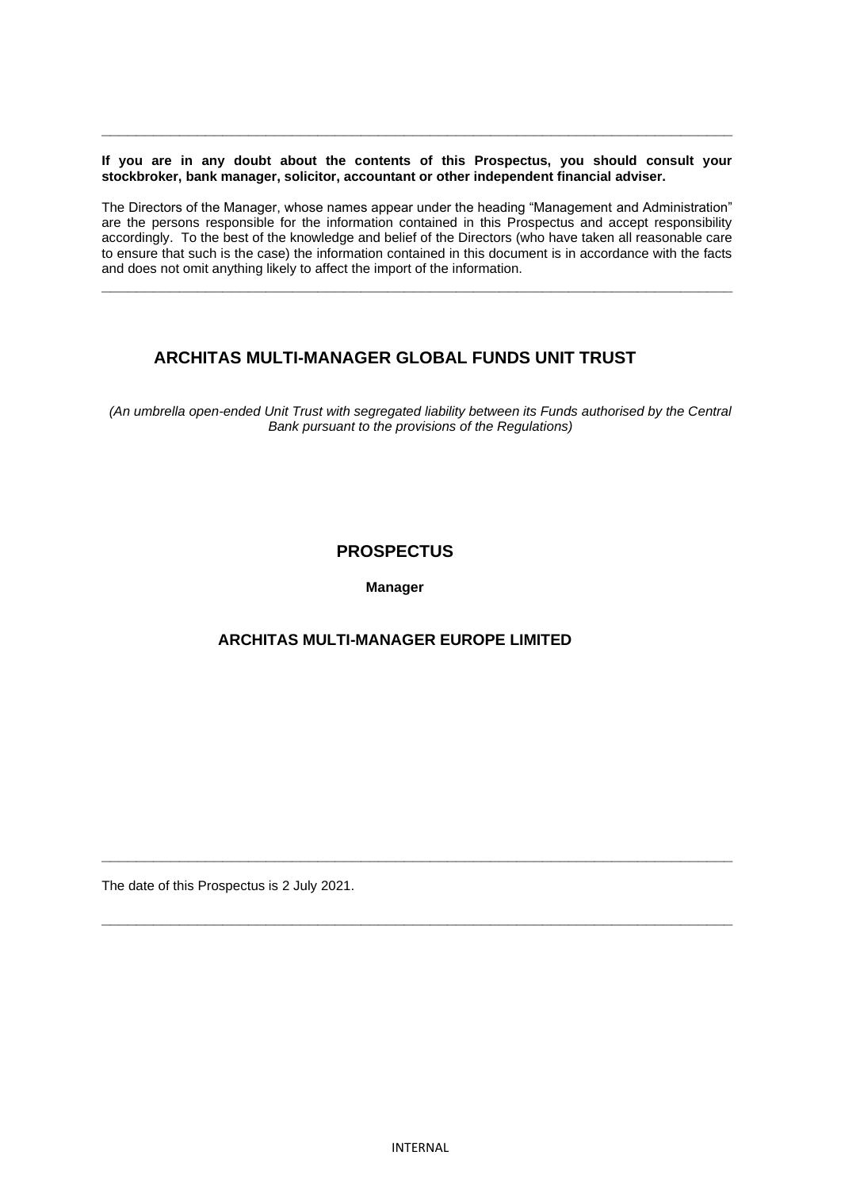---

**If you are in any doubt about the contents of this Prospectus, you should consult your stockbroker, bank manager, solicitor, accountant or other independent financial adviser.**

The Directors of the Manager, whose names appear under the heading "Management and Administration" are the persons responsible for the information contained in this Prospectus and accept responsibility accordingly. To the best of the knowledge and belief of the Directors (who have taken all reasonable care to ensure that such is the case) the information contained in this document is in accordance with the facts and does not omit anything likely to affect the import of the information.

---

# ARCHITAS MULTI-MANAGER GLOBAL FUNDS UNIT TRUST

*(An umbrella open-ended Unit Trust with segregated liability between its Funds authorised by the Central Bank pursuant to the provisions of the Regulations)*

## PROSPECTUS

**Manager**

### ARCHITAS MULTI-MANAGER EUROPE LIMITED

---

The date of this Prospectus is 2 July 2021.

---

INTERNAL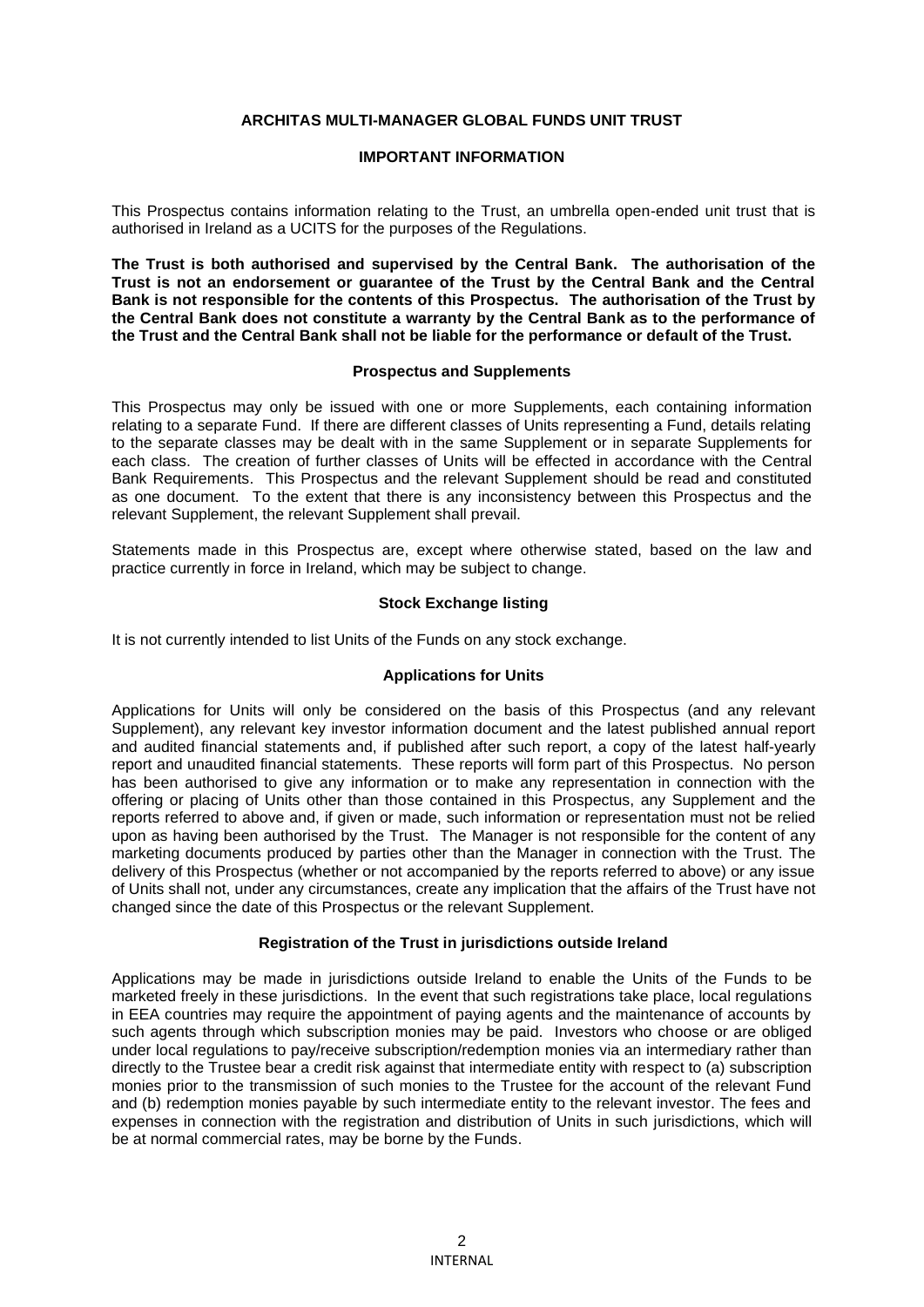# ARCHITAS MULTI-MANAGER GLOBAL FUNDS UNIT TRUST

## IMPORTANT INFORMATION

This Prospectus contains information relating to the Trust, an umbrella open-ended unit trust that is authorised in Ireland as a UCITS for the purposes of the Regulations.

**The Trust is both authorised and supervised by the Central Bank. The authorisation of the Trust is not an endorsement or guarantee of the Trust by the Central Bank and the Central Bank is not responsible for the contents of this Prospectus. The authorisation of the Trust by the Central Bank does not constitute a warranty by the Central Bank as to the performance of the Trust and the Central Bank shall not be liable for the performance or default of the Trust.**

### Prospectus and Supplements

This Prospectus may only be issued with one or more Supplements, each containing information relating to a separate Fund. If there are different classes of Units representing a Fund, details relating to the separate classes may be dealt with in the same Supplement or in separate Supplements for each class. The creation of further classes of Units will be effected in accordance with the Central Bank Requirements. This Prospectus and the relevant Supplement should be read and constituted as one document. To the extent that there is any inconsistency between this Prospectus and the relevant Supplement, the relevant Supplement shall prevail.

Statements made in this Prospectus are, except where otherwise stated, based on the law and practice currently in force in Ireland, which may be subject to change.

### Stock Exchange listing

It is not currently intended to list Units of the Funds on any stock exchange.

### Applications for Units

Applications for Units will only be considered on the basis of this Prospectus (and any relevant Supplement), any relevant key investor information document and the latest published annual report and audited financial statements and, if published after such report, a copy of the latest half-yearly report and unaudited financial statements. These reports will form part of this Prospectus. No person has been authorised to give any information or to make any representation in connection with the offering or placing of Units other than those contained in this Prospectus, any Supplement and the reports referred to above and, if given or made, such information or representation must not be relied upon as having been authorised by the Trust. The Manager is not responsible for the content of any marketing documents produced by parties other than the Manager in connection with the Trust. The delivery of this Prospectus (whether or not accompanied by the reports referred to above) or any issue of Units shall not, under any circumstances, create any implication that the affairs of the Trust have not changed since the date of this Prospectus or the relevant Supplement.

### Registration of the Trust in jurisdictions outside Ireland

Applications may be made in jurisdictions outside Ireland to enable the Units of the Funds to be marketed freely in these jurisdictions. In the event that such registrations take place, local regulations in EEA countries may require the appointment of paying agents and the maintenance of accounts by such agents through which subscription monies may be paid. Investors who choose or are obliged under local regulations to pay/receive subscription/redemption monies via an intermediary rather than directly to the Trustee bear a credit risk against that intermediate entity with respect to (a) subscription monies prior to the transmission of such monies to the Trustee for the account of the relevant Fund and (b) redemption monies payable by such intermediate entity to the relevant investor. The fees and expenses in connection with the registration and distribution of Units in such jurisdictions, which will be at normal commercial rates, may be borne by the Funds.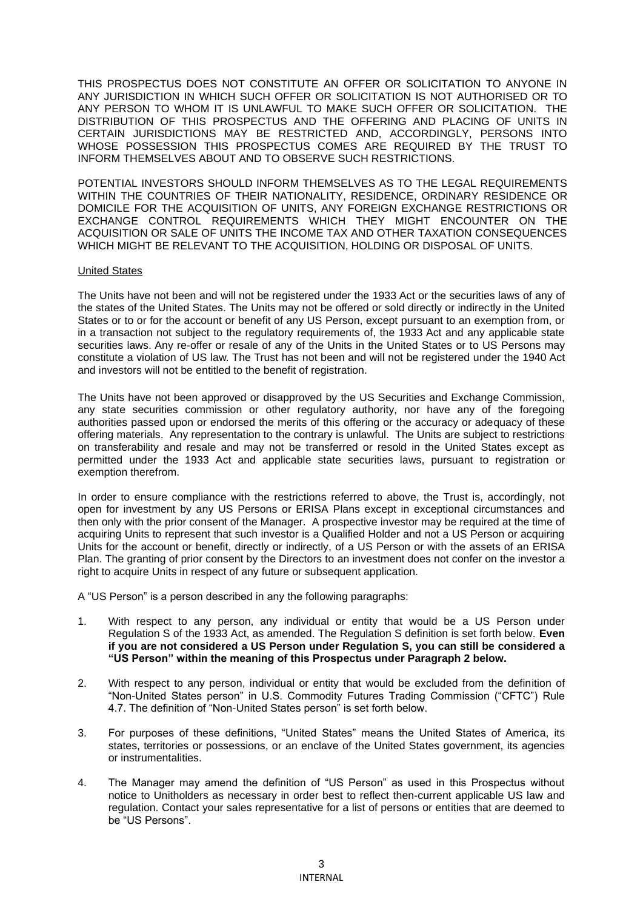THIS PROSPECTUS DOES NOT CONSTITUTE AN OFFER OR SOLICITATION TO ANYONE IN ANY JURISDICTION IN WHICH SUCH OFFER OR SOLICITATION IS NOT AUTHORISED OR TO ANY PERSON TO WHOM IT IS UNLAWFUL TO MAKE SUCH OFFER OR SOLICITATION. THE DISTRIBUTION OF THIS PROSPECTUS AND THE OFFERING AND PLACING OF UNITS IN CERTAIN JURISDICTIONS MAY BE RESTRICTED AND, ACCORDINGLY, PERSONS INTO WHOSE POSSESSION THIS PROSPECTUS COMES ARE REQUIRED BY THE TRUST TO INFORM THEMSELVES ABOUT AND TO OBSERVE SUCH RESTRICTIONS.

POTENTIAL INVESTORS SHOULD INFORM THEMSELVES AS TO THE LEGAL REQUIREMENTS WITHIN THE COUNTRIES OF THEIR NATIONALITY, RESIDENCE, ORDINARY RESIDENCE OR DOMICILE FOR THE ACQUISITION OF UNITS, ANY FOREIGN EXCHANGE RESTRICTIONS OR EXCHANGE CONTROL REQUIREMENTS WHICH THEY MIGHT ENCOUNTER ON THE ACQUISITION OR SALE OF UNITS THE INCOME TAX AND OTHER TAXATION CONSEQUENCES WHICH MIGHT BE RELEVANT TO THE ACQUISITION, HOLDING OR DISPOSAL OF UNITS.

United States

The Units have not been and will not be registered under the 1933 Act or the securities laws of any of the states of the United States. The Units may not be offered or sold directly or indirectly in the United States or to or for the account or benefit of any US Person, except pursuant to an exemption from, or in a transaction not subject to the regulatory requirements of, the 1933 Act and any applicable state securities laws. Any re-offer or resale of any of the Units in the United States or to US Persons may constitute a violation of US law. The Trust has not been and will not be registered under the 1940 Act and investors will not be entitled to the benefit of registration.

The Units have not been approved or disapproved by the US Securities and Exchange Commission, any state securities commission or other regulatory authority, nor have any of the foregoing authorities passed upon or endorsed the merits of this offering or the accuracy or adequacy of these offering materials. Any representation to the contrary is unlawful. The Units are subject to restrictions on transferability and resale and may not be transferred or resold in the United States except as permitted under the 1933 Act and applicable state securities laws, pursuant to registration or exemption therefrom.

In order to ensure compliance with the restrictions referred to above, the Trust is, accordingly, not open for investment by any US Persons or ERISA Plans except in exceptional circumstances and then only with the prior consent of the Manager. A prospective investor may be required at the time of acquiring Units to represent that such investor is a Qualified Holder and not a US Person or acquiring Units for the account or benefit, directly or indirectly, of a US Person or with the assets of an ERISA Plan. The granting of prior consent by the Directors to an investment does not confer on the investor a right to acquire Units in respect of any future or subsequent application.

A "US Person" is a person described in any the following paragraphs:

1. With respect to any person, any individual or entity that would be a US Person under Regulation S of the 1933 Act, as amended. The Regulation S definition is set forth below. **Even if you are not considered a US Person under Regulation S, you can still be considered a "US Person" within the meaning of this Prospectus under Paragraph 2 below.**
2. With respect to any person, individual or entity that would be excluded from the definition of "Non-United States person" in U.S. Commodity Futures Trading Commission ("CFTC") Rule 4.7. The definition of "Non-United States person" is set forth below.
3. For purposes of these definitions, "United States" means the United States of America, its states, territories or possessions, or an enclave of the United States government, its agencies or instrumentalities.
4. The Manager may amend the definition of "US Person" as used in this Prospectus without notice to Unitholders as necessary in order best to reflect then-current applicable US law and regulation. Contact your sales representative for a list of persons or entities that are deemed to be "US Persons".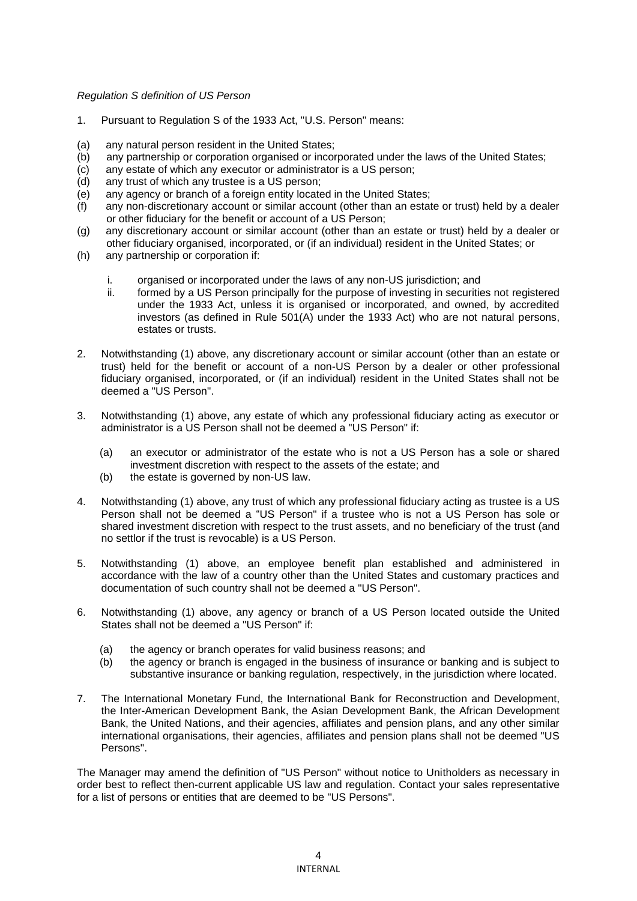*Regulation S definition of US Person*

1. Pursuant to Regulation S of the 1933 Act, "U.S. Person" means:

(a) any natural person resident in the United States;
(b) any partnership or corporation organised or incorporated under the laws of the United States;
(c) any estate of which any executor or administrator is a US person;
(d) any trust of which any trustee is a US person;
(e) any agency or branch of a foreign entity located in the United States;
(f) any non-discretionary account or similar account (other than an estate or trust) held by a dealer or other fiduciary for the benefit or account of a US Person;
(g) any discretionary account or similar account (other than an estate or trust) held by a dealer or other fiduciary organised, incorporated, or (if an individual) resident in the United States; or
(h) any partnership or corporation if:

    i. organised or incorporated under the laws of any non-US jurisdiction; and
    ii. formed by a US Person principally for the purpose of investing in securities not registered under the 1933 Act, unless it is organised or incorporated, and owned, by accredited investors (as defined in Rule 501(A) under the 1933 Act) who are not natural persons, estates or trusts.

2. Notwithstanding (1) above, any discretionary account or similar account (other than an estate or trust) held for the benefit or account of a non-US Person by a dealer or other professional fiduciary organised, incorporated, or (if an individual) resident in the United States shall not be deemed a "US Person".

3. Notwithstanding (1) above, any estate of which any professional fiduciary acting as executor or administrator is a US Person shall not be deemed a "US Person" if:

    (a) an executor or administrator of the estate who is not a US Person has a sole or shared investment discretion with respect to the assets of the estate; and
    (b) the estate is governed by non-US law.

4. Notwithstanding (1) above, any trust of which any professional fiduciary acting as trustee is a US Person shall not be deemed a "US Person" if a trustee who is not a US Person has sole or shared investment discretion with respect to the trust assets, and no beneficiary of the trust (and no settlor if the trust is revocable) is a US Person.

5. Notwithstanding (1) above, an employee benefit plan established and administered in accordance with the law of a country other than the United States and customary practices and documentation of such country shall not be deemed a "US Person".

6. Notwithstanding (1) above, any agency or branch of a US Person located outside the United States shall not be deemed a "US Person" if:

    (a) the agency or branch operates for valid business reasons; and
    (b) the agency or branch is engaged in the business of insurance or banking and is subject to substantive insurance or banking regulation, respectively, in the jurisdiction where located.

7. The International Monetary Fund, the International Bank for Reconstruction and Development, the Inter-American Development Bank, the Asian Development Bank, the African Development Bank, the United Nations, and their agencies, affiliates and pension plans, and any other similar international organisations, their agencies, affiliates and pension plans shall not be deemed "US Persons".

The Manager may amend the definition of "US Person" without notice to Unitholders as necessary in order best to reflect then-current applicable US law and regulation. Contact your sales representative for a list of persons or entities that are deemed to be "US Persons".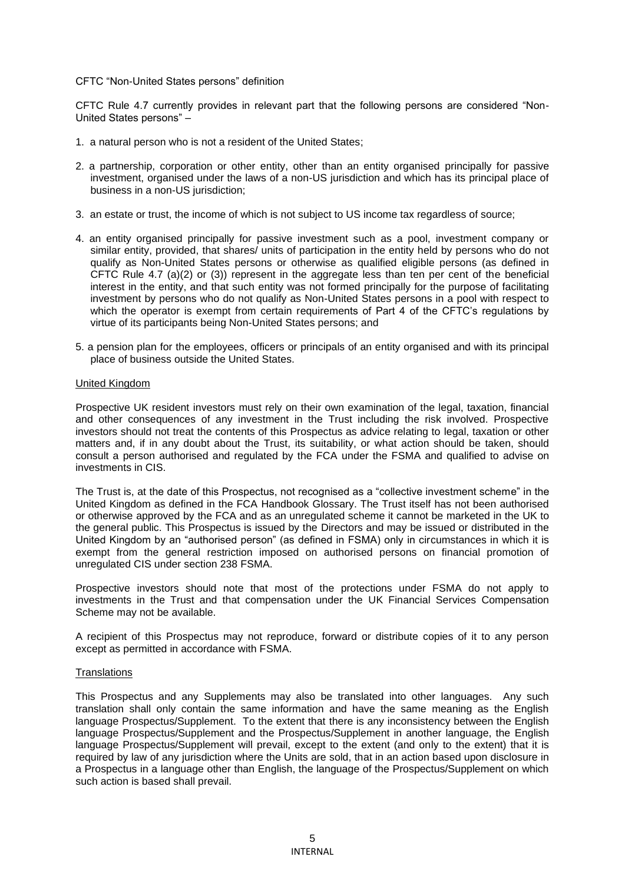CFTC "Non-United States persons" definition

CFTC Rule 4.7 currently provides in relevant part that the following persons are considered "Non-United States persons" –

1. a natural person who is not a resident of the United States;
2. a partnership, corporation or other entity, other than an entity organised principally for passive investment, organised under the laws of a non-US jurisdiction and which has its principal place of business in a non-US jurisdiction;
3. an estate or trust, the income of which is not subject to US income tax regardless of source;
4. an entity organised principally for passive investment such as a pool, investment company or similar entity, provided, that shares/ units of participation in the entity held by persons who do not qualify as Non-United States persons or otherwise as qualified eligible persons (as defined in CFTC Rule 4.7 (a)(2) or (3)) represent in the aggregate less than ten per cent of the beneficial interest in the entity, and that such entity was not formed principally for the purpose of facilitating investment by persons who do not qualify as Non-United States persons in a pool with respect to which the operator is exempt from certain requirements of Part 4 of the CFTC's regulations by virtue of its participants being Non-United States persons; and
5. a pension plan for the employees, officers or principals of an entity organised and with its principal place of business outside the United States.

United Kingdom

Prospective UK resident investors must rely on their own examination of the legal, taxation, financial and other consequences of any investment in the Trust including the risk involved. Prospective investors should not treat the contents of this Prospectus as advice relating to legal, taxation or other matters and, if in any doubt about the Trust, its suitability, or what action should be taken, should consult a person authorised and regulated by the FCA under the FSMA and qualified to advise on investments in CIS.

The Trust is, at the date of this Prospectus, not recognised as a "collective investment scheme" in the United Kingdom as defined in the FCA Handbook Glossary. The Trust itself has not been authorised or otherwise approved by the FCA and as an unregulated scheme it cannot be marketed in the UK to the general public. This Prospectus is issued by the Directors and may be issued or distributed in the United Kingdom by an "authorised person" (as defined in FSMA) only in circumstances in which it is exempt from the general restriction imposed on authorised persons on financial promotion of unregulated CIS under section 238 FSMA.

Prospective investors should note that most of the protections under FSMA do not apply to investments in the Trust and that compensation under the UK Financial Services Compensation Scheme may not be available.

A recipient of this Prospectus may not reproduce, forward or distribute copies of it to any person except as permitted in accordance with FSMA.

Translations

This Prospectus and any Supplements may also be translated into other languages. Any such translation shall only contain the same information and have the same meaning as the English language Prospectus/Supplement. To the extent that there is any inconsistency between the English language Prospectus/Supplement and the Prospectus/Supplement in another language, the English language Prospectus/Supplement will prevail, except to the extent (and only to the extent) that it is required by law of any jurisdiction where the Units are sold, that in an action based upon disclosure in a Prospectus in a language other than English, the language of the Prospectus/Supplement on which such action is based shall prevail.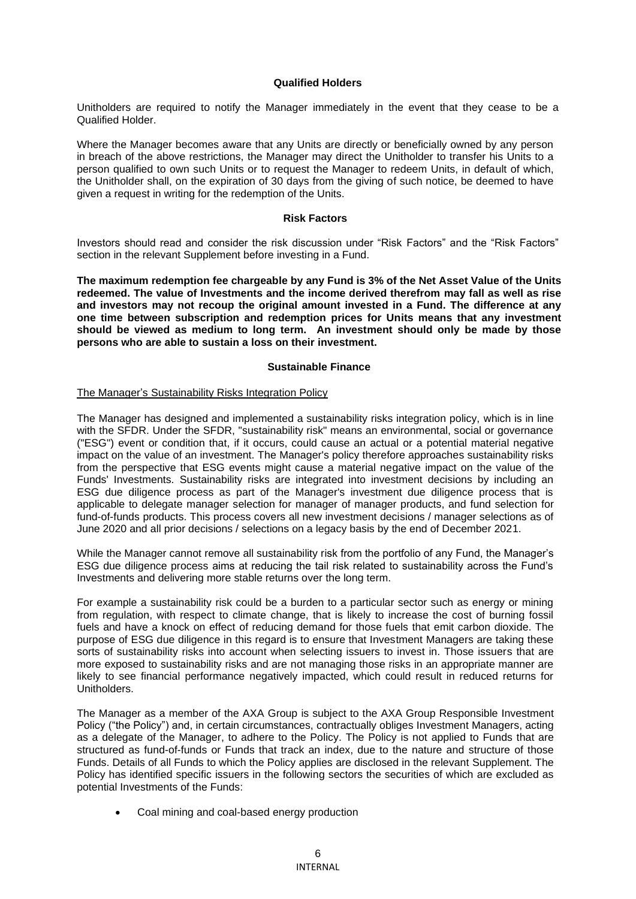**Qualified Holders**

Unitholders are required to notify the Manager immediately in the event that they cease to be a Qualified Holder.

Where the Manager becomes aware that any Units are directly or beneficially owned by any person in breach of the above restrictions, the Manager may direct the Unitholder to transfer his Units to a person qualified to own such Units or to request the Manager to redeem Units, in default of which, the Unitholder shall, on the expiration of 30 days from the giving of such notice, be deemed to have given a request in writing for the redemption of the Units.

**Risk Factors**

Investors should read and consider the risk discussion under "Risk Factors" and the "Risk Factors" section in the relevant Supplement before investing in a Fund.

**The maximum redemption fee chargeable by any Fund is 3% of the Net Asset Value of the Units redeemed. The value of Investments and the income derived therefrom may fall as well as rise and investors may not recoup the original amount invested in a Fund. The difference at any one time between subscription and redemption prices for Units means that any investment should be viewed as medium to long term. An investment should only be made by those persons who are able to sustain a loss on their investment.**

**Sustainable Finance**

The Manager's Sustainability Risks Integration Policy

The Manager has designed and implemented a sustainability risks integration policy, which is in line with the SFDR. Under the SFDR, "sustainability risk" means an environmental, social or governance ("ESG") event or condition that, if it occurs, could cause an actual or a potential material negative impact on the value of an investment. The Manager's policy therefore approaches sustainability risks from the perspective that ESG events might cause a material negative impact on the value of the Funds' Investments. Sustainability risks are integrated into investment decisions by including an ESG due diligence process as part of the Manager's investment due diligence process that is applicable to delegate manager selection for manager of manager products, and fund selection for fund-of-funds products. This process covers all new investment decisions / manager selections as of June 2020 and all prior decisions / selections on a legacy basis by the end of December 2021.

While the Manager cannot remove all sustainability risk from the portfolio of any Fund, the Manager's ESG due diligence process aims at reducing the tail risk related to sustainability across the Fund's Investments and delivering more stable returns over the long term.

For example a sustainability risk could be a burden to a particular sector such as energy or mining from regulation, with respect to climate change, that is likely to increase the cost of burning fossil fuels and have a knock on effect of reducing demand for those fuels that emit carbon dioxide. The purpose of ESG due diligence in this regard is to ensure that Investment Managers are taking these sorts of sustainability risks into account when selecting issuers to invest in. Those issuers that are more exposed to sustainability risks and are not managing those risks in an appropriate manner are likely to see financial performance negatively impacted, which could result in reduced returns for Unitholders.

The Manager as a member of the AXA Group is subject to the AXA Group Responsible Investment Policy ("the Policy") and, in certain circumstances, contractually obliges Investment Managers, acting as a delegate of the Manager, to adhere to the Policy. The Policy is not applied to Funds that are structured as fund-of-funds or Funds that track an index, due to the nature and structure of those Funds. Details of all Funds to which the Policy applies are disclosed in the relevant Supplement. The Policy has identified specific issuers in the following sectors the securities of which are excluded as potential Investments of the Funds:

- Coal mining and coal-based energy production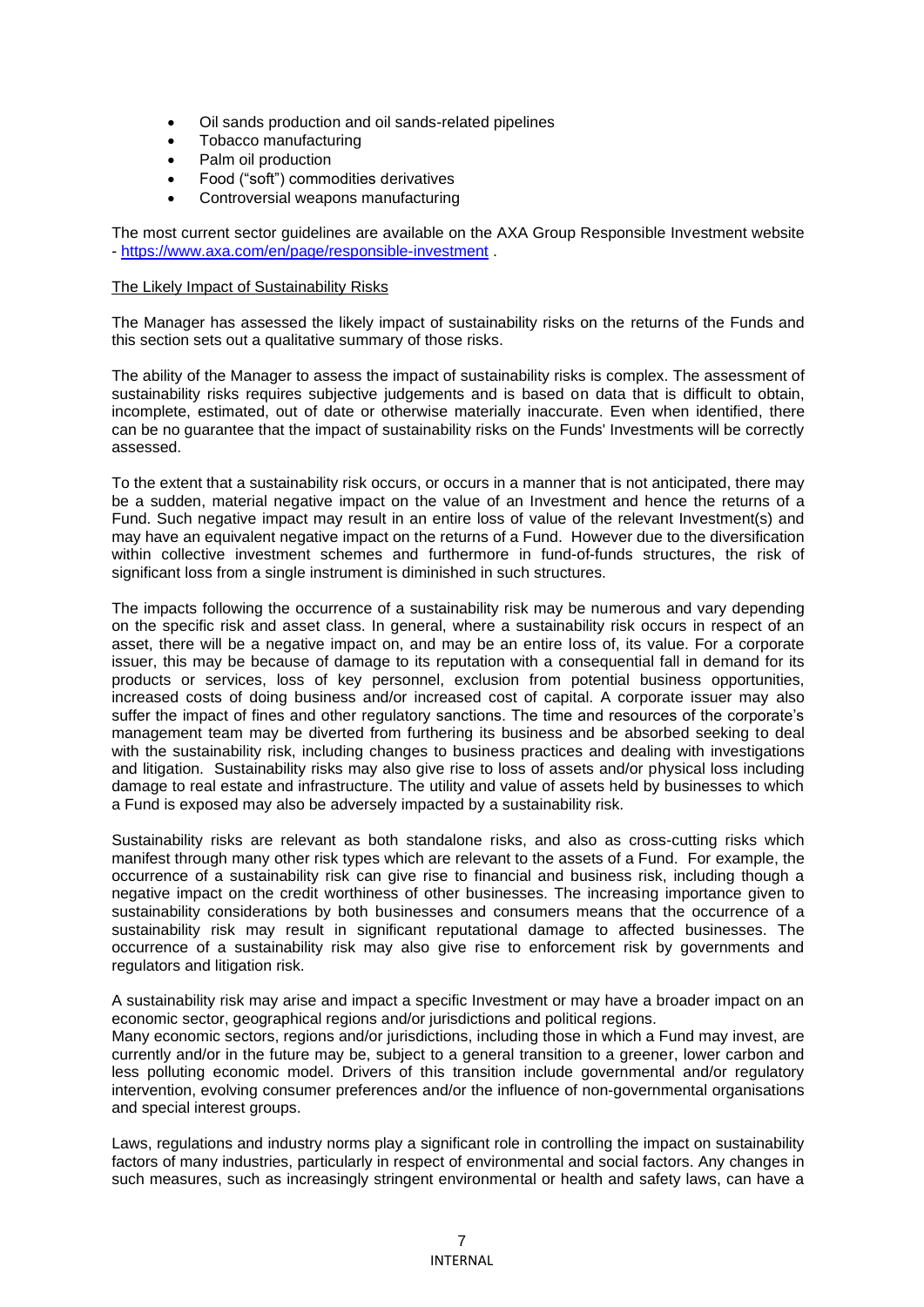- Oil sands production and oil sands-related pipelines
- Tobacco manufacturing
- Palm oil production
- Food ("soft") commodities derivatives
- Controversial weapons manufacturing

The most current sector guidelines are available on the AXA Group Responsible Investment website - https://www.axa.com/en/page/responsible-investment .

The Likely Impact of Sustainability Risks

The Manager has assessed the likely impact of sustainability risks on the returns of the Funds and this section sets out a qualitative summary of those risks.

The ability of the Manager to assess the impact of sustainability risks is complex. The assessment of sustainability risks requires subjective judgements and is based on data that is difficult to obtain, incomplete, estimated, out of date or otherwise materially inaccurate. Even when identified, there can be no guarantee that the impact of sustainability risks on the Funds' Investments will be correctly assessed.

To the extent that a sustainability risk occurs, or occurs in a manner that is not anticipated, there may be a sudden, material negative impact on the value of an Investment and hence the returns of a Fund. Such negative impact may result in an entire loss of value of the relevant Investment(s) and may have an equivalent negative impact on the returns of a Fund. However due to the diversification within collective investment schemes and furthermore in fund-of-funds structures, the risk of significant loss from a single instrument is diminished in such structures.

The impacts following the occurrence of a sustainability risk may be numerous and vary depending on the specific risk and asset class. In general, where a sustainability risk occurs in respect of an asset, there will be a negative impact on, and may be an entire loss of, its value. For a corporate issuer, this may be because of damage to its reputation with a consequential fall in demand for its products or services, loss of key personnel, exclusion from potential business opportunities, increased costs of doing business and/or increased cost of capital. A corporate issuer may also suffer the impact of fines and other regulatory sanctions. The time and resources of the corporate's management team may be diverted from furthering its business and be absorbed seeking to deal with the sustainability risk, including changes to business practices and dealing with investigations and litigation. Sustainability risks may also give rise to loss of assets and/or physical loss including damage to real estate and infrastructure. The utility and value of assets held by businesses to which a Fund is exposed may also be adversely impacted by a sustainability risk.

Sustainability risks are relevant as both standalone risks, and also as cross-cutting risks which manifest through many other risk types which are relevant to the assets of a Fund. For example, the occurrence of a sustainability risk can give rise to financial and business risk, including though a negative impact on the credit worthiness of other businesses. The increasing importance given to sustainability considerations by both businesses and consumers means that the occurrence of a sustainability risk may result in significant reputational damage to affected businesses. The occurrence of a sustainability risk may also give rise to enforcement risk by governments and regulators and litigation risk.

A sustainability risk may arise and impact a specific Investment or may have a broader impact on an economic sector, geographical regions and/or jurisdictions and political regions.
Many economic sectors, regions and/or jurisdictions, including those in which a Fund may invest, are currently and/or in the future may be, subject to a general transition to a greener, lower carbon and less polluting economic model. Drivers of this transition include governmental and/or regulatory intervention, evolving consumer preferences and/or the influence of non-governmental organisations and special interest groups.

Laws, regulations and industry norms play a significant role in controlling the impact on sustainability factors of many industries, particularly in respect of environmental and social factors. Any changes in such measures, such as increasingly stringent environmental or health and safety laws, can have a

INTERNAL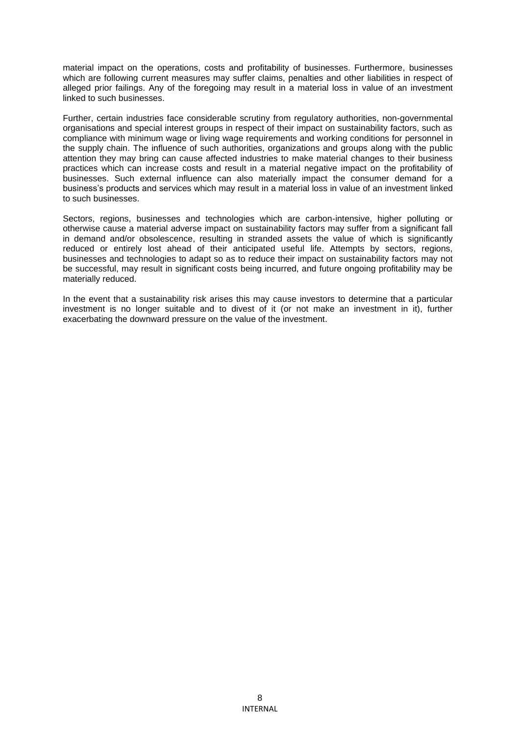material impact on the operations, costs and profitability of businesses. Furthermore, businesses which are following current measures may suffer claims, penalties and other liabilities in respect of alleged prior failings. Any of the foregoing may result in a material loss in value of an investment linked to such businesses.

Further, certain industries face considerable scrutiny from regulatory authorities, non-governmental organisations and special interest groups in respect of their impact on sustainability factors, such as compliance with minimum wage or living wage requirements and working conditions for personnel in the supply chain. The influence of such authorities, organizations and groups along with the public attention they may bring can cause affected industries to make material changes to their business practices which can increase costs and result in a material negative impact on the profitability of businesses. Such external influence can also materially impact the consumer demand for a business's products and services which may result in a material loss in value of an investment linked to such businesses.

Sectors, regions, businesses and technologies which are carbon-intensive, higher polluting or otherwise cause a material adverse impact on sustainability factors may suffer from a significant fall in demand and/or obsolescence, resulting in stranded assets the value of which is significantly reduced or entirely lost ahead of their anticipated useful life. Attempts by sectors, regions, businesses and technologies to adapt so as to reduce their impact on sustainability factors may not be successful, may result in significant costs being incurred, and future ongoing profitability may be materially reduced.

In the event that a sustainability risk arises this may cause investors to determine that a particular investment is no longer suitable and to divest of it (or not make an investment in it), further exacerbating the downward pressure on the value of the investment.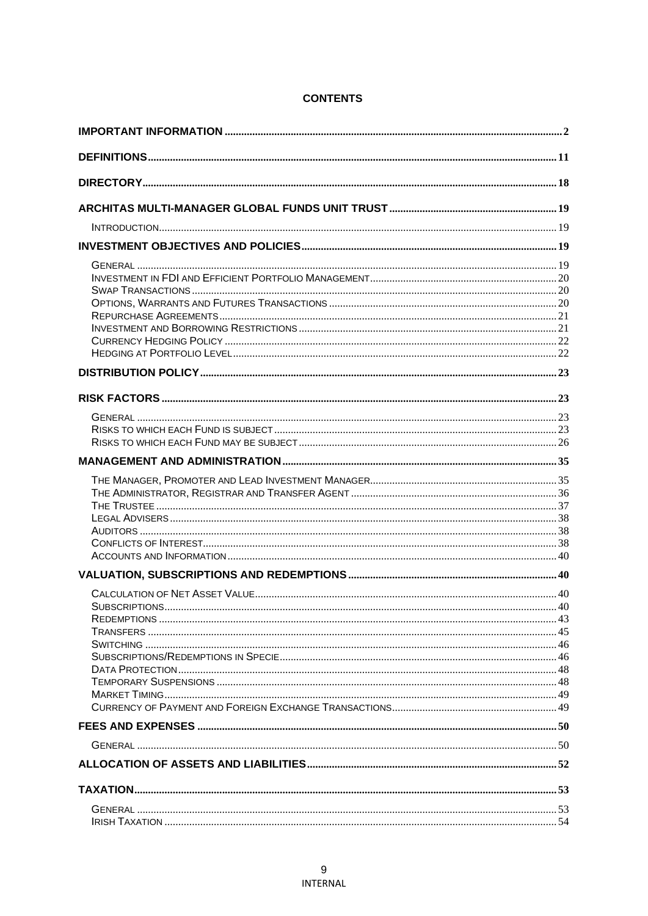# CONTENTS

| | |
|---|---|
| **IMPORTANT INFORMATION** | **2** |
| **DEFINITIONS** | **11** |
| **DIRECTORY** | **18** |
| **ARCHITAS MULTI-MANAGER GLOBAL FUNDS UNIT TRUST** | **19** |
| Introduction | 19 |
| **INVESTMENT OBJECTIVES AND POLICIES** | **19** |
| General | 19 |
| Investment in FDI and Efficient Portfolio Management | 20 |
| Swap Transactions | 20 |
| Options, Warrants and Futures Transactions | 20 |
| Repurchase Agreements | 21 |
| Investment and Borrowing Restrictions | 21 |
| Currency Hedging Policy | 22 |
| Hedging at Portfolio Level | 22 |
| **DISTRIBUTION POLICY** | **23** |
| **RISK FACTORS** | **23** |
| General | 23 |
| Risks to which each Fund is subject | 23 |
| Risks to which each Fund may be subject | 26 |
| **MANAGEMENT AND ADMINISTRATION** | **35** |
| The Manager, Promoter and Lead Investment Manager | 35 |
| The Administrator, Registrar and Transfer Agent | 36 |
| The Trustee | 37 |
| Legal Advisers | 38 |
| Auditors | 38 |
| Conflicts of Interest | 38 |
| Accounts and Information | 40 |
| **VALUATION, SUBSCRIPTIONS AND REDEMPTIONS** | **40** |
| Calculation of Net Asset Value | 40 |
| Subscriptions | 40 |
| Redemptions | 43 |
| Transfers | 45 |
| Switching | 46 |
| Subscriptions/Redemptions in Specie | 46 |
| Data Protection | 48 |
| Temporary Suspensions | 48 |
| Market Timing | 49 |
| Currency of Payment and Foreign Exchange Transactions | 49 |
| **FEES AND EXPENSES** | **50** |
| General | 50 |
| **ALLOCATION OF ASSETS AND LIABILITIES** | **52** |
| **TAXATION** | **53** |
| General | 53 |
| Irish Taxation | 54 |

INTERNAL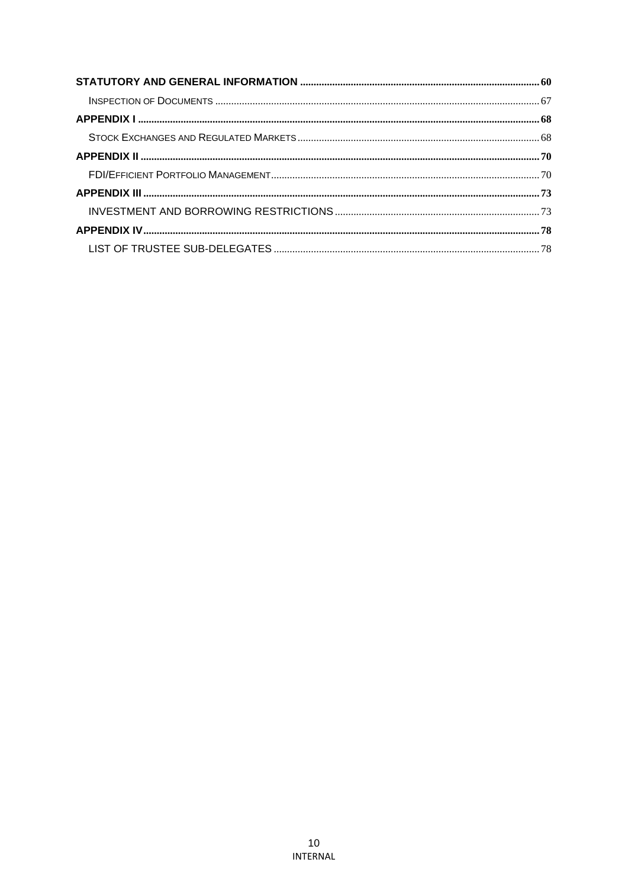**STATUTORY AND GENERAL INFORMATION** ........................................................................................ **60**

INSPECTION OF DOCUMENTS ........................................................................................................ 67

**APPENDIX I** ........................................................................................................................................ **68**

STOCK EXCHANGES AND REGULATED MARKETS ........................................................................... 68

**APPENDIX II** ....................................................................................................................................... **70**

FDI/EFFICIENT PORTFOLIO MANAGEMENT ..................................................................................... 70

**APPENDIX III** ...................................................................................................................................... **73**

INVESTMENT AND BORROWING RESTRICTIONS ............................................................................ 73

**APPENDIX IV** ...................................................................................................................................... **78**

LIST OF TRUSTEE SUB-DELEGATES ................................................................................................. 78

INTERNAL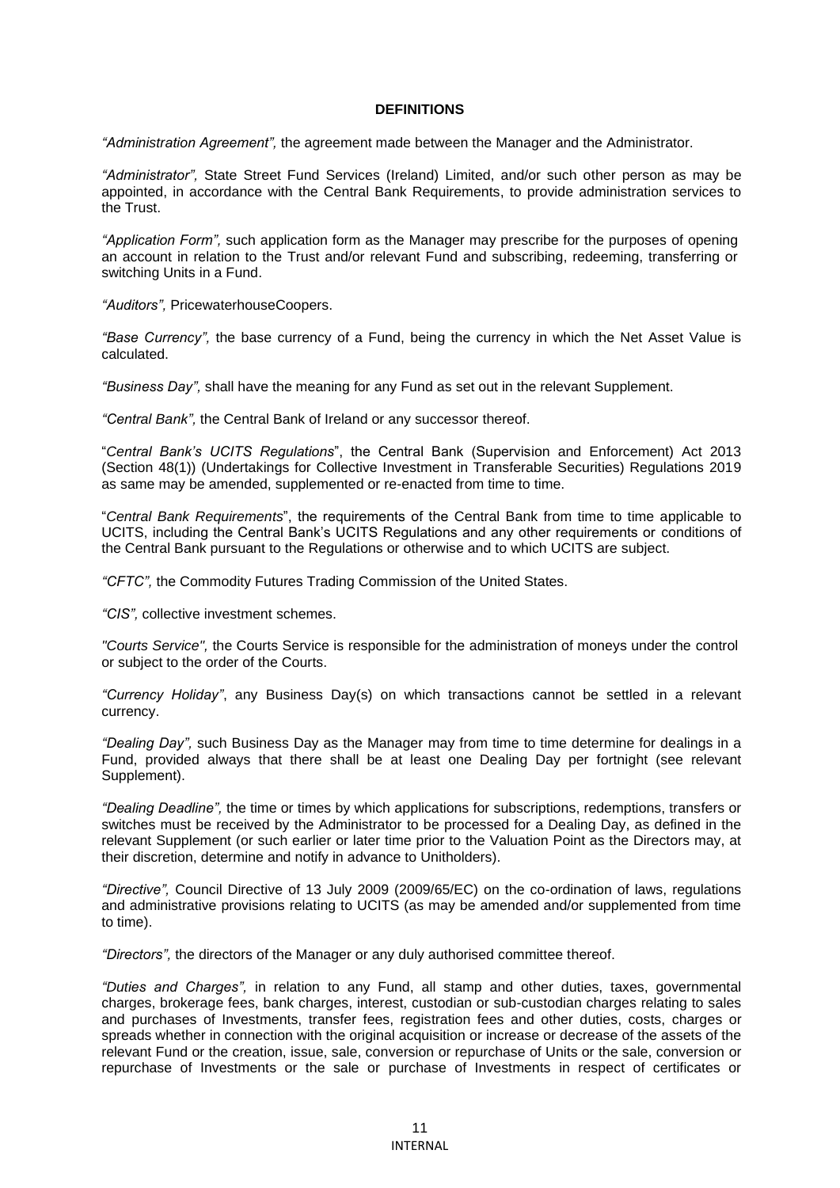**DEFINITIONS**

*"Administration Agreement",* the agreement made between the Manager and the Administrator.

*"Administrator",* State Street Fund Services (Ireland) Limited, and/or such other person as may be appointed, in accordance with the Central Bank Requirements, to provide administration services to the Trust.

*"Application Form",* such application form as the Manager may prescribe for the purposes of opening an account in relation to the Trust and/or relevant Fund and subscribing, redeeming, transferring or switching Units in a Fund.

*"Auditors",* PricewaterhouseCoopers.

*"Base Currency",* the base currency of a Fund, being the currency in which the Net Asset Value is calculated.

*"Business Day",* shall have the meaning for any Fund as set out in the relevant Supplement.

*"Central Bank",* the Central Bank of Ireland or any successor thereof.

"*Central Bank's UCITS Regulations*", the Central Bank (Supervision and Enforcement) Act 2013 (Section 48(1)) (Undertakings for Collective Investment in Transferable Securities) Regulations 2019 as same may be amended, supplemented or re-enacted from time to time.

"*Central Bank Requirements*", the requirements of the Central Bank from time to time applicable to UCITS, including the Central Bank's UCITS Regulations and any other requirements or conditions of the Central Bank pursuant to the Regulations or otherwise and to which UCITS are subject.

*"CFTC",* the Commodity Futures Trading Commission of the United States.

*"CIS",* collective investment schemes.

*"Courts Service",* the Courts Service is responsible for the administration of moneys under the control or subject to the order of the Courts.

*"Currency Holiday"*, any Business Day(s) on which transactions cannot be settled in a relevant currency.

*"Dealing Day",* such Business Day as the Manager may from time to time determine for dealings in a Fund, provided always that there shall be at least one Dealing Day per fortnight (see relevant Supplement).

*"Dealing Deadline",* the time or times by which applications for subscriptions, redemptions, transfers or switches must be received by the Administrator to be processed for a Dealing Day, as defined in the relevant Supplement (or such earlier or later time prior to the Valuation Point as the Directors may, at their discretion, determine and notify in advance to Unitholders).

*"Directive",* Council Directive of 13 July 2009 (2009/65/EC) on the co-ordination of laws, regulations and administrative provisions relating to UCITS (as may be amended and/or supplemented from time to time).

*"Directors",* the directors of the Manager or any duly authorised committee thereof.

*"Duties and Charges",* in relation to any Fund, all stamp and other duties, taxes, governmental charges, brokerage fees, bank charges, interest, custodian or sub-custodian charges relating to sales and purchases of Investments, transfer fees, registration fees and other duties, costs, charges or spreads whether in connection with the original acquisition or increase or decrease of the assets of the relevant Fund or the creation, issue, sale, conversion or repurchase of Units or the sale, conversion or repurchase of Investments or the sale or purchase of Investments in respect of certificates or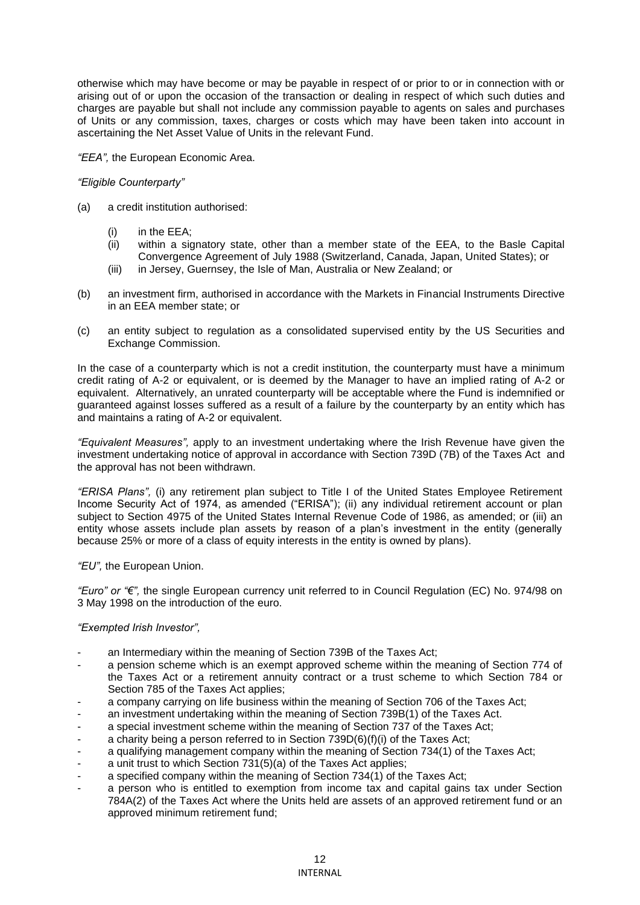otherwise which may have become or may be payable in respect of or prior to or in connection with or arising out of or upon the occasion of the transaction or dealing in respect of which such duties and charges are payable but shall not include any commission payable to agents on sales and purchases of Units or any commission, taxes, charges or costs which may have been taken into account in ascertaining the Net Asset Value of Units in the relevant Fund.

*"EEA",* the European Economic Area.

*"Eligible Counterparty"*

(a) a credit institution authorised:

  (i) in the EEA;
  (ii) within a signatory state, other than a member state of the EEA, to the Basle Capital Convergence Agreement of July 1988 (Switzerland, Canada, Japan, United States); or
  (iii) in Jersey, Guernsey, the Isle of Man, Australia or New Zealand; or

(b) an investment firm, authorised in accordance with the Markets in Financial Instruments Directive in an EEA member state; or

(c) an entity subject to regulation as a consolidated supervised entity by the US Securities and Exchange Commission.

In the case of a counterparty which is not a credit institution, the counterparty must have a minimum credit rating of A-2 or equivalent, or is deemed by the Manager to have an implied rating of A-2 or equivalent. Alternatively, an unrated counterparty will be acceptable where the Fund is indemnified or guaranteed against losses suffered as a result of a failure by the counterparty by an entity which has and maintains a rating of A-2 or equivalent.

*"Equivalent Measures",* apply to an investment undertaking where the Irish Revenue have given the investment undertaking notice of approval in accordance with Section 739D (7B) of the Taxes Act and the approval has not been withdrawn.

*"ERISA Plans",* (i) any retirement plan subject to Title I of the United States Employee Retirement Income Security Act of 1974, as amended ("ERISA"); (ii) any individual retirement account or plan subject to Section 4975 of the United States Internal Revenue Code of 1986, as amended; or (iii) an entity whose assets include plan assets by reason of a plan's investment in the entity (generally because 25% or more of a class of equity interests in the entity is owned by plans).

*"EU",* the European Union.

*"Euro" or "€",* the single European currency unit referred to in Council Regulation (EC) No. 974/98 on 3 May 1998 on the introduction of the euro.

*"Exempted Irish Investor",*

- an Intermediary within the meaning of Section 739B of the Taxes Act;
- a pension scheme which is an exempt approved scheme within the meaning of Section 774 of the Taxes Act or a retirement annuity contract or a trust scheme to which Section 784 or Section 785 of the Taxes Act applies;
- a company carrying on life business within the meaning of Section 706 of the Taxes Act;
- an investment undertaking within the meaning of Section 739B(1) of the Taxes Act.
- a special investment scheme within the meaning of Section 737 of the Taxes Act;
- a charity being a person referred to in Section 739D(6)(f)(i) of the Taxes Act;
- a qualifying management company within the meaning of Section 734(1) of the Taxes Act;
- a unit trust to which Section 731(5)(a) of the Taxes Act applies;
- a specified company within the meaning of Section 734(1) of the Taxes Act;
- a person who is entitled to exemption from income tax and capital gains tax under Section 784A(2) of the Taxes Act where the Units held are assets of an approved retirement fund or an approved minimum retirement fund;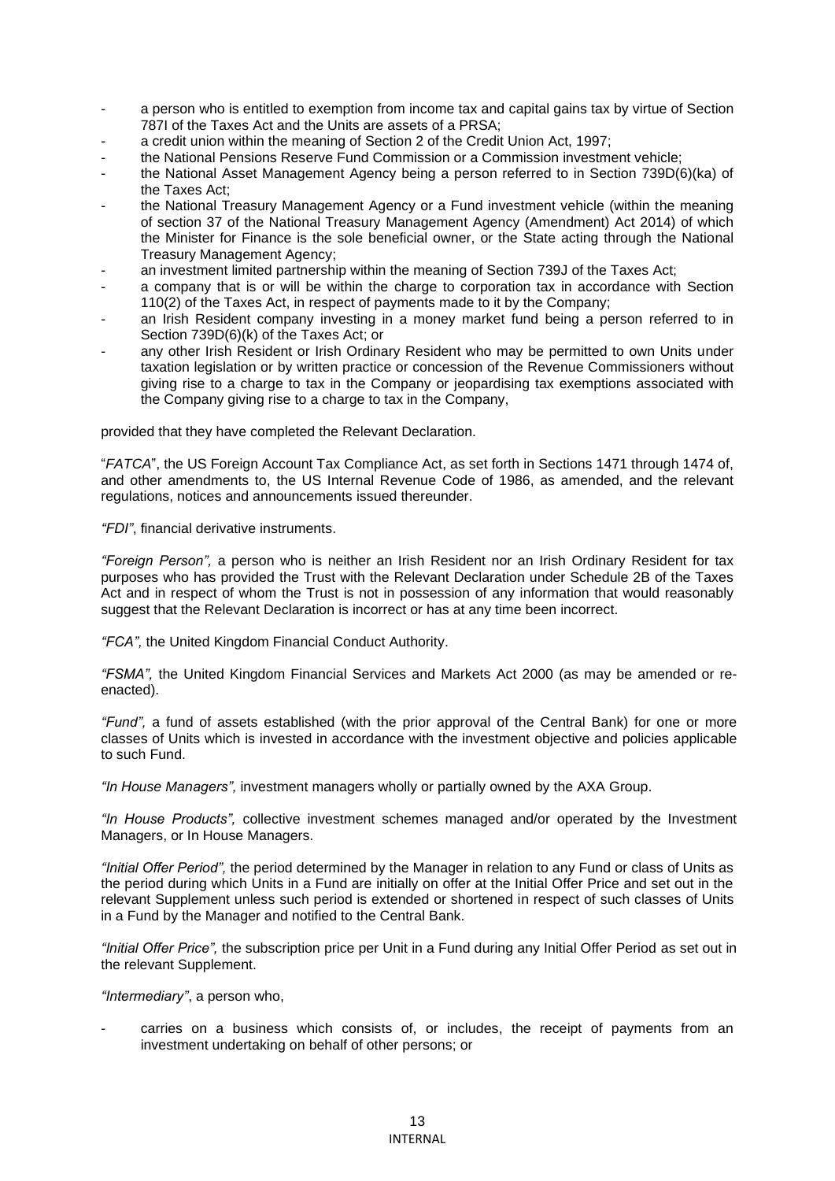- a person who is entitled to exemption from income tax and capital gains tax by virtue of Section 787I of the Taxes Act and the Units are assets of a PRSA;
- a credit union within the meaning of Section 2 of the Credit Union Act, 1997;
- the National Pensions Reserve Fund Commission or a Commission investment vehicle;
- the National Asset Management Agency being a person referred to in Section 739D(6)(ka) of the Taxes Act;
- the National Treasury Management Agency or a Fund investment vehicle (within the meaning of section 37 of the National Treasury Management Agency (Amendment) Act 2014) of which the Minister for Finance is the sole beneficial owner, or the State acting through the National Treasury Management Agency;
- an investment limited partnership within the meaning of Section 739J of the Taxes Act;
- a company that is or will be within the charge to corporation tax in accordance with Section 110(2) of the Taxes Act, in respect of payments made to it by the Company;
- an Irish Resident company investing in a money market fund being a person referred to in Section 739D(6)(k) of the Taxes Act; or
- any other Irish Resident or Irish Ordinary Resident who may be permitted to own Units under taxation legislation or by written practice or concession of the Revenue Commissioners without giving rise to a charge to tax in the Company or jeopardising tax exemptions associated with the Company giving rise to a charge to tax in the Company,

provided that they have completed the Relevant Declaration.

"*FATCA*", the US Foreign Account Tax Compliance Act, as set forth in Sections 1471 through 1474 of, and other amendments to, the US Internal Revenue Code of 1986, as amended, and the relevant regulations, notices and announcements issued thereunder.

*"FDI"*, financial derivative instruments.

*"Foreign Person",* a person who is neither an Irish Resident nor an Irish Ordinary Resident for tax purposes who has provided the Trust with the Relevant Declaration under Schedule 2B of the Taxes Act and in respect of whom the Trust is not in possession of any information that would reasonably suggest that the Relevant Declaration is incorrect or has at any time been incorrect.

*"FCA",* the United Kingdom Financial Conduct Authority.

*"FSMA",* the United Kingdom Financial Services and Markets Act 2000 (as may be amended or re-enacted).

*"Fund",* a fund of assets established (with the prior approval of the Central Bank) for one or more classes of Units which is invested in accordance with the investment objective and policies applicable to such Fund.

*"In House Managers",* investment managers wholly or partially owned by the AXA Group.

*"In House Products",* collective investment schemes managed and/or operated by the Investment Managers, or In House Managers.

*"Initial Offer Period",* the period determined by the Manager in relation to any Fund or class of Units as the period during which Units in a Fund are initially on offer at the Initial Offer Price and set out in the relevant Supplement unless such period is extended or shortened in respect of such classes of Units in a Fund by the Manager and notified to the Central Bank.

*"Initial Offer Price",* the subscription price per Unit in a Fund during any Initial Offer Period as set out in the relevant Supplement.

*"Intermediary"*, a person who,

- carries on a business which consists of, or includes, the receipt of payments from an investment undertaking on behalf of other persons; or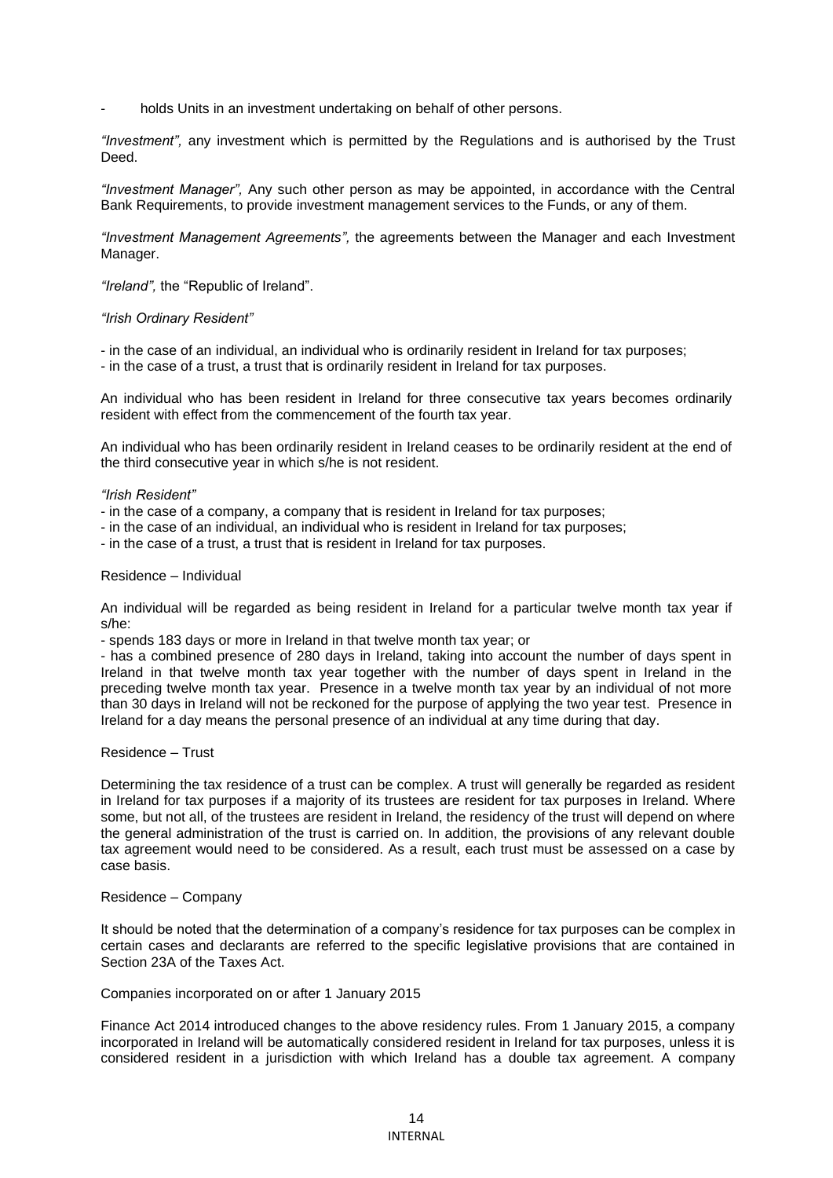- holds Units in an investment undertaking on behalf of other persons.

*"Investment",* any investment which is permitted by the Regulations and is authorised by the Trust Deed.

*"Investment Manager",* Any such other person as may be appointed, in accordance with the Central Bank Requirements, to provide investment management services to the Funds, or any of them.

*"Investment Management Agreements",* the agreements between the Manager and each Investment Manager.

*"Ireland",* the "Republic of Ireland".

*"Irish Ordinary Resident"*

- in the case of an individual, an individual who is ordinarily resident in Ireland for tax purposes;
- in the case of a trust, a trust that is ordinarily resident in Ireland for tax purposes.

An individual who has been resident in Ireland for three consecutive tax years becomes ordinarily resident with effect from the commencement of the fourth tax year.

An individual who has been ordinarily resident in Ireland ceases to be ordinarily resident at the end of the third consecutive year in which s/he is not resident.

*"Irish Resident"*

- in the case of a company, a company that is resident in Ireland for tax purposes;
- in the case of an individual, an individual who is resident in Ireland for tax purposes;
- in the case of a trust, a trust that is resident in Ireland for tax purposes.

Residence – Individual

An individual will be regarded as being resident in Ireland for a particular twelve month tax year if s/he:

- spends 183 days or more in Ireland in that twelve month tax year; or
- has a combined presence of 280 days in Ireland, taking into account the number of days spent in Ireland in that twelve month tax year together with the number of days spent in Ireland in the preceding twelve month tax year. Presence in a twelve month tax year by an individual of not more than 30 days in Ireland will not be reckoned for the purpose of applying the two year test. Presence in Ireland for a day means the personal presence of an individual at any time during that day.

Residence – Trust

Determining the tax residence of a trust can be complex. A trust will generally be regarded as resident in Ireland for tax purposes if a majority of its trustees are resident for tax purposes in Ireland. Where some, but not all, of the trustees are resident in Ireland, the residency of the trust will depend on where the general administration of the trust is carried on. In addition, the provisions of any relevant double tax agreement would need to be considered. As a result, each trust must be assessed on a case by case basis.

Residence – Company

It should be noted that the determination of a company's residence for tax purposes can be complex in certain cases and declarants are referred to the specific legislative provisions that are contained in Section 23A of the Taxes Act.

Companies incorporated on or after 1 January 2015

Finance Act 2014 introduced changes to the above residency rules. From 1 January 2015, a company incorporated in Ireland will be automatically considered resident in Ireland for tax purposes, unless it is considered resident in a jurisdiction with which Ireland has a double tax agreement. A company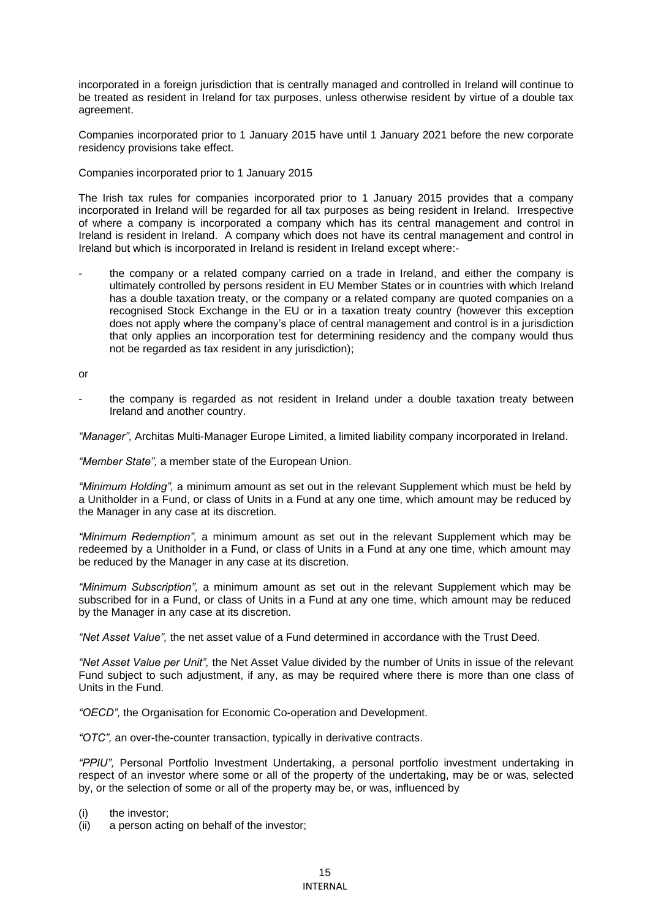incorporated in a foreign jurisdiction that is centrally managed and controlled in Ireland will continue to be treated as resident in Ireland for tax purposes, unless otherwise resident by virtue of a double tax agreement.

Companies incorporated prior to 1 January 2015 have until 1 January 2021 before the new corporate residency provisions take effect.

Companies incorporated prior to 1 January 2015

The Irish tax rules for companies incorporated prior to 1 January 2015 provides that a company incorporated in Ireland will be regarded for all tax purposes as being resident in Ireland. Irrespective of where a company is incorporated a company which has its central management and control in Ireland is resident in Ireland. A company which does not have its central management and control in Ireland but which is incorporated in Ireland is resident in Ireland except where:-

- the company or a related company carried on a trade in Ireland, and either the company is ultimately controlled by persons resident in EU Member States or in countries with which Ireland has a double taxation treaty, or the company or a related company are quoted companies on a recognised Stock Exchange in the EU or in a taxation treaty country (however this exception does not apply where the company's place of central management and control is in a jurisdiction that only applies an incorporation test for determining residency and the company would thus not be regarded as tax resident in any jurisdiction);

or

- the company is regarded as not resident in Ireland under a double taxation treaty between Ireland and another country.

*"Manager",* Architas Multi-Manager Europe Limited, a limited liability company incorporated in Ireland.

*"Member State",* a member state of the European Union.

*"Minimum Holding",* a minimum amount as set out in the relevant Supplement which must be held by a Unitholder in a Fund, or class of Units in a Fund at any one time, which amount may be reduced by the Manager in any case at its discretion.

*"Minimum Redemption",* a minimum amount as set out in the relevant Supplement which may be redeemed by a Unitholder in a Fund, or class of Units in a Fund at any one time, which amount may be reduced by the Manager in any case at its discretion.

*"Minimum Subscription",* a minimum amount as set out in the relevant Supplement which may be subscribed for in a Fund, or class of Units in a Fund at any one time, which amount may be reduced by the Manager in any case at its discretion.

*"Net Asset Value",* the net asset value of a Fund determined in accordance with the Trust Deed.

*"Net Asset Value per Unit",* the Net Asset Value divided by the number of Units in issue of the relevant Fund subject to such adjustment, if any, as may be required where there is more than one class of Units in the Fund.

*"OECD",* the Organisation for Economic Co-operation and Development.

*"OTC",* an over-the-counter transaction, typically in derivative contracts.

*"PPIU",* Personal Portfolio Investment Undertaking, a personal portfolio investment undertaking in respect of an investor where some or all of the property of the undertaking, may be or was, selected by, or the selection of some or all of the property may be, or was, influenced by

(i) the investor;
(ii) a person acting on behalf of the investor;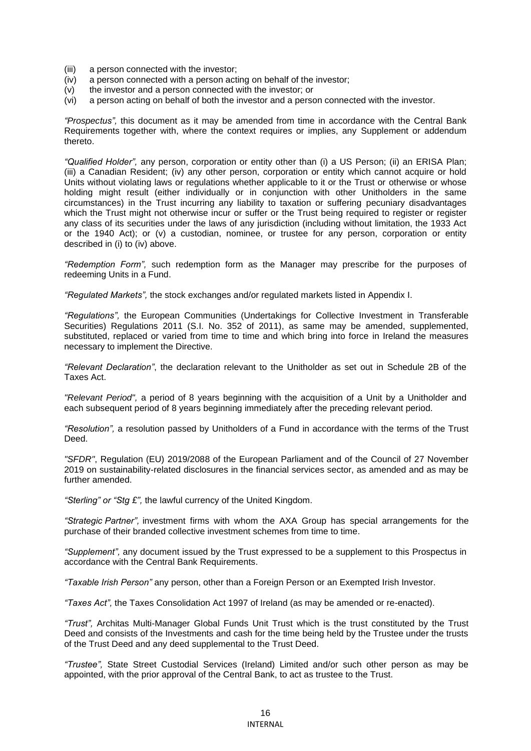(iii) a person connected with the investor;
(iv) a person connected with a person acting on behalf of the investor;
(v) the investor and a person connected with the investor; or
(vi) a person acting on behalf of both the investor and a person connected with the investor.

*"Prospectus",* this document as it may be amended from time in accordance with the Central Bank Requirements together with, where the context requires or implies, any Supplement or addendum thereto.

*"Qualified Holder",* any person, corporation or entity other than (i) a US Person; (ii) an ERISA Plan; (iii) a Canadian Resident; (iv) any other person, corporation or entity which cannot acquire or hold Units without violating laws or regulations whether applicable to it or the Trust or otherwise or whose holding might result (either individually or in conjunction with other Unitholders in the same circumstances) in the Trust incurring any liability to taxation or suffering pecuniary disadvantages which the Trust might not otherwise incur or suffer or the Trust being required to register or register any class of its securities under the laws of any jurisdiction (including without limitation, the 1933 Act or the 1940 Act); or (v) a custodian, nominee, or trustee for any person, corporation or entity described in (i) to (iv) above.

*"Redemption Form",* such redemption form as the Manager may prescribe for the purposes of redeeming Units in a Fund.

*"Regulated Markets",* the stock exchanges and/or regulated markets listed in Appendix I.

*"Regulations",* the European Communities (Undertakings for Collective Investment in Transferable Securities) Regulations 2011 (S.I. No. 352 of 2011), as same may be amended, supplemented, substituted, replaced or varied from time to time and which bring into force in Ireland the measures necessary to implement the Directive.

*"Relevant Declaration"*, the declaration relevant to the Unitholder as set out in Schedule 2B of the Taxes Act.

*"Relevant Period",* a period of 8 years beginning with the acquisition of a Unit by a Unitholder and each subsequent period of 8 years beginning immediately after the preceding relevant period.

*"Resolution",* a resolution passed by Unitholders of a Fund in accordance with the terms of the Trust Deed.

*"SFDR"*, Regulation (EU) 2019/2088 of the European Parliament and of the Council of 27 November 2019 on sustainability-related disclosures in the financial services sector, as amended and as may be further amended.

*"Sterling" or "Stg £",* the lawful currency of the United Kingdom.

*"Strategic Partner",* investment firms with whom the AXA Group has special arrangements for the purchase of their branded collective investment schemes from time to time.

*"Supplement",* any document issued by the Trust expressed to be a supplement to this Prospectus in accordance with the Central Bank Requirements.

*"Taxable Irish Person"* any person, other than a Foreign Person or an Exempted Irish Investor.

*"Taxes Act",* the Taxes Consolidation Act 1997 of Ireland (as may be amended or re-enacted).

*"Trust",* Architas Multi-Manager Global Funds Unit Trust which is the trust constituted by the Trust Deed and consists of the Investments and cash for the time being held by the Trustee under the trusts of the Trust Deed and any deed supplemental to the Trust Deed.

*"Trustee",* State Street Custodial Services (Ireland) Limited and/or such other person as may be appointed, with the prior approval of the Central Bank, to act as trustee to the Trust.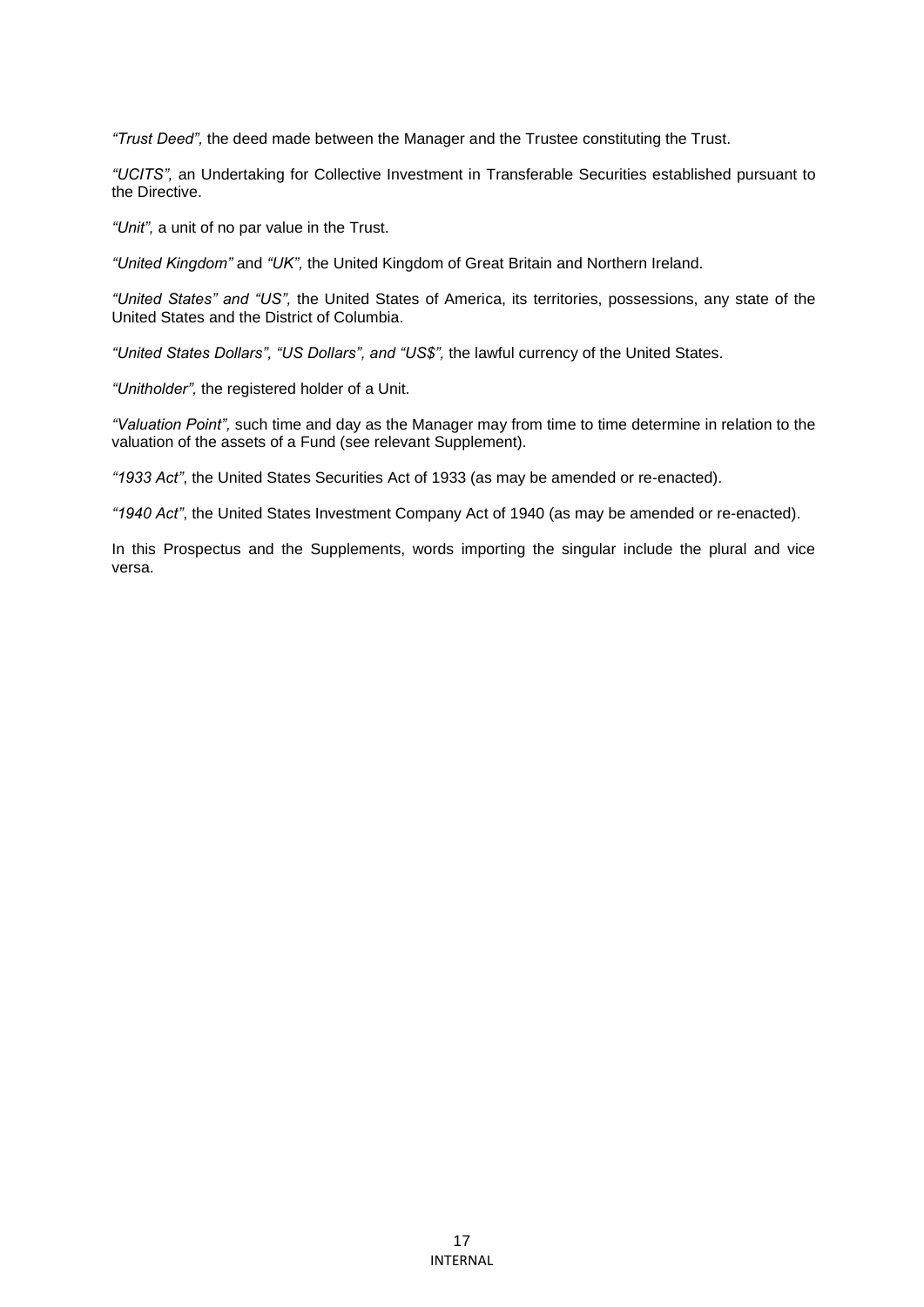*"Trust Deed",* the deed made between the Manager and the Trustee constituting the Trust.

*"UCITS",* an Undertaking for Collective Investment in Transferable Securities established pursuant to the Directive.

*"Unit",* a unit of no par value in the Trust.

*"United Kingdom"* and *"UK",* the United Kingdom of Great Britain and Northern Ireland.

*"United States" and "US",* the United States of America, its territories, possessions, any state of the United States and the District of Columbia.

*"United States Dollars", "US Dollars", and "US$",* the lawful currency of the United States.

*"Unitholder",* the registered holder of a Unit.

*"Valuation Point",* such time and day as the Manager may from time to time determine in relation to the valuation of the assets of a Fund (see relevant Supplement).

*"1933 Act"*, the United States Securities Act of 1933 (as may be amended or re-enacted).

*"1940 Act"*, the United States Investment Company Act of 1940 (as may be amended or re-enacted).

In this Prospectus and the Supplements, words importing the singular include the plural and vice versa.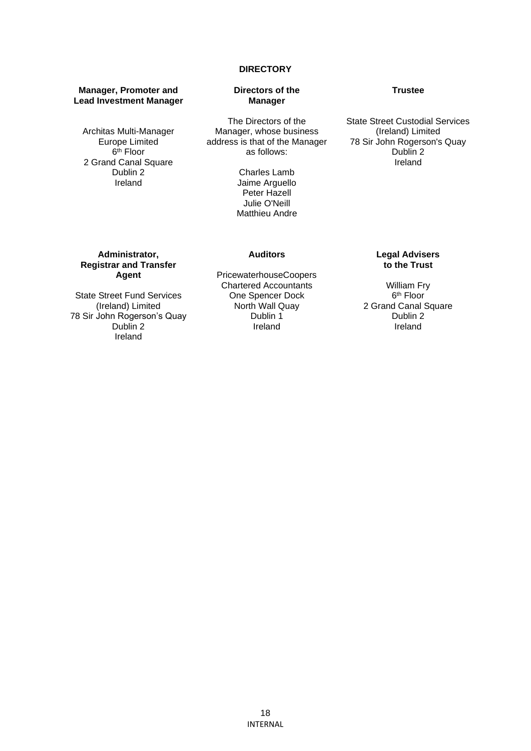# DIRECTORY

**Manager, Promoter and Lead Investment Manager**

Architas Multi-Manager
Europe Limited
6th Floor
2 Grand Canal Square
Dublin 2
Ireland

**Directors of the Manager**

The Directors of the Manager, whose business address is that of the Manager as follows:

Charles Lamb
Jaime Arguello
Peter Hazell
Julie O'Neill
Matthieu Andre

**Trustee**

State Street Custodial Services
(Ireland) Limited
78 Sir John Rogerson's Quay
Dublin 2
Ireland

**Administrator, Registrar and Transfer Agent**

State Street Fund Services
(Ireland) Limited
78 Sir John Rogerson's Quay
Dublin 2
Ireland

**Auditors**

PricewaterhouseCoopers
Chartered Accountants
One Spencer Dock
North Wall Quay
Dublin 1
Ireland

**Legal Advisers to the Trust**

William Fry
6th Floor
2 Grand Canal Square
Dublin 2
Ireland

INTERNAL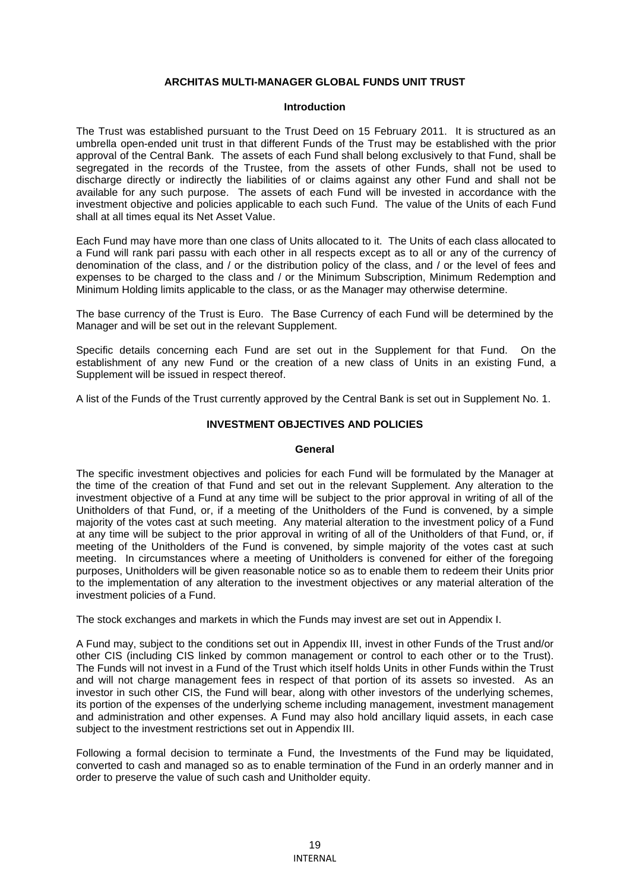# ARCHITAS MULTI-MANAGER GLOBAL FUNDS UNIT TRUST

## Introduction

The Trust was established pursuant to the Trust Deed on 15 February 2011. It is structured as an umbrella open-ended unit trust in that different Funds of the Trust may be established with the prior approval of the Central Bank. The assets of each Fund shall belong exclusively to that Fund, shall be segregated in the records of the Trustee, from the assets of other Funds, shall not be used to discharge directly or indirectly the liabilities of or claims against any other Fund and shall not be available for any such purpose. The assets of each Fund will be invested in accordance with the investment objective and policies applicable to each such Fund. The value of the Units of each Fund shall at all times equal its Net Asset Value.

Each Fund may have more than one class of Units allocated to it. The Units of each class allocated to a Fund will rank pari passu with each other in all respects except as to all or any of the currency of denomination of the class, and / or the distribution policy of the class, and / or the level of fees and expenses to be charged to the class and / or the Minimum Subscription, Minimum Redemption and Minimum Holding limits applicable to the class, or as the Manager may otherwise determine.

The base currency of the Trust is Euro. The Base Currency of each Fund will be determined by the Manager and will be set out in the relevant Supplement.

Specific details concerning each Fund are set out in the Supplement for that Fund. On the establishment of any new Fund or the creation of a new class of Units in an existing Fund, a Supplement will be issued in respect thereof.

A list of the Funds of the Trust currently approved by the Central Bank is set out in Supplement No. 1.

# INVESTMENT OBJECTIVES AND POLICIES

## General

The specific investment objectives and policies for each Fund will be formulated by the Manager at the time of the creation of that Fund and set out in the relevant Supplement. Any alteration to the investment objective of a Fund at any time will be subject to the prior approval in writing of all of the Unitholders of that Fund, or, if a meeting of the Unitholders of the Fund is convened, by a simple majority of the votes cast at such meeting. Any material alteration to the investment policy of a Fund at any time will be subject to the prior approval in writing of all of the Unitholders of that Fund, or, if meeting of the Unitholders of the Fund is convened, by simple majority of the votes cast at such meeting. In circumstances where a meeting of Unitholders is convened for either of the foregoing purposes, Unitholders will be given reasonable notice so as to enable them to redeem their Units prior to the implementation of any alteration to the investment objectives or any material alteration of the investment policies of a Fund.

The stock exchanges and markets in which the Funds may invest are set out in Appendix I.

A Fund may, subject to the conditions set out in Appendix III, invest in other Funds of the Trust and/or other CIS (including CIS linked by common management or control to each other or to the Trust). The Funds will not invest in a Fund of the Trust which itself holds Units in other Funds within the Trust and will not charge management fees in respect of that portion of its assets so invested. As an investor in such other CIS, the Fund will bear, along with other investors of the underlying schemes, its portion of the expenses of the underlying scheme including management, investment management and administration and other expenses. A Fund may also hold ancillary liquid assets, in each case subject to the investment restrictions set out in Appendix III.

Following a formal decision to terminate a Fund, the Investments of the Fund may be liquidated, converted to cash and managed so as to enable termination of the Fund in an orderly manner and in order to preserve the value of such cash and Unitholder equity.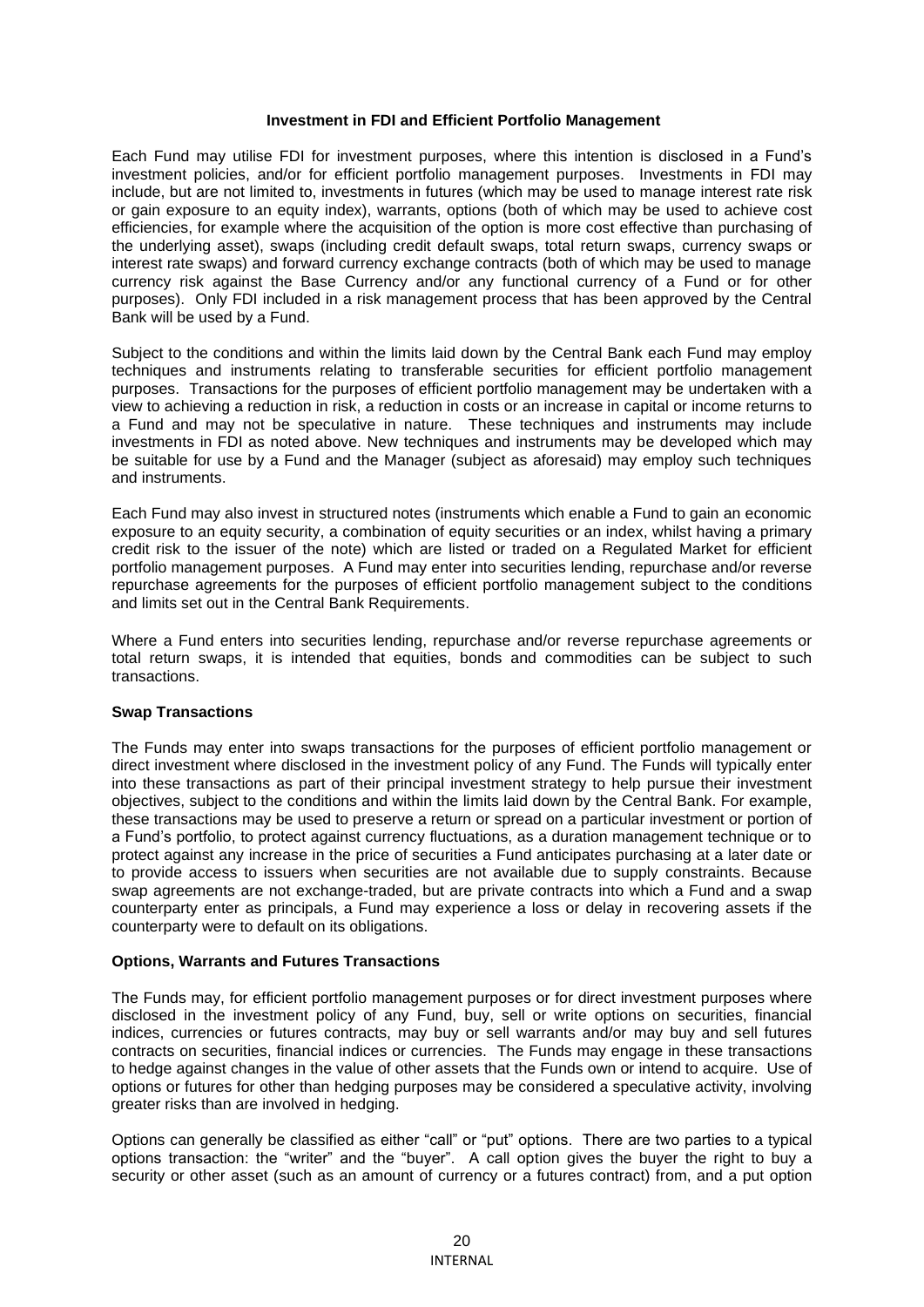**Investment in FDI and Efficient Portfolio Management**

Each Fund may utilise FDI for investment purposes, where this intention is disclosed in a Fund's investment policies, and/or for efficient portfolio management purposes. Investments in FDI may include, but are not limited to, investments in futures (which may be used to manage interest rate risk or gain exposure to an equity index), warrants, options (both of which may be used to achieve cost efficiencies, for example where the acquisition of the option is more cost effective than purchasing of the underlying asset), swaps (including credit default swaps, total return swaps, currency swaps or interest rate swaps) and forward currency exchange contracts (both of which may be used to manage currency risk against the Base Currency and/or any functional currency of a Fund or for other purposes). Only FDI included in a risk management process that has been approved by the Central Bank will be used by a Fund.

Subject to the conditions and within the limits laid down by the Central Bank each Fund may employ techniques and instruments relating to transferable securities for efficient portfolio management purposes. Transactions for the purposes of efficient portfolio management may be undertaken with a view to achieving a reduction in risk, a reduction in costs or an increase in capital or income returns to a Fund and may not be speculative in nature. These techniques and instruments may include investments in FDI as noted above. New techniques and instruments may be developed which may be suitable for use by a Fund and the Manager (subject as aforesaid) may employ such techniques and instruments.

Each Fund may also invest in structured notes (instruments which enable a Fund to gain an economic exposure to an equity security, a combination of equity securities or an index, whilst having a primary credit risk to the issuer of the note) which are listed or traded on a Regulated Market for efficient portfolio management purposes. A Fund may enter into securities lending, repurchase and/or reverse repurchase agreements for the purposes of efficient portfolio management subject to the conditions and limits set out in the Central Bank Requirements.

Where a Fund enters into securities lending, repurchase and/or reverse repurchase agreements or total return swaps, it is intended that equities, bonds and commodities can be subject to such transactions.

**Swap Transactions**

The Funds may enter into swaps transactions for the purposes of efficient portfolio management or direct investment where disclosed in the investment policy of any Fund. The Funds will typically enter into these transactions as part of their principal investment strategy to help pursue their investment objectives, subject to the conditions and within the limits laid down by the Central Bank. For example, these transactions may be used to preserve a return or spread on a particular investment or portion of a Fund's portfolio, to protect against currency fluctuations, as a duration management technique or to protect against any increase in the price of securities a Fund anticipates purchasing at a later date or to provide access to issuers when securities are not available due to supply constraints. Because swap agreements are not exchange-traded, but are private contracts into which a Fund and a swap counterparty enter as principals, a Fund may experience a loss or delay in recovering assets if the counterparty were to default on its obligations.

**Options, Warrants and Futures Transactions**

The Funds may, for efficient portfolio management purposes or for direct investment purposes where disclosed in the investment policy of any Fund, buy, sell or write options on securities, financial indices, currencies or futures contracts, may buy or sell warrants and/or may buy and sell futures contracts on securities, financial indices or currencies. The Funds may engage in these transactions to hedge against changes in the value of other assets that the Funds own or intend to acquire. Use of options or futures for other than hedging purposes may be considered a speculative activity, involving greater risks than are involved in hedging.

Options can generally be classified as either "call" or "put" options. There are two parties to a typical options transaction: the "writer" and the "buyer". A call option gives the buyer the right to buy a security or other asset (such as an amount of currency or a futures contract) from, and a put option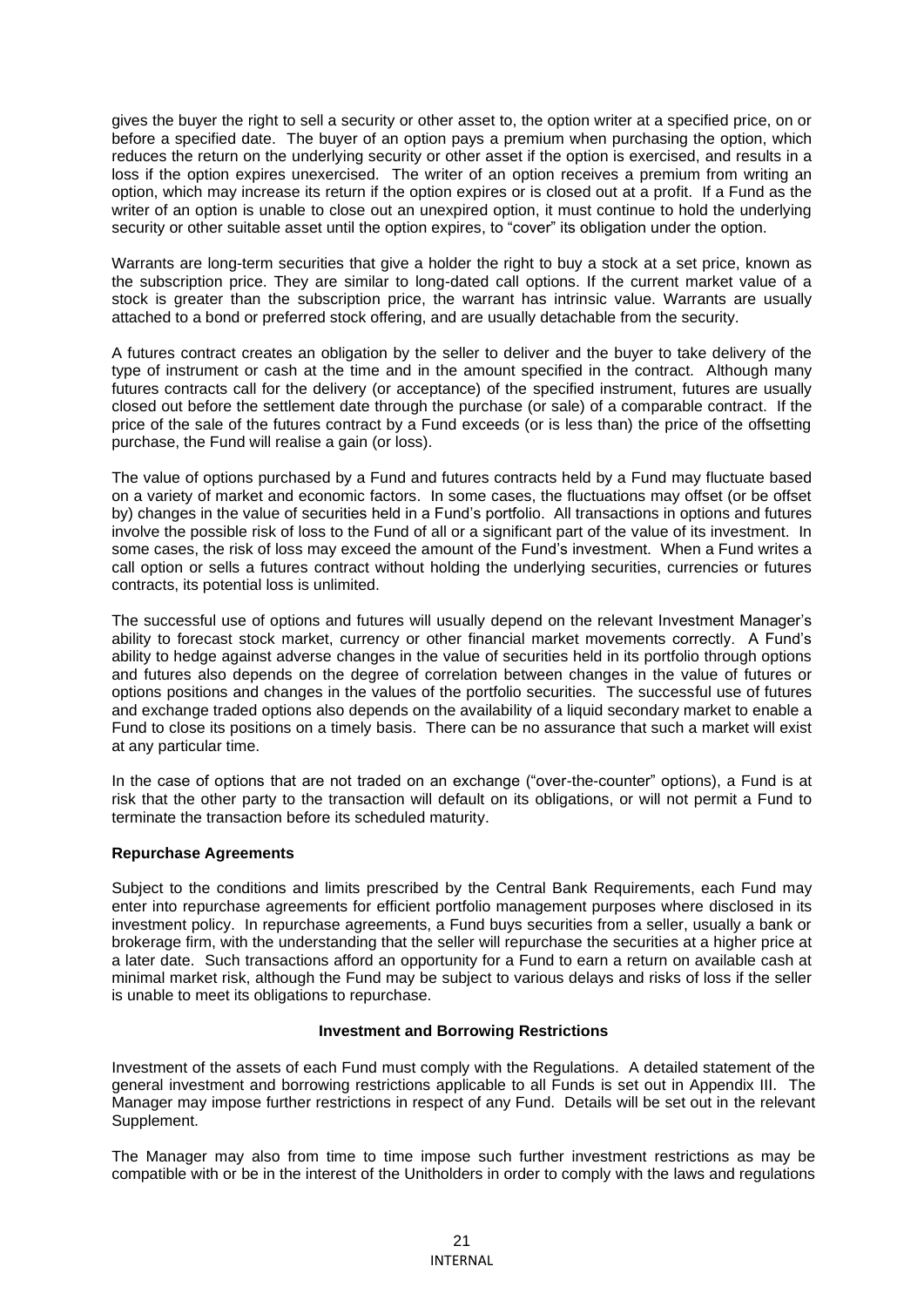gives the buyer the right to sell a security or other asset to, the option writer at a specified price, on or before a specified date. The buyer of an option pays a premium when purchasing the option, which reduces the return on the underlying security or other asset if the option is exercised, and results in a loss if the option expires unexercised. The writer of an option receives a premium from writing an option, which may increase its return if the option expires or is closed out at a profit. If a Fund as the writer of an option is unable to close out an unexpired option, it must continue to hold the underlying security or other suitable asset until the option expires, to "cover" its obligation under the option.

Warrants are long-term securities that give a holder the right to buy a stock at a set price, known as the subscription price. They are similar to long-dated call options. If the current market value of a stock is greater than the subscription price, the warrant has intrinsic value. Warrants are usually attached to a bond or preferred stock offering, and are usually detachable from the security.

A futures contract creates an obligation by the seller to deliver and the buyer to take delivery of the type of instrument or cash at the time and in the amount specified in the contract. Although many futures contracts call for the delivery (or acceptance) of the specified instrument, futures are usually closed out before the settlement date through the purchase (or sale) of a comparable contract. If the price of the sale of the futures contract by a Fund exceeds (or is less than) the price of the offsetting purchase, the Fund will realise a gain (or loss).

The value of options purchased by a Fund and futures contracts held by a Fund may fluctuate based on a variety of market and economic factors. In some cases, the fluctuations may offset (or be offset by) changes in the value of securities held in a Fund's portfolio. All transactions in options and futures involve the possible risk of loss to the Fund of all or a significant part of the value of its investment. In some cases, the risk of loss may exceed the amount of the Fund's investment. When a Fund writes a call option or sells a futures contract without holding the underlying securities, currencies or futures contracts, its potential loss is unlimited.

The successful use of options and futures will usually depend on the relevant Investment Manager's ability to forecast stock market, currency or other financial market movements correctly. A Fund's ability to hedge against adverse changes in the value of securities held in its portfolio through options and futures also depends on the degree of correlation between changes in the value of futures or options positions and changes in the values of the portfolio securities. The successful use of futures and exchange traded options also depends on the availability of a liquid secondary market to enable a Fund to close its positions on a timely basis. There can be no assurance that such a market will exist at any particular time.

In the case of options that are not traded on an exchange ("over-the-counter" options), a Fund is at risk that the other party to the transaction will default on its obligations, or will not permit a Fund to terminate the transaction before its scheduled maturity.

**Repurchase Agreements**

Subject to the conditions and limits prescribed by the Central Bank Requirements, each Fund may enter into repurchase agreements for efficient portfolio management purposes where disclosed in its investment policy. In repurchase agreements, a Fund buys securities from a seller, usually a bank or brokerage firm, with the understanding that the seller will repurchase the securities at a higher price at a later date. Such transactions afford an opportunity for a Fund to earn a return on available cash at minimal market risk, although the Fund may be subject to various delays and risks of loss if the seller is unable to meet its obligations to repurchase.

## Investment and Borrowing Restrictions

Investment of the assets of each Fund must comply with the Regulations. A detailed statement of the general investment and borrowing restrictions applicable to all Funds is set out in Appendix III. The Manager may impose further restrictions in respect of any Fund. Details will be set out in the relevant Supplement.

The Manager may also from time to time impose such further investment restrictions as may be compatible with or be in the interest of the Unitholders in order to comply with the laws and regulations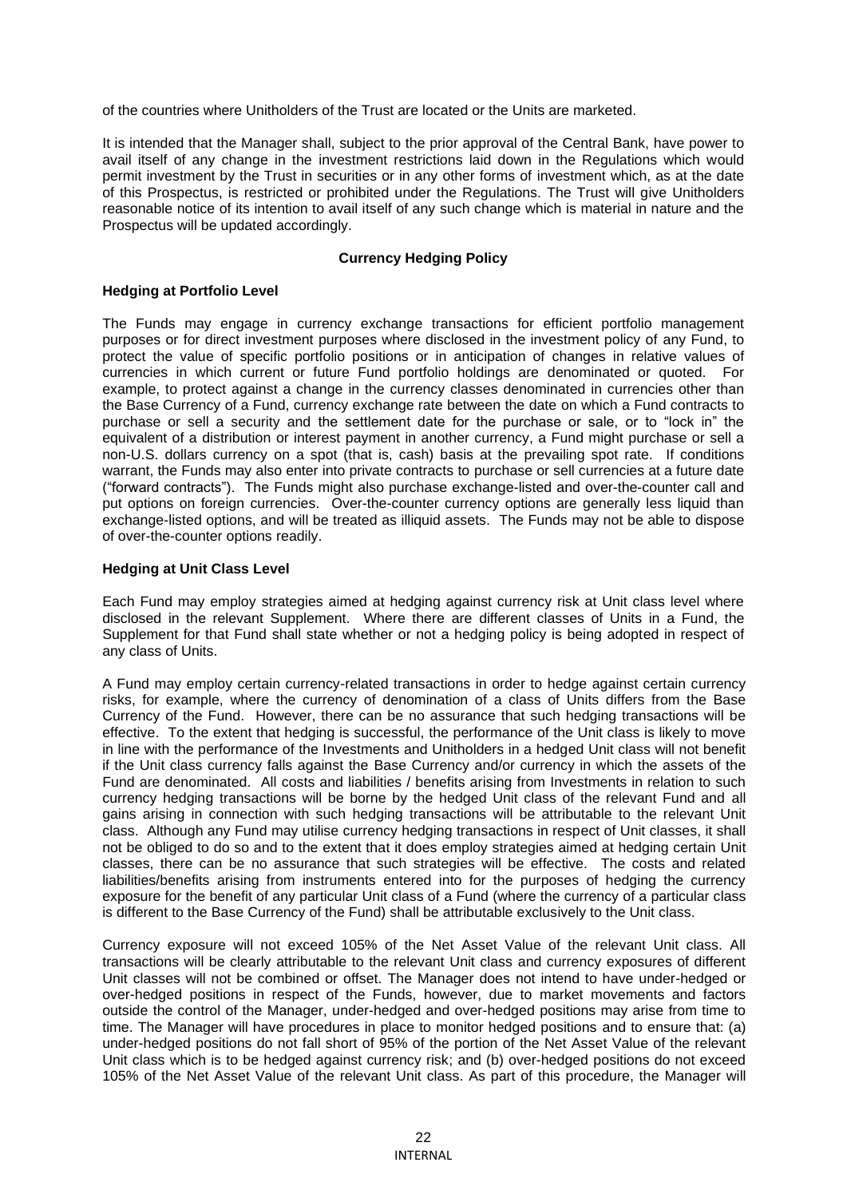of the countries where Unitholders of the Trust are located or the Units are marketed.

It is intended that the Manager shall, subject to the prior approval of the Central Bank, have power to avail itself of any change in the investment restrictions laid down in the Regulations which would permit investment by the Trust in securities or in any other forms of investment which, as at the date of this Prospectus, is restricted or prohibited under the Regulations. The Trust will give Unitholders reasonable notice of its intention to avail itself of any such change which is material in nature and the Prospectus will be updated accordingly.

## Currency Hedging Policy

### Hedging at Portfolio Level

The Funds may engage in currency exchange transactions for efficient portfolio management purposes or for direct investment purposes where disclosed in the investment policy of any Fund, to protect the value of specific portfolio positions or in anticipation of changes in relative values of currencies in which current or future Fund portfolio holdings are denominated or quoted. For example, to protect against a change in the currency classes denominated in currencies other than the Base Currency of a Fund, currency exchange rate between the date on which a Fund contracts to purchase or sell a security and the settlement date for the purchase or sale, or to "lock in" the equivalent of a distribution or interest payment in another currency, a Fund might purchase or sell a non-U.S. dollars currency on a spot (that is, cash) basis at the prevailing spot rate. If conditions warrant, the Funds may also enter into private contracts to purchase or sell currencies at a future date ("forward contracts"). The Funds might also purchase exchange-listed and over-the-counter call and put options on foreign currencies. Over-the-counter currency options are generally less liquid than exchange-listed options, and will be treated as illiquid assets. The Funds may not be able to dispose of over-the-counter options readily.

### Hedging at Unit Class Level

Each Fund may employ strategies aimed at hedging against currency risk at Unit class level where disclosed in the relevant Supplement. Where there are different classes of Units in a Fund, the Supplement for that Fund shall state whether or not a hedging policy is being adopted in respect of any class of Units.

A Fund may employ certain currency-related transactions in order to hedge against certain currency risks, for example, where the currency of denomination of a class of Units differs from the Base Currency of the Fund. However, there can be no assurance that such hedging transactions will be effective. To the extent that hedging is successful, the performance of the Unit class is likely to move in line with the performance of the Investments and Unitholders in a hedged Unit class will not benefit if the Unit class currency falls against the Base Currency and/or currency in which the assets of the Fund are denominated. All costs and liabilities / benefits arising from Investments in relation to such currency hedging transactions will be borne by the hedged Unit class of the relevant Fund and all gains arising in connection with such hedging transactions will be attributable to the relevant Unit class. Although any Fund may utilise currency hedging transactions in respect of Unit classes, it shall not be obliged to do so and to the extent that it does employ strategies aimed at hedging certain Unit classes, there can be no assurance that such strategies will be effective. The costs and related liabilities/benefits arising from instruments entered into for the purposes of hedging the currency exposure for the benefit of any particular Unit class of a Fund (where the currency of a particular class is different to the Base Currency of the Fund) shall be attributable exclusively to the Unit class.

Currency exposure will not exceed 105% of the Net Asset Value of the relevant Unit class. All transactions will be clearly attributable to the relevant Unit class and currency exposures of different Unit classes will not be combined or offset. The Manager does not intend to have under-hedged or over-hedged positions in respect of the Funds, however, due to market movements and factors outside the control of the Manager, under-hedged and over-hedged positions may arise from time to time. The Manager will have procedures in place to monitor hedged positions and to ensure that: (a) under-hedged positions do not fall short of 95% of the portion of the Net Asset Value of the relevant Unit class which is to be hedged against currency risk; and (b) over-hedged positions do not exceed 105% of the Net Asset Value of the relevant Unit class. As part of this procedure, the Manager will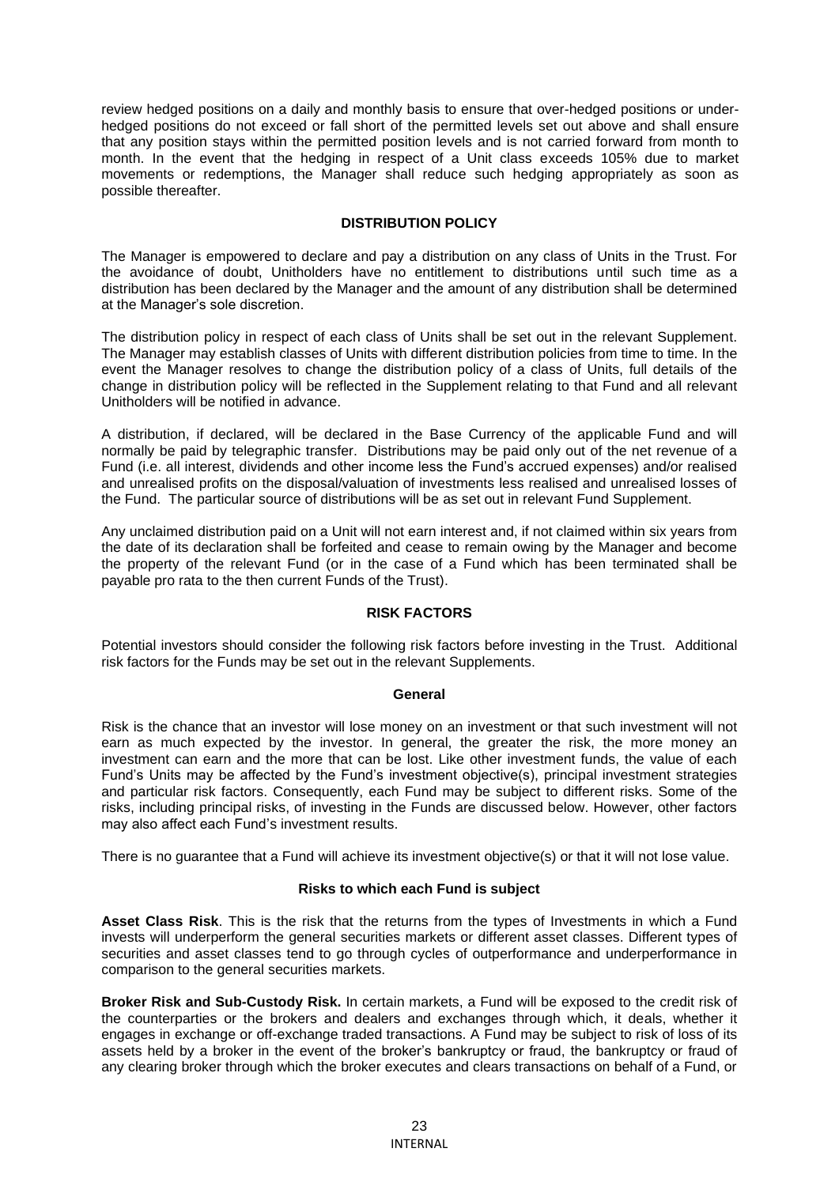review hedged positions on a daily and monthly basis to ensure that over-hedged positions or under-hedged positions do not exceed or fall short of the permitted levels set out above and shall ensure that any position stays within the permitted position levels and is not carried forward from month to month. In the event that the hedging in respect of a Unit class exceeds 105% due to market movements or redemptions, the Manager shall reduce such hedging appropriately as soon as possible thereafter.

## DISTRIBUTION POLICY

The Manager is empowered to declare and pay a distribution on any class of Units in the Trust. For the avoidance of doubt, Unitholders have no entitlement to distributions until such time as a distribution has been declared by the Manager and the amount of any distribution shall be determined at the Manager's sole discretion.

The distribution policy in respect of each class of Units shall be set out in the relevant Supplement. The Manager may establish classes of Units with different distribution policies from time to time. In the event the Manager resolves to change the distribution policy of a class of Units, full details of the change in distribution policy will be reflected in the Supplement relating to that Fund and all relevant Unitholders will be notified in advance.

A distribution, if declared, will be declared in the Base Currency of the applicable Fund and will normally be paid by telegraphic transfer. Distributions may be paid only out of the net revenue of a Fund (i.e. all interest, dividends and other income less the Fund's accrued expenses) and/or realised and unrealised profits on the disposal/valuation of investments less realised and unrealised losses of the Fund. The particular source of distributions will be as set out in relevant Fund Supplement.

Any unclaimed distribution paid on a Unit will not earn interest and, if not claimed within six years from the date of its declaration shall be forfeited and cease to remain owing by the Manager and become the property of the relevant Fund (or in the case of a Fund which has been terminated shall be payable pro rata to the then current Funds of the Trust).

## RISK FACTORS

Potential investors should consider the following risk factors before investing in the Trust. Additional risk factors for the Funds may be set out in the relevant Supplements.

### General

Risk is the chance that an investor will lose money on an investment or that such investment will not earn as much expected by the investor. In general, the greater the risk, the more money an investment can earn and the more that can be lost. Like other investment funds, the value of each Fund's Units may be affected by the Fund's investment objective(s), principal investment strategies and particular risk factors. Consequently, each Fund may be subject to different risks. Some of the risks, including principal risks, of investing in the Funds are discussed below. However, other factors may also affect each Fund's investment results.

There is no guarantee that a Fund will achieve its investment objective(s) or that it will not lose value.

### Risks to which each Fund is subject

**Asset Class Risk**. This is the risk that the returns from the types of Investments in which a Fund invests will underperform the general securities markets or different asset classes. Different types of securities and asset classes tend to go through cycles of outperformance and underperformance in comparison to the general securities markets.

**Broker Risk and Sub-Custody Risk.** In certain markets, a Fund will be exposed to the credit risk of the counterparties or the brokers and dealers and exchanges through which, it deals, whether it engages in exchange or off-exchange traded transactions. A Fund may be subject to risk of loss of its assets held by a broker in the event of the broker's bankruptcy or fraud, the bankruptcy or fraud of any clearing broker through which the broker executes and clears transactions on behalf of a Fund, or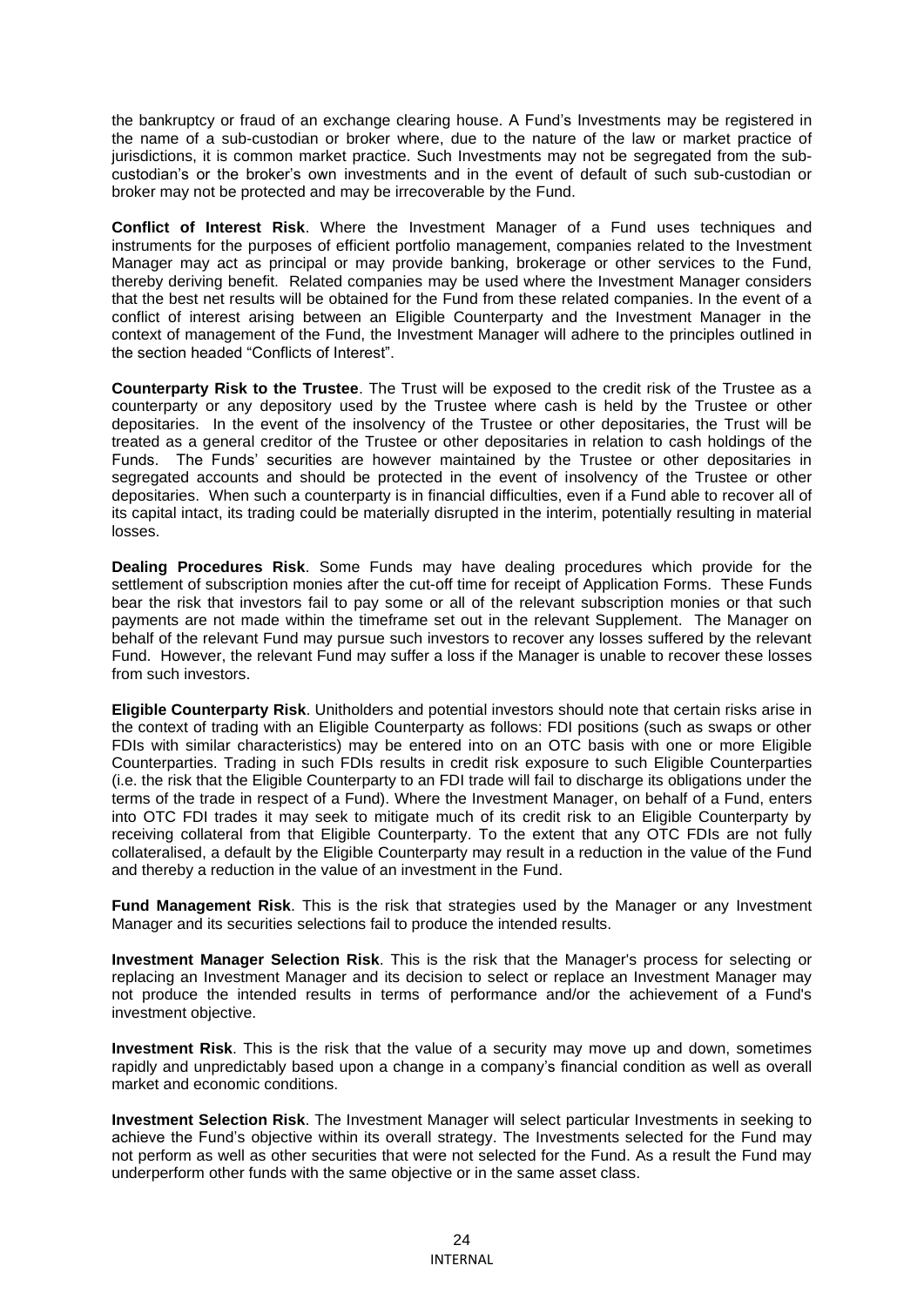the bankruptcy or fraud of an exchange clearing house. A Fund's Investments may be registered in the name of a sub-custodian or broker where, due to the nature of the law or market practice of jurisdictions, it is common market practice. Such Investments may not be segregated from the sub-custodian's or the broker's own investments and in the event of default of such sub-custodian or broker may not be protected and may be irrecoverable by the Fund.

**Conflict of Interest Risk**. Where the Investment Manager of a Fund uses techniques and instruments for the purposes of efficient portfolio management, companies related to the Investment Manager may act as principal or may provide banking, brokerage or other services to the Fund, thereby deriving benefit. Related companies may be used where the Investment Manager considers that the best net results will be obtained for the Fund from these related companies. In the event of a conflict of interest arising between an Eligible Counterparty and the Investment Manager in the context of management of the Fund, the Investment Manager will adhere to the principles outlined in the section headed "Conflicts of Interest".

**Counterparty Risk to the Trustee**. The Trust will be exposed to the credit risk of the Trustee as a counterparty or any depository used by the Trustee where cash is held by the Trustee or other depositaries. In the event of the insolvency of the Trustee or other depositaries, the Trust will be treated as a general creditor of the Trustee or other depositaries in relation to cash holdings of the Funds. The Funds' securities are however maintained by the Trustee or other depositaries in segregated accounts and should be protected in the event of insolvency of the Trustee or other depositaries. When such a counterparty is in financial difficulties, even if a Fund able to recover all of its capital intact, its trading could be materially disrupted in the interim, potentially resulting in material losses.

**Dealing Procedures Risk**. Some Funds may have dealing procedures which provide for the settlement of subscription monies after the cut-off time for receipt of Application Forms. These Funds bear the risk that investors fail to pay some or all of the relevant subscription monies or that such payments are not made within the timeframe set out in the relevant Supplement. The Manager on behalf of the relevant Fund may pursue such investors to recover any losses suffered by the relevant Fund. However, the relevant Fund may suffer a loss if the Manager is unable to recover these losses from such investors.

**Eligible Counterparty Risk**. Unitholders and potential investors should note that certain risks arise in the context of trading with an Eligible Counterparty as follows: FDI positions (such as swaps or other FDIs with similar characteristics) may be entered into on an OTC basis with one or more Eligible Counterparties. Trading in such FDIs results in credit risk exposure to such Eligible Counterparties (i.e. the risk that the Eligible Counterparty to an FDI trade will fail to discharge its obligations under the terms of the trade in respect of a Fund). Where the Investment Manager, on behalf of a Fund, enters into OTC FDI trades it may seek to mitigate much of its credit risk to an Eligible Counterparty by receiving collateral from that Eligible Counterparty. To the extent that any OTC FDIs are not fully collateralised, a default by the Eligible Counterparty may result in a reduction in the value of the Fund and thereby a reduction in the value of an investment in the Fund.

**Fund Management Risk**. This is the risk that strategies used by the Manager or any Investment Manager and its securities selections fail to produce the intended results.

**Investment Manager Selection Risk**. This is the risk that the Manager's process for selecting or replacing an Investment Manager and its decision to select or replace an Investment Manager may not produce the intended results in terms of performance and/or the achievement of a Fund's investment objective.

**Investment Risk**. This is the risk that the value of a security may move up and down, sometimes rapidly and unpredictably based upon a change in a company's financial condition as well as overall market and economic conditions.

**Investment Selection Risk**. The Investment Manager will select particular Investments in seeking to achieve the Fund's objective within its overall strategy. The Investments selected for the Fund may not perform as well as other securities that were not selected for the Fund. As a result the Fund may underperform other funds with the same objective or in the same asset class.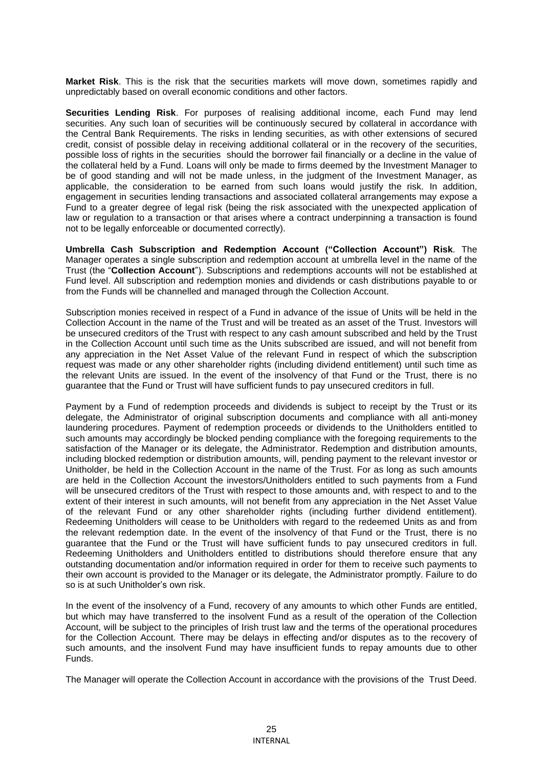**Market Risk**. This is the risk that the securities markets will move down, sometimes rapidly and unpredictably based on overall economic conditions and other factors.

**Securities Lending Risk**. For purposes of realising additional income, each Fund may lend securities. Any such loan of securities will be continuously secured by collateral in accordance with the Central Bank Requirements. The risks in lending securities, as with other extensions of secured credit, consist of possible delay in receiving additional collateral or in the recovery of the securities, possible loss of rights in the securities should the borrower fail financially or a decline in the value of the collateral held by a Fund. Loans will only be made to firms deemed by the Investment Manager to be of good standing and will not be made unless, in the judgment of the Investment Manager, as applicable, the consideration to be earned from such loans would justify the risk. In addition, engagement in securities lending transactions and associated collateral arrangements may expose a Fund to a greater degree of legal risk (being the risk associated with the unexpected application of law or regulation to a transaction or that arises where a contract underpinning a transaction is found not to be legally enforceable or documented correctly).

**Umbrella Cash Subscription and Redemption Account ("Collection Account") Risk**. The Manager operates a single subscription and redemption account at umbrella level in the name of the Trust (the "**Collection Account**"). Subscriptions and redemptions accounts will not be established at Fund level. All subscription and redemption monies and dividends or cash distributions payable to or from the Funds will be channelled and managed through the Collection Account.

Subscription monies received in respect of a Fund in advance of the issue of Units will be held in the Collection Account in the name of the Trust and will be treated as an asset of the Trust. Investors will be unsecured creditors of the Trust with respect to any cash amount subscribed and held by the Trust in the Collection Account until such time as the Units subscribed are issued, and will not benefit from any appreciation in the Net Asset Value of the relevant Fund in respect of which the subscription request was made or any other shareholder rights (including dividend entitlement) until such time as the relevant Units are issued. In the event of the insolvency of that Fund or the Trust, there is no guarantee that the Fund or Trust will have sufficient funds to pay unsecured creditors in full.

Payment by a Fund of redemption proceeds and dividends is subject to receipt by the Trust or its delegate, the Administrator of original subscription documents and compliance with all anti-money laundering procedures. Payment of redemption proceeds or dividends to the Unitholders entitled to such amounts may accordingly be blocked pending compliance with the foregoing requirements to the satisfaction of the Manager or its delegate, the Administrator. Redemption and distribution amounts, including blocked redemption or distribution amounts, will, pending payment to the relevant investor or Unitholder, be held in the Collection Account in the name of the Trust. For as long as such amounts are held in the Collection Account the investors/Unitholders entitled to such payments from a Fund will be unsecured creditors of the Trust with respect to those amounts and, with respect to and to the extent of their interest in such amounts, will not benefit from any appreciation in the Net Asset Value of the relevant Fund or any other shareholder rights (including further dividend entitlement). Redeeming Unitholders will cease to be Unitholders with regard to the redeemed Units as and from the relevant redemption date. In the event of the insolvency of that Fund or the Trust, there is no guarantee that the Fund or the Trust will have sufficient funds to pay unsecured creditors in full. Redeeming Unitholders and Unitholders entitled to distributions should therefore ensure that any outstanding documentation and/or information required in order for them to receive such payments to their own account is provided to the Manager or its delegate, the Administrator promptly. Failure to do so is at such Unitholder's own risk.

In the event of the insolvency of a Fund, recovery of any amounts to which other Funds are entitled, but which may have transferred to the insolvent Fund as a result of the operation of the Collection Account, will be subject to the principles of Irish trust law and the terms of the operational procedures for the Collection Account. There may be delays in effecting and/or disputes as to the recovery of such amounts, and the insolvent Fund may have insufficient funds to repay amounts due to other Funds.

The Manager will operate the Collection Account in accordance with the provisions of the Trust Deed.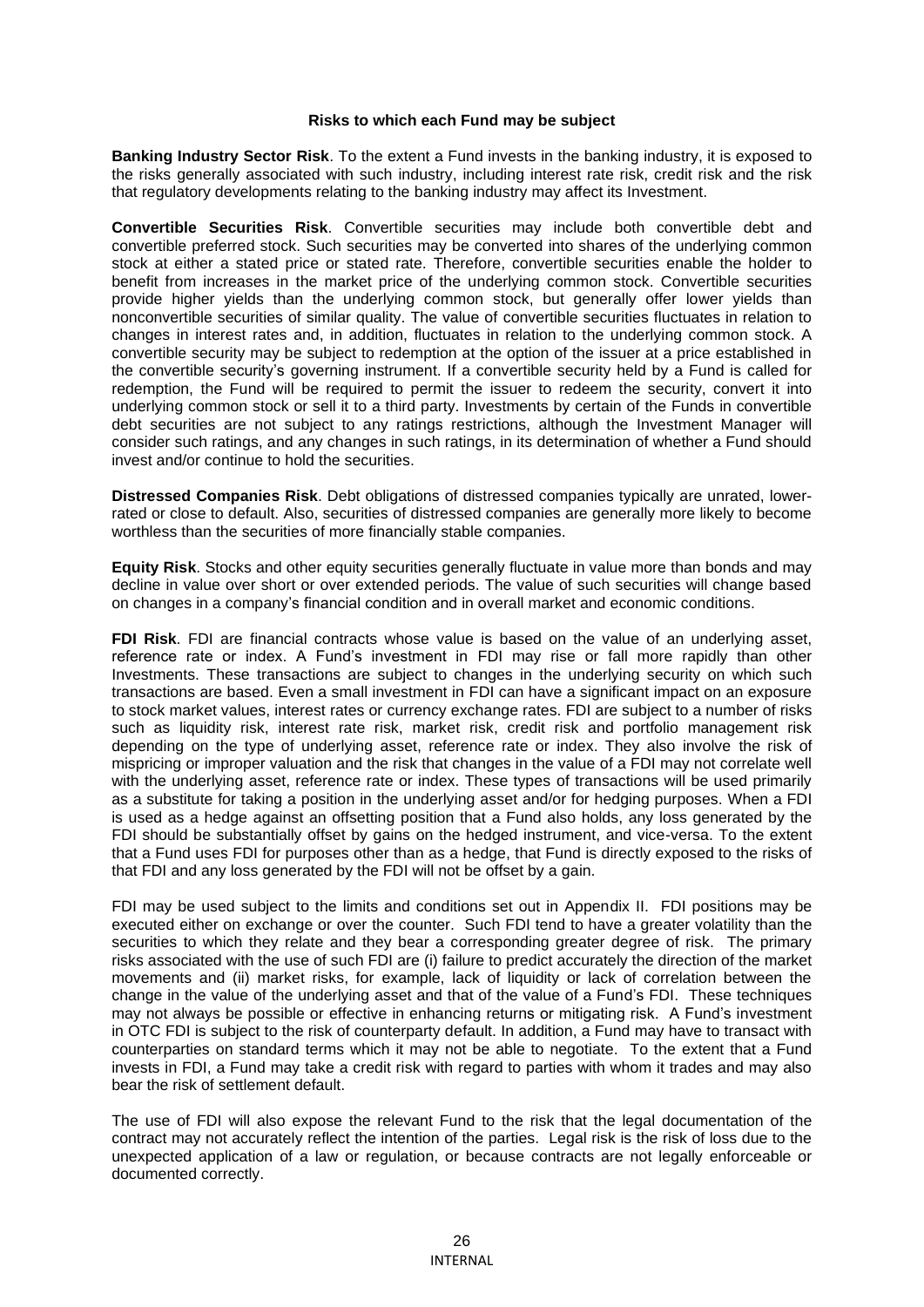**Risks to which each Fund may be subject**

**Banking Industry Sector Risk**. To the extent a Fund invests in the banking industry, it is exposed to the risks generally associated with such industry, including interest rate risk, credit risk and the risk that regulatory developments relating to the banking industry may affect its Investment.

**Convertible Securities Risk**. Convertible securities may include both convertible debt and convertible preferred stock. Such securities may be converted into shares of the underlying common stock at either a stated price or stated rate. Therefore, convertible securities enable the holder to benefit from increases in the market price of the underlying common stock. Convertible securities provide higher yields than the underlying common stock, but generally offer lower yields than nonconvertible securities of similar quality. The value of convertible securities fluctuates in relation to changes in interest rates and, in addition, fluctuates in relation to the underlying common stock. A convertible security may be subject to redemption at the option of the issuer at a price established in the convertible security's governing instrument. If a convertible security held by a Fund is called for redemption, the Fund will be required to permit the issuer to redeem the security, convert it into underlying common stock or sell it to a third party. Investments by certain of the Funds in convertible debt securities are not subject to any ratings restrictions, although the Investment Manager will consider such ratings, and any changes in such ratings, in its determination of whether a Fund should invest and/or continue to hold the securities.

**Distressed Companies Risk**. Debt obligations of distressed companies typically are unrated, lower-rated or close to default. Also, securities of distressed companies are generally more likely to become worthless than the securities of more financially stable companies.

**Equity Risk**. Stocks and other equity securities generally fluctuate in value more than bonds and may decline in value over short or over extended periods. The value of such securities will change based on changes in a company's financial condition and in overall market and economic conditions.

**FDI Risk**. FDI are financial contracts whose value is based on the value of an underlying asset, reference rate or index. A Fund's investment in FDI may rise or fall more rapidly than other Investments. These transactions are subject to changes in the underlying security on which such transactions are based. Even a small investment in FDI can have a significant impact on an exposure to stock market values, interest rates or currency exchange rates. FDI are subject to a number of risks such as liquidity risk, interest rate risk, market risk, credit risk and portfolio management risk depending on the type of underlying asset, reference rate or index. They also involve the risk of mispricing or improper valuation and the risk that changes in the value of a FDI may not correlate well with the underlying asset, reference rate or index. These types of transactions will be used primarily as a substitute for taking a position in the underlying asset and/or for hedging purposes. When a FDI is used as a hedge against an offsetting position that a Fund also holds, any loss generated by the FDI should be substantially offset by gains on the hedged instrument, and vice-versa. To the extent that a Fund uses FDI for purposes other than as a hedge, that Fund is directly exposed to the risks of that FDI and any loss generated by the FDI will not be offset by a gain.

FDI may be used subject to the limits and conditions set out in Appendix II. FDI positions may be executed either on exchange or over the counter. Such FDI tend to have a greater volatility than the securities to which they relate and they bear a corresponding greater degree of risk. The primary risks associated with the use of such FDI are (i) failure to predict accurately the direction of the market movements and (ii) market risks, for example, lack of liquidity or lack of correlation between the change in the value of the underlying asset and that of the value of a Fund's FDI. These techniques may not always be possible or effective in enhancing returns or mitigating risk. A Fund's investment in OTC FDI is subject to the risk of counterparty default. In addition, a Fund may have to transact with counterparties on standard terms which it may not be able to negotiate. To the extent that a Fund invests in FDI, a Fund may take a credit risk with regard to parties with whom it trades and may also bear the risk of settlement default.

The use of FDI will also expose the relevant Fund to the risk that the legal documentation of the contract may not accurately reflect the intention of the parties. Legal risk is the risk of loss due to the unexpected application of a law or regulation, or because contracts are not legally enforceable or documented correctly.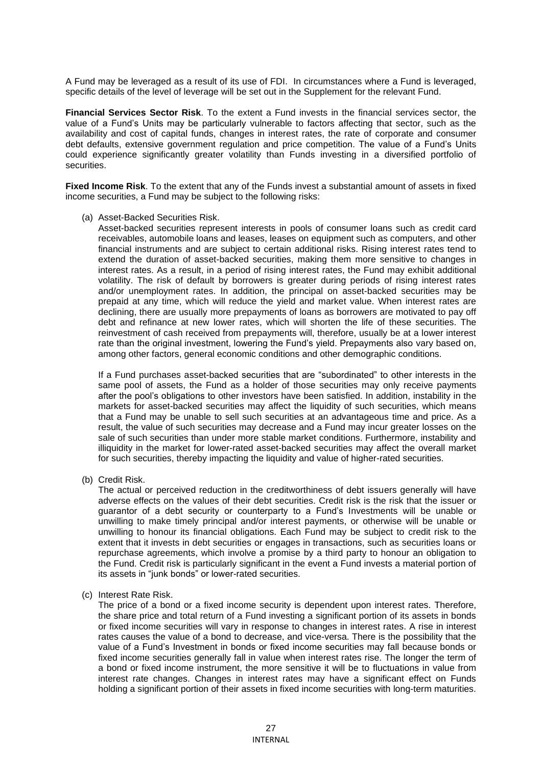A Fund may be leveraged as a result of its use of FDI. In circumstances where a Fund is leveraged, specific details of the level of leverage will be set out in the Supplement for the relevant Fund.

**Financial Services Sector Risk**. To the extent a Fund invests in the financial services sector, the value of a Fund's Units may be particularly vulnerable to factors affecting that sector, such as the availability and cost of capital funds, changes in interest rates, the rate of corporate and consumer debt defaults, extensive government regulation and price competition. The value of a Fund's Units could experience significantly greater volatility than Funds investing in a diversified portfolio of securities.

**Fixed Income Risk**. To the extent that any of the Funds invest a substantial amount of assets in fixed income securities, a Fund may be subject to the following risks:

(a) Asset-Backed Securities Risk.
Asset-backed securities represent interests in pools of consumer loans such as credit card receivables, automobile loans and leases, leases on equipment such as computers, and other financial instruments and are subject to certain additional risks. Rising interest rates tend to extend the duration of asset-backed securities, making them more sensitive to changes in interest rates. As a result, in a period of rising interest rates, the Fund may exhibit additional volatility. The risk of default by borrowers is greater during periods of rising interest rates and/or unemployment rates. In addition, the principal on asset-backed securities may be prepaid at any time, which will reduce the yield and market value. When interest rates are declining, there are usually more prepayments of loans as borrowers are motivated to pay off debt and refinance at new lower rates, which will shorten the life of these securities. The reinvestment of cash received from prepayments will, therefore, usually be at a lower interest rate than the original investment, lowering the Fund's yield. Prepayments also vary based on, among other factors, general economic conditions and other demographic conditions.

If a Fund purchases asset-backed securities that are "subordinated" to other interests in the same pool of assets, the Fund as a holder of those securities may only receive payments after the pool's obligations to other investors have been satisfied. In addition, instability in the markets for asset-backed securities may affect the liquidity of such securities, which means that a Fund may be unable to sell such securities at an advantageous time and price. As a result, the value of such securities may decrease and a Fund may incur greater losses on the sale of such securities than under more stable market conditions. Furthermore, instability and illiquidity in the market for lower-rated asset-backed securities may affect the overall market for such securities, thereby impacting the liquidity and value of higher-rated securities.

(b) Credit Risk.
The actual or perceived reduction in the creditworthiness of debt issuers generally will have adverse effects on the values of their debt securities. Credit risk is the risk that the issuer or guarantor of a debt security or counterparty to a Fund's Investments will be unable or unwilling to make timely principal and/or interest payments, or otherwise will be unable or unwilling to honour its financial obligations. Each Fund may be subject to credit risk to the extent that it invests in debt securities or engages in transactions, such as securities loans or repurchase agreements, which involve a promise by a third party to honour an obligation to the Fund. Credit risk is particularly significant in the event a Fund invests a material portion of its assets in "junk bonds" or lower-rated securities.

(c) Interest Rate Risk.
The price of a bond or a fixed income security is dependent upon interest rates. Therefore, the share price and total return of a Fund investing a significant portion of its assets in bonds or fixed income securities will vary in response to changes in interest rates. A rise in interest rates causes the value of a bond to decrease, and vice-versa. There is the possibility that the value of a Fund's Investment in bonds or fixed income securities may fall because bonds or fixed income securities generally fall in value when interest rates rise. The longer the term of a bond or fixed income instrument, the more sensitive it will be to fluctuations in value from interest rate changes. Changes in interest rates may have a significant effect on Funds holding a significant portion of their assets in fixed income securities with long-term maturities.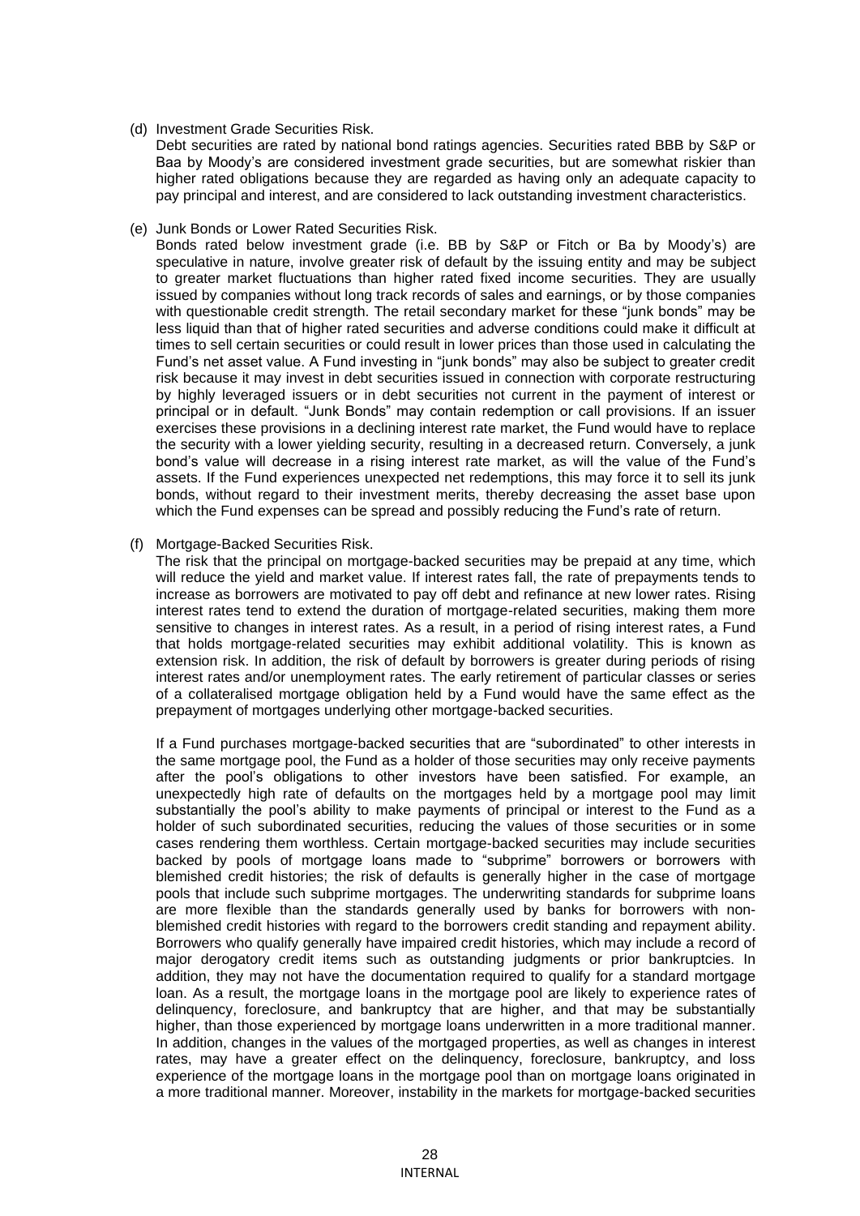(d) Investment Grade Securities Risk.

Debt securities are rated by national bond ratings agencies. Securities rated BBB by S&P or Baa by Moody's are considered investment grade securities, but are somewhat riskier than higher rated obligations because they are regarded as having only an adequate capacity to pay principal and interest, and are considered to lack outstanding investment characteristics.

(e) Junk Bonds or Lower Rated Securities Risk.

Bonds rated below investment grade (i.e. BB by S&P or Fitch or Ba by Moody's) are speculative in nature, involve greater risk of default by the issuing entity and may be subject to greater market fluctuations than higher rated fixed income securities. They are usually issued by companies without long track records of sales and earnings, or by those companies with questionable credit strength. The retail secondary market for these "junk bonds" may be less liquid than that of higher rated securities and adverse conditions could make it difficult at times to sell certain securities or could result in lower prices than those used in calculating the Fund's net asset value. A Fund investing in "junk bonds" may also be subject to greater credit risk because it may invest in debt securities issued in connection with corporate restructuring by highly leveraged issuers or in debt securities not current in the payment of interest or principal or in default. "Junk Bonds" may contain redemption or call provisions. If an issuer exercises these provisions in a declining interest rate market, the Fund would have to replace the security with a lower yielding security, resulting in a decreased return. Conversely, a junk bond's value will decrease in a rising interest rate market, as will the value of the Fund's assets. If the Fund experiences unexpected net redemptions, this may force it to sell its junk bonds, without regard to their investment merits, thereby decreasing the asset base upon which the Fund expenses can be spread and possibly reducing the Fund's rate of return.

(f) Mortgage-Backed Securities Risk.

The risk that the principal on mortgage-backed securities may be prepaid at any time, which will reduce the yield and market value. If interest rates fall, the rate of prepayments tends to increase as borrowers are motivated to pay off debt and refinance at new lower rates. Rising interest rates tend to extend the duration of mortgage-related securities, making them more sensitive to changes in interest rates. As a result, in a period of rising interest rates, a Fund that holds mortgage-related securities may exhibit additional volatility. This is known as extension risk. In addition, the risk of default by borrowers is greater during periods of rising interest rates and/or unemployment rates. The early retirement of particular classes or series of a collateralised mortgage obligation held by a Fund would have the same effect as the prepayment of mortgages underlying other mortgage-backed securities.

If a Fund purchases mortgage-backed securities that are "subordinated" to other interests in the same mortgage pool, the Fund as a holder of those securities may only receive payments after the pool's obligations to other investors have been satisfied. For example, an unexpectedly high rate of defaults on the mortgages held by a mortgage pool may limit substantially the pool's ability to make payments of principal or interest to the Fund as a holder of such subordinated securities, reducing the values of those securities or in some cases rendering them worthless. Certain mortgage-backed securities may include securities backed by pools of mortgage loans made to "subprime" borrowers or borrowers with blemished credit histories; the risk of defaults is generally higher in the case of mortgage pools that include such subprime mortgages. The underwriting standards for subprime loans are more flexible than the standards generally used by banks for borrowers with non-blemished credit histories with regard to the borrowers credit standing and repayment ability. Borrowers who qualify generally have impaired credit histories, which may include a record of major derogatory credit items such as outstanding judgments or prior bankruptcies. In addition, they may not have the documentation required to qualify for a standard mortgage loan. As a result, the mortgage loans in the mortgage pool are likely to experience rates of delinquency, foreclosure, and bankruptcy that are higher, and that may be substantially higher, than those experienced by mortgage loans underwritten in a more traditional manner. In addition, changes in the values of the mortgaged properties, as well as changes in interest rates, may have a greater effect on the delinquency, foreclosure, bankruptcy, and loss experience of the mortgage loans in the mortgage pool than on mortgage loans originated in a more traditional manner. Moreover, instability in the markets for mortgage-backed securities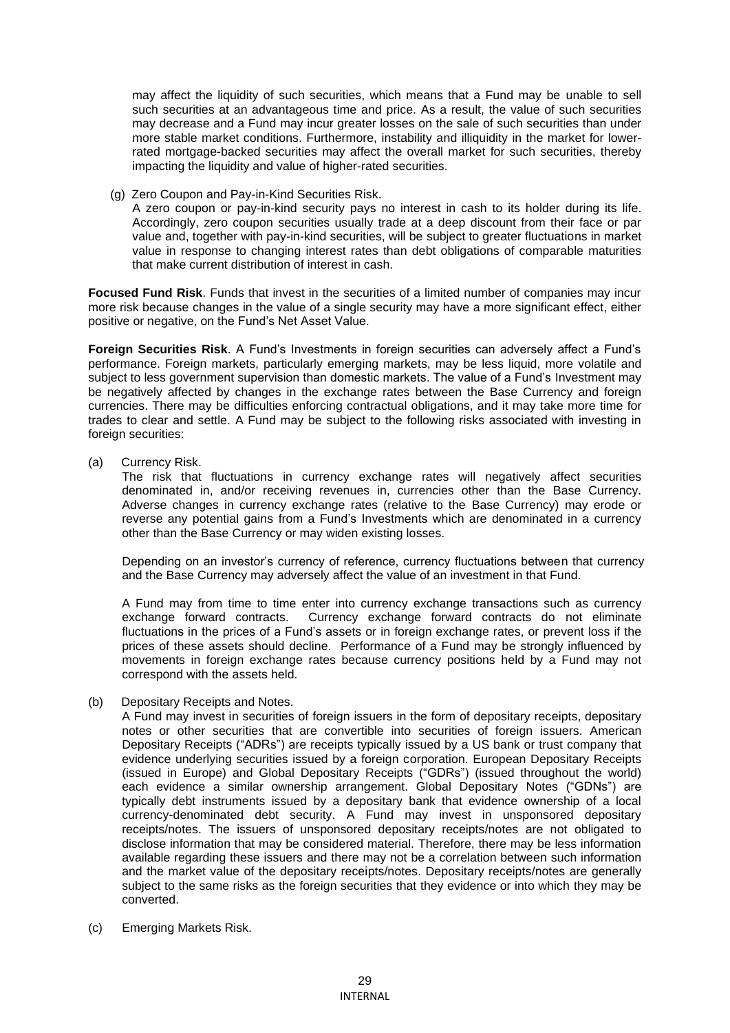may affect the liquidity of such securities, which means that a Fund may be unable to sell such securities at an advantageous time and price. As a result, the value of such securities may decrease and a Fund may incur greater losses on the sale of such securities than under more stable market conditions. Furthermore, instability and illiquidity in the market for lower-rated mortgage-backed securities may affect the overall market for such securities, thereby impacting the liquidity and value of higher-rated securities.

(g) Zero Coupon and Pay-in-Kind Securities Risk.

A zero coupon or pay-in-kind security pays no interest in cash to its holder during its life. Accordingly, zero coupon securities usually trade at a deep discount from their face or par value and, together with pay-in-kind securities, will be subject to greater fluctuations in market value in response to changing interest rates than debt obligations of comparable maturities that make current distribution of interest in cash.

**Focused Fund Risk**. Funds that invest in the securities of a limited number of companies may incur more risk because changes in the value of a single security may have a more significant effect, either positive or negative, on the Fund's Net Asset Value.

**Foreign Securities Risk**. A Fund's Investments in foreign securities can adversely affect a Fund's performance. Foreign markets, particularly emerging markets, may be less liquid, more volatile and subject to less government supervision than domestic markets. The value of a Fund's Investment may be negatively affected by changes in the exchange rates between the Base Currency and foreign currencies. There may be difficulties enforcing contractual obligations, and it may take more time for trades to clear and settle. A Fund may be subject to the following risks associated with investing in foreign securities:

(a) Currency Risk.

The risk that fluctuations in currency exchange rates will negatively affect securities denominated in, and/or receiving revenues in, currencies other than the Base Currency. Adverse changes in currency exchange rates (relative to the Base Currency) may erode or reverse any potential gains from a Fund's Investments which are denominated in a currency other than the Base Currency or may widen existing losses.

Depending on an investor's currency of reference, currency fluctuations between that currency and the Base Currency may adversely affect the value of an investment in that Fund.

A Fund may from time to time enter into currency exchange transactions such as currency exchange forward contracts. Currency exchange forward contracts do not eliminate fluctuations in the prices of a Fund's assets or in foreign exchange rates, or prevent loss if the prices of these assets should decline. Performance of a Fund may be strongly influenced by movements in foreign exchange rates because currency positions held by a Fund may not correspond with the assets held.

(b) Depositary Receipts and Notes.

A Fund may invest in securities of foreign issuers in the form of depositary receipts, depositary notes or other securities that are convertible into securities of foreign issuers. American Depositary Receipts ("ADRs") are receipts typically issued by a US bank or trust company that evidence underlying securities issued by a foreign corporation. European Depositary Receipts (issued in Europe) and Global Depositary Receipts ("GDRs") (issued throughout the world) each evidence a similar ownership arrangement. Global Depositary Notes ("GDNs") are typically debt instruments issued by a depositary bank that evidence ownership of a local currency-denominated debt security. A Fund may invest in unsponsored depositary receipts/notes. The issuers of unsponsored depositary receipts/notes are not obligated to disclose information that may be considered material. Therefore, there may be less information available regarding these issuers and there may not be a correlation between such information and the market value of the depositary receipts/notes. Depositary receipts/notes are generally subject to the same risks as the foreign securities that they evidence or into which they may be converted.

(c) Emerging Markets Risk.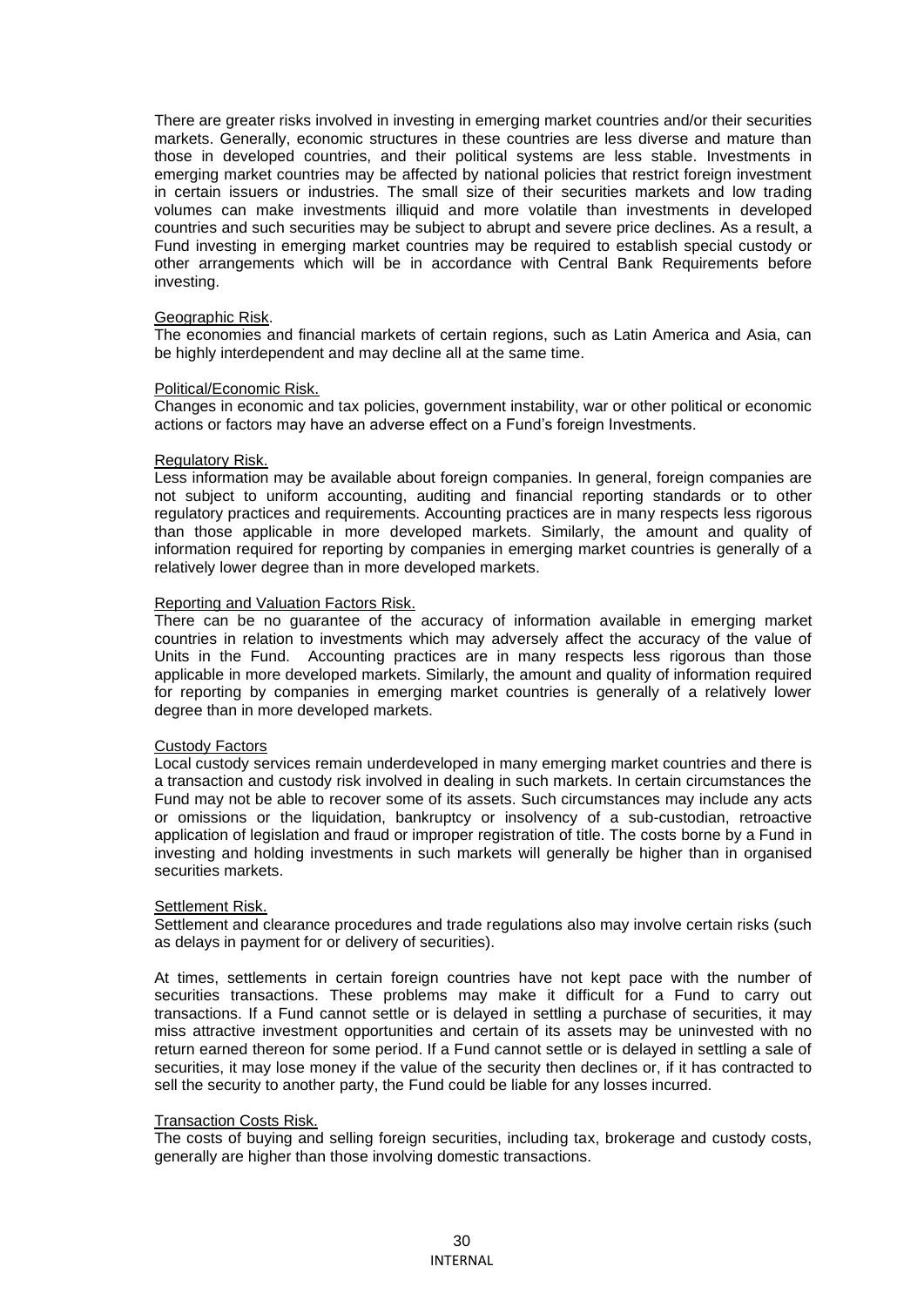There are greater risks involved in investing in emerging market countries and/or their securities markets. Generally, economic structures in these countries are less diverse and mature than those in developed countries, and their political systems are less stable. Investments in emerging market countries may be affected by national policies that restrict foreign investment in certain issuers or industries. The small size of their securities markets and low trading volumes can make investments illiquid and more volatile than investments in developed countries and such securities may be subject to abrupt and severe price declines. As a result, a Fund investing in emerging market countries may be required to establish special custody or other arrangements which will be in accordance with Central Bank Requirements before investing.

Geographic Risk.

The economies and financial markets of certain regions, such as Latin America and Asia, can be highly interdependent and may decline all at the same time.

Political/Economic Risk.

Changes in economic and tax policies, government instability, war or other political or economic actions or factors may have an adverse effect on a Fund's foreign Investments.

Regulatory Risk.

Less information may be available about foreign companies. In general, foreign companies are not subject to uniform accounting, auditing and financial reporting standards or to other regulatory practices and requirements. Accounting practices are in many respects less rigorous than those applicable in more developed markets. Similarly, the amount and quality of information required for reporting by companies in emerging market countries is generally of a relatively lower degree than in more developed markets.

Reporting and Valuation Factors Risk.

There can be no guarantee of the accuracy of information available in emerging market countries in relation to investments which may adversely affect the accuracy of the value of Units in the Fund. Accounting practices are in many respects less rigorous than those applicable in more developed markets. Similarly, the amount and quality of information required for reporting by companies in emerging market countries is generally of a relatively lower degree than in more developed markets.

Custody Factors

Local custody services remain underdeveloped in many emerging market countries and there is a transaction and custody risk involved in dealing in such markets. In certain circumstances the Fund may not be able to recover some of its assets. Such circumstances may include any acts or omissions or the liquidation, bankruptcy or insolvency of a sub-custodian, retroactive application of legislation and fraud or improper registration of title. The costs borne by a Fund in investing and holding investments in such markets will generally be higher than in organised securities markets.

Settlement Risk.

Settlement and clearance procedures and trade regulations also may involve certain risks (such as delays in payment for or delivery of securities).

At times, settlements in certain foreign countries have not kept pace with the number of securities transactions. These problems may make it difficult for a Fund to carry out transactions. If a Fund cannot settle or is delayed in settling a purchase of securities, it may miss attractive investment opportunities and certain of its assets may be uninvested with no return earned thereon for some period. If a Fund cannot settle or is delayed in settling a sale of securities, it may lose money if the value of the security then declines or, if it has contracted to sell the security to another party, the Fund could be liable for any losses incurred.

Transaction Costs Risk.

The costs of buying and selling foreign securities, including tax, brokerage and custody costs, generally are higher than those involving domestic transactions.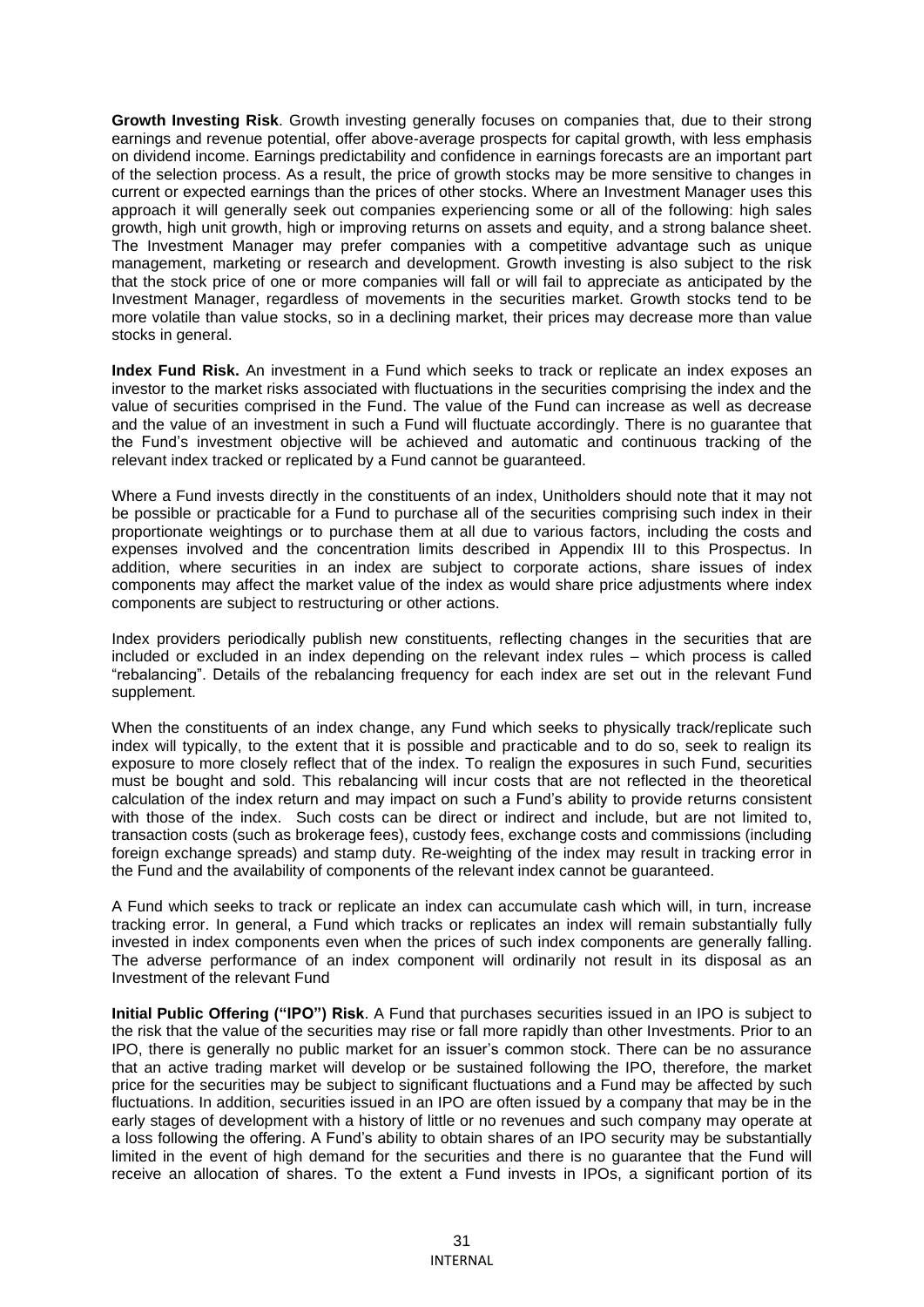**Growth Investing Risk**. Growth investing generally focuses on companies that, due to their strong earnings and revenue potential, offer above-average prospects for capital growth, with less emphasis on dividend income. Earnings predictability and confidence in earnings forecasts are an important part of the selection process. As a result, the price of growth stocks may be more sensitive to changes in current or expected earnings than the prices of other stocks. Where an Investment Manager uses this approach it will generally seek out companies experiencing some or all of the following: high sales growth, high unit growth, high or improving returns on assets and equity, and a strong balance sheet. The Investment Manager may prefer companies with a competitive advantage such as unique management, marketing or research and development. Growth investing is also subject to the risk that the stock price of one or more companies will fall or will fail to appreciate as anticipated by the Investment Manager, regardless of movements in the securities market. Growth stocks tend to be more volatile than value stocks, so in a declining market, their prices may decrease more than value stocks in general.

**Index Fund Risk.** An investment in a Fund which seeks to track or replicate an index exposes an investor to the market risks associated with fluctuations in the securities comprising the index and the value of securities comprised in the Fund. The value of the Fund can increase as well as decrease and the value of an investment in such a Fund will fluctuate accordingly. There is no guarantee that the Fund's investment objective will be achieved and automatic and continuous tracking of the relevant index tracked or replicated by a Fund cannot be guaranteed.

Where a Fund invests directly in the constituents of an index, Unitholders should note that it may not be possible or practicable for a Fund to purchase all of the securities comprising such index in their proportionate weightings or to purchase them at all due to various factors, including the costs and expenses involved and the concentration limits described in Appendix III to this Prospectus. In addition, where securities in an index are subject to corporate actions, share issues of index components may affect the market value of the index as would share price adjustments where index components are subject to restructuring or other actions.

Index providers periodically publish new constituents, reflecting changes in the securities that are included or excluded in an index depending on the relevant index rules – which process is called "rebalancing". Details of the rebalancing frequency for each index are set out in the relevant Fund supplement.

When the constituents of an index change, any Fund which seeks to physically track/replicate such index will typically, to the extent that it is possible and practicable and to do so, seek to realign its exposure to more closely reflect that of the index. To realign the exposures in such Fund, securities must be bought and sold. This rebalancing will incur costs that are not reflected in the theoretical calculation of the index return and may impact on such a Fund's ability to provide returns consistent with those of the index. Such costs can be direct or indirect and include, but are not limited to, transaction costs (such as brokerage fees), custody fees, exchange costs and commissions (including foreign exchange spreads) and stamp duty. Re-weighting of the index may result in tracking error in the Fund and the availability of components of the relevant index cannot be guaranteed.

A Fund which seeks to track or replicate an index can accumulate cash which will, in turn, increase tracking error. In general, a Fund which tracks or replicates an index will remain substantially fully invested in index components even when the prices of such index components are generally falling. The adverse performance of an index component will ordinarily not result in its disposal as an Investment of the relevant Fund

**Initial Public Offering ("IPO") Risk**. A Fund that purchases securities issued in an IPO is subject to the risk that the value of the securities may rise or fall more rapidly than other Investments. Prior to an IPO, there is generally no public market for an issuer's common stock. There can be no assurance that an active trading market will develop or be sustained following the IPO, therefore, the market price for the securities may be subject to significant fluctuations and a Fund may be affected by such fluctuations. In addition, securities issued in an IPO are often issued by a company that may be in the early stages of development with a history of little or no revenues and such company may operate at a loss following the offering. A Fund's ability to obtain shares of an IPO security may be substantially limited in the event of high demand for the securities and there is no guarantee that the Fund will receive an allocation of shares. To the extent a Fund invests in IPOs, a significant portion of its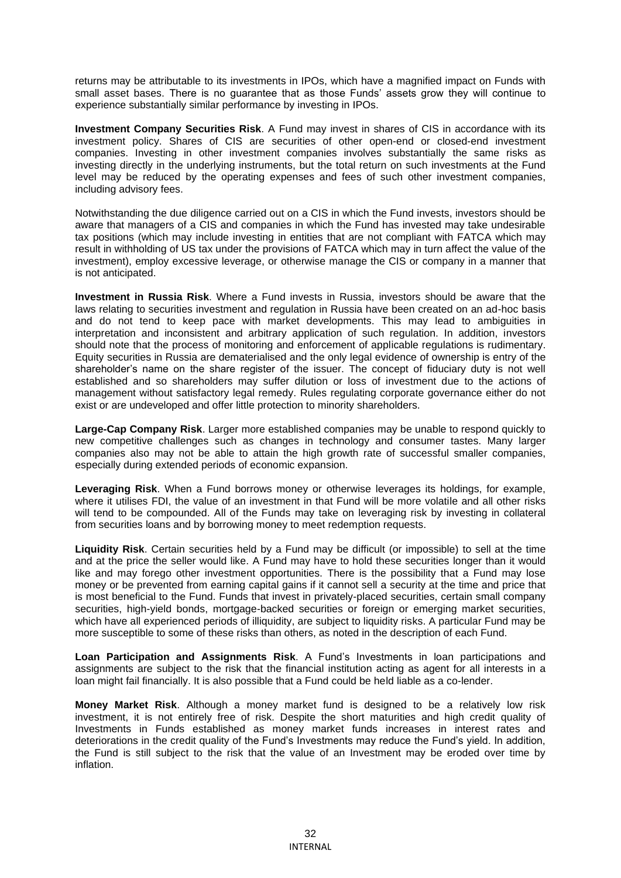returns may be attributable to its investments in IPOs, which have a magnified impact on Funds with small asset bases. There is no guarantee that as those Funds' assets grow they will continue to experience substantially similar performance by investing in IPOs.

**Investment Company Securities Risk**. A Fund may invest in shares of CIS in accordance with its investment policy. Shares of CIS are securities of other open-end or closed-end investment companies. Investing in other investment companies involves substantially the same risks as investing directly in the underlying instruments, but the total return on such investments at the Fund level may be reduced by the operating expenses and fees of such other investment companies, including advisory fees.

Notwithstanding the due diligence carried out on a CIS in which the Fund invests, investors should be aware that managers of a CIS and companies in which the Fund has invested may take undesirable tax positions (which may include investing in entities that are not compliant with FATCA which may result in withholding of US tax under the provisions of FATCA which may in turn affect the value of the investment), employ excessive leverage, or otherwise manage the CIS or company in a manner that is not anticipated.

**Investment in Russia Risk**. Where a Fund invests in Russia, investors should be aware that the laws relating to securities investment and regulation in Russia have been created on an ad-hoc basis and do not tend to keep pace with market developments. This may lead to ambiguities in interpretation and inconsistent and arbitrary application of such regulation. In addition, investors should note that the process of monitoring and enforcement of applicable regulations is rudimentary. Equity securities in Russia are dematerialised and the only legal evidence of ownership is entry of the shareholder's name on the share register of the issuer. The concept of fiduciary duty is not well established and so shareholders may suffer dilution or loss of investment due to the actions of management without satisfactory legal remedy. Rules regulating corporate governance either do not exist or are undeveloped and offer little protection to minority shareholders.

**Large-Cap Company Risk**. Larger more established companies may be unable to respond quickly to new competitive challenges such as changes in technology and consumer tastes. Many larger companies also may not be able to attain the high growth rate of successful smaller companies, especially during extended periods of economic expansion.

**Leveraging Risk**. When a Fund borrows money or otherwise leverages its holdings, for example, where it utilises FDI, the value of an investment in that Fund will be more volatile and all other risks will tend to be compounded. All of the Funds may take on leveraging risk by investing in collateral from securities loans and by borrowing money to meet redemption requests.

**Liquidity Risk**. Certain securities held by a Fund may be difficult (or impossible) to sell at the time and at the price the seller would like. A Fund may have to hold these securities longer than it would like and may forego other investment opportunities. There is the possibility that a Fund may lose money or be prevented from earning capital gains if it cannot sell a security at the time and price that is most beneficial to the Fund. Funds that invest in privately-placed securities, certain small company securities, high-yield bonds, mortgage-backed securities or foreign or emerging market securities, which have all experienced periods of illiquidity, are subject to liquidity risks. A particular Fund may be more susceptible to some of these risks than others, as noted in the description of each Fund.

**Loan Participation and Assignments Risk**. A Fund's Investments in loan participations and assignments are subject to the risk that the financial institution acting as agent for all interests in a loan might fail financially. It is also possible that a Fund could be held liable as a co-lender.

**Money Market Risk**. Although a money market fund is designed to be a relatively low risk investment, it is not entirely free of risk. Despite the short maturities and high credit quality of Investments in Funds established as money market funds increases in interest rates and deteriorations in the credit quality of the Fund's Investments may reduce the Fund's yield. In addition, the Fund is still subject to the risk that the value of an Investment may be eroded over time by inflation.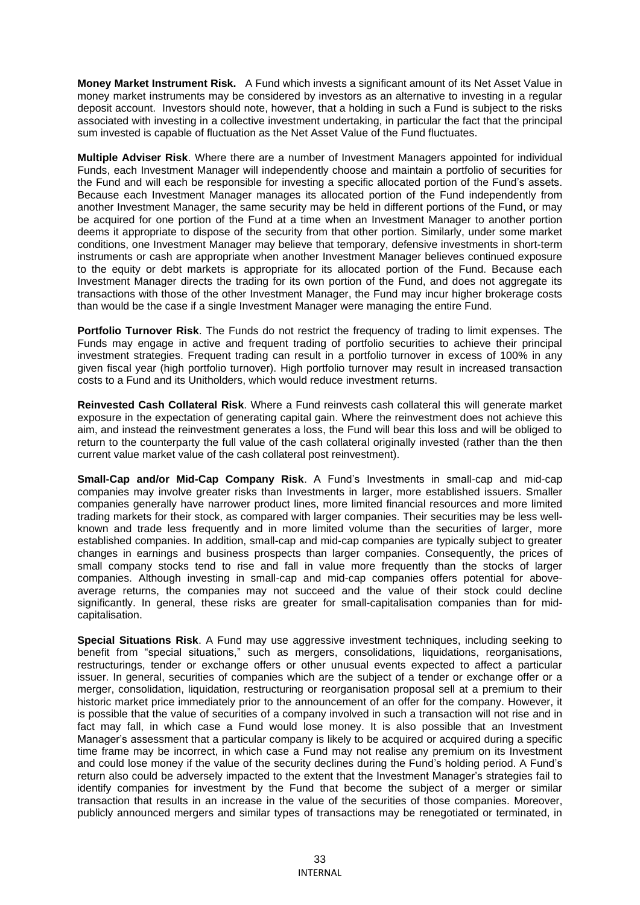**Money Market Instrument Risk.** A Fund which invests a significant amount of its Net Asset Value in money market instruments may be considered by investors as an alternative to investing in a regular deposit account. Investors should note, however, that a holding in such a Fund is subject to the risks associated with investing in a collective investment undertaking, in particular the fact that the principal sum invested is capable of fluctuation as the Net Asset Value of the Fund fluctuates.

**Multiple Adviser Risk**. Where there are a number of Investment Managers appointed for individual Funds, each Investment Manager will independently choose and maintain a portfolio of securities for the Fund and will each be responsible for investing a specific allocated portion of the Fund's assets. Because each Investment Manager manages its allocated portion of the Fund independently from another Investment Manager, the same security may be held in different portions of the Fund, or may be acquired for one portion of the Fund at a time when an Investment Manager to another portion deems it appropriate to dispose of the security from that other portion. Similarly, under some market conditions, one Investment Manager may believe that temporary, defensive investments in short-term instruments or cash are appropriate when another Investment Manager believes continued exposure to the equity or debt markets is appropriate for its allocated portion of the Fund. Because each Investment Manager directs the trading for its own portion of the Fund, and does not aggregate its transactions with those of the other Investment Manager, the Fund may incur higher brokerage costs than would be the case if a single Investment Manager were managing the entire Fund.

**Portfolio Turnover Risk**. The Funds do not restrict the frequency of trading to limit expenses. The Funds may engage in active and frequent trading of portfolio securities to achieve their principal investment strategies. Frequent trading can result in a portfolio turnover in excess of 100% in any given fiscal year (high portfolio turnover). High portfolio turnover may result in increased transaction costs to a Fund and its Unitholders, which would reduce investment returns.

**Reinvested Cash Collateral Risk**. Where a Fund reinvests cash collateral this will generate market exposure in the expectation of generating capital gain. Where the reinvestment does not achieve this aim, and instead the reinvestment generates a loss, the Fund will bear this loss and will be obliged to return to the counterparty the full value of the cash collateral originally invested (rather than the then current value market value of the cash collateral post reinvestment).

**Small-Cap and/or Mid-Cap Company Risk**. A Fund's Investments in small-cap and mid-cap companies may involve greater risks than Investments in larger, more established issuers. Smaller companies generally have narrower product lines, more limited financial resources and more limited trading markets for their stock, as compared with larger companies. Their securities may be less well-known and trade less frequently and in more limited volume than the securities of larger, more established companies. In addition, small-cap and mid-cap companies are typically subject to greater changes in earnings and business prospects than larger companies. Consequently, the prices of small company stocks tend to rise and fall in value more frequently than the stocks of larger companies. Although investing in small-cap and mid-cap companies offers potential for above-average returns, the companies may not succeed and the value of their stock could decline significantly. In general, these risks are greater for small-capitalisation companies than for mid-capitalisation.

**Special Situations Risk**. A Fund may use aggressive investment techniques, including seeking to benefit from "special situations," such as mergers, consolidations, liquidations, reorganisations, restructurings, tender or exchange offers or other unusual events expected to affect a particular issuer. In general, securities of companies which are the subject of a tender or exchange offer or a merger, consolidation, liquidation, restructuring or reorganisation proposal sell at a premium to their historic market price immediately prior to the announcement of an offer for the company. However, it is possible that the value of securities of a company involved in such a transaction will not rise and in fact may fall, in which case a Fund would lose money. It is also possible that an Investment Manager's assessment that a particular company is likely to be acquired or acquired during a specific time frame may be incorrect, in which case a Fund may not realise any premium on its Investment and could lose money if the value of the security declines during the Fund's holding period. A Fund's return also could be adversely impacted to the extent that the Investment Manager's strategies fail to identify companies for investment by the Fund that become the subject of a merger or similar transaction that results in an increase in the value of the securities of those companies. Moreover, publicly announced mergers and similar types of transactions may be renegotiated or terminated, in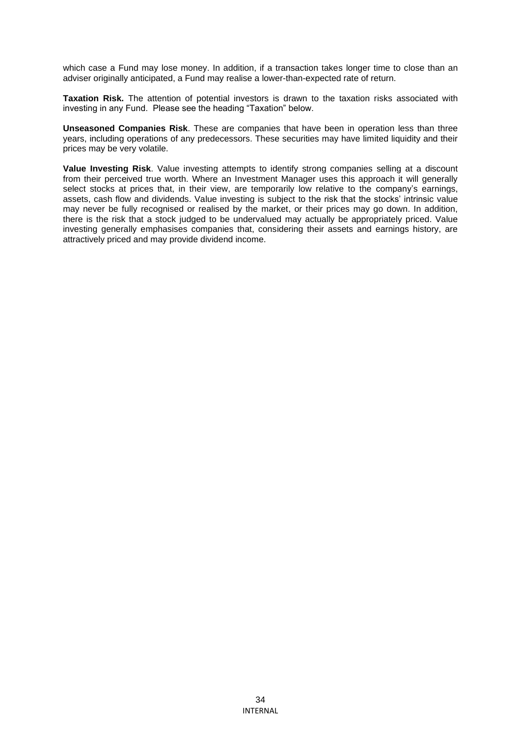which case a Fund may lose money. In addition, if a transaction takes longer time to close than an adviser originally anticipated, a Fund may realise a lower-than-expected rate of return.

**Taxation Risk.** The attention of potential investors is drawn to the taxation risks associated with investing in any Fund. Please see the heading "Taxation" below.

**Unseasoned Companies Risk**. These are companies that have been in operation less than three years, including operations of any predecessors. These securities may have limited liquidity and their prices may be very volatile.

**Value Investing Risk**. Value investing attempts to identify strong companies selling at a discount from their perceived true worth. Where an Investment Manager uses this approach it will generally select stocks at prices that, in their view, are temporarily low relative to the company's earnings, assets, cash flow and dividends. Value investing is subject to the risk that the stocks' intrinsic value may never be fully recognised or realised by the market, or their prices may go down. In addition, there is the risk that a stock judged to be undervalued may actually be appropriately priced. Value investing generally emphasises companies that, considering their assets and earnings history, are attractively priced and may provide dividend income.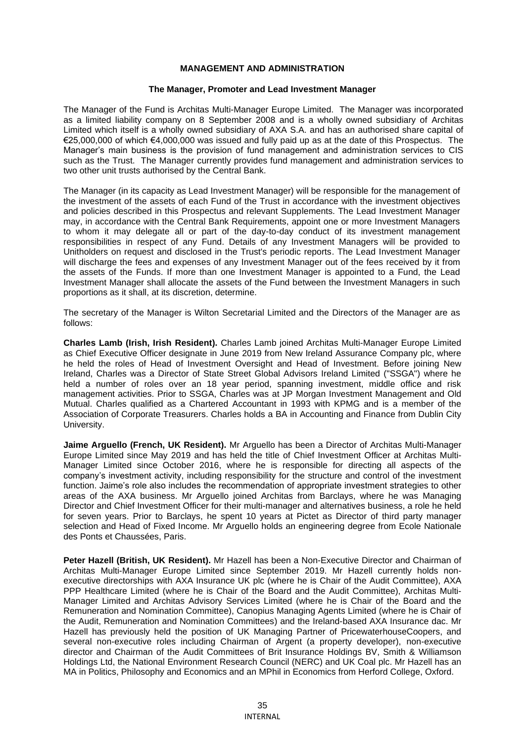## MANAGEMENT AND ADMINISTRATION

### The Manager, Promoter and Lead Investment Manager

The Manager of the Fund is Architas Multi-Manager Europe Limited. The Manager was incorporated as a limited liability company on 8 September 2008 and is a wholly owned subsidiary of Architas Limited which itself is a wholly owned subsidiary of AXA S.A. and has an authorised share capital of €25,000,000 of which €4,000,000 was issued and fully paid up as at the date of this Prospectus. The Manager's main business is the provision of fund management and administration services to CIS such as the Trust. The Manager currently provides fund management and administration services to two other unit trusts authorised by the Central Bank.

The Manager (in its capacity as Lead Investment Manager) will be responsible for the management of the investment of the assets of each Fund of the Trust in accordance with the investment objectives and policies described in this Prospectus and relevant Supplements. The Lead Investment Manager may, in accordance with the Central Bank Requirements, appoint one or more Investment Managers to whom it may delegate all or part of the day-to-day conduct of its investment management responsibilities in respect of any Fund. Details of any Investment Managers will be provided to Unitholders on request and disclosed in the Trust's periodic reports. The Lead Investment Manager will discharge the fees and expenses of any Investment Manager out of the fees received by it from the assets of the Funds. If more than one Investment Manager is appointed to a Fund, the Lead Investment Manager shall allocate the assets of the Fund between the Investment Managers in such proportions as it shall, at its discretion, determine.

The secretary of the Manager is Wilton Secretarial Limited and the Directors of the Manager are as follows:

**Charles Lamb (Irish, Irish Resident).** Charles Lamb joined Architas Multi-Manager Europe Limited as Chief Executive Officer designate in June 2019 from New Ireland Assurance Company plc, where he held the roles of Head of Investment Oversight and Head of Investment. Before joining New Ireland, Charles was a Director of State Street Global Advisors Ireland Limited ("SSGA") where he held a number of roles over an 18 year period, spanning investment, middle office and risk management activities. Prior to SSGA, Charles was at JP Morgan Investment Management and Old Mutual. Charles qualified as a Chartered Accountant in 1993 with KPMG and is a member of the Association of Corporate Treasurers. Charles holds a BA in Accounting and Finance from Dublin City University.

**Jaime Arguello (French, UK Resident).** Mr Arguello has been a Director of Architas Multi-Manager Europe Limited since May 2019 and has held the title of Chief Investment Officer at Architas Multi-Manager Limited since October 2016, where he is responsible for directing all aspects of the company's investment activity, including responsibility for the structure and control of the investment function. Jaime's role also includes the recommendation of appropriate investment strategies to other areas of the AXA business. Mr Arguello joined Architas from Barclays, where he was Managing Director and Chief Investment Officer for their multi-manager and alternatives business, a role he held for seven years. Prior to Barclays, he spent 10 years at Pictet as Director of third party manager selection and Head of Fixed Income. Mr Arguello holds an engineering degree from Ecole Nationale des Ponts et Chaussées, Paris.

**Peter Hazell (British, UK Resident).** Mr Hazell has been a Non-Executive Director and Chairman of Architas Multi-Manager Europe Limited since September 2019. Mr Hazell currently holds non-executive directorships with AXA Insurance UK plc (where he is Chair of the Audit Committee), AXA PPP Healthcare Limited (where he is Chair of the Board and the Audit Committee), Architas Multi-Manager Limited and Architas Advisory Services Limited (where he is Chair of the Board and the Remuneration and Nomination Committee), Canopius Managing Agents Limited (where he is Chair of the Audit, Remuneration and Nomination Committees) and the Ireland-based AXA Insurance dac. Mr Hazell has previously held the position of UK Managing Partner of PricewaterhouseCoopers, and several non-executive roles including Chairman of Argent (a property developer), non-executive director and Chairman of the Audit Committees of Brit Insurance Holdings BV, Smith & Williamson Holdings Ltd, the National Environment Research Council (NERC) and UK Coal plc. Mr Hazell has an MA in Politics, Philosophy and Economics and an MPhil in Economics from Herford College, Oxford.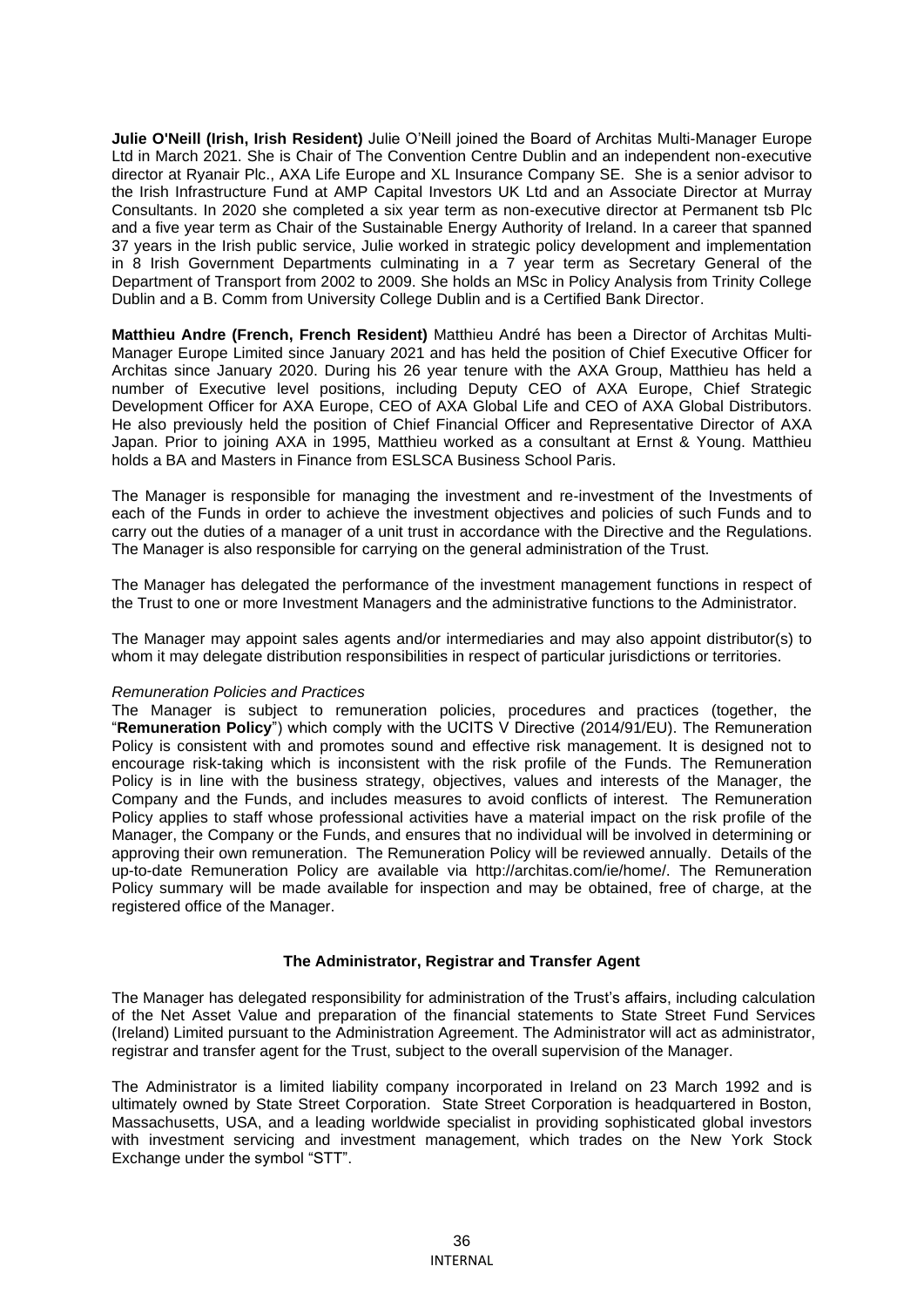**Julie O'Neill (Irish, Irish Resident)** Julie O'Neill joined the Board of Architas Multi-Manager Europe Ltd in March 2021. She is Chair of The Convention Centre Dublin and an independent non-executive director at Ryanair Plc., AXA Life Europe and XL Insurance Company SE. She is a senior advisor to the Irish Infrastructure Fund at AMP Capital Investors UK Ltd and an Associate Director at Murray Consultants. In 2020 she completed a six year term as non-executive director at Permanent tsb Plc and a five year term as Chair of the Sustainable Energy Authority of Ireland. In a career that spanned 37 years in the Irish public service, Julie worked in strategic policy development and implementation in 8 Irish Government Departments culminating in a 7 year term as Secretary General of the Department of Transport from 2002 to 2009. She holds an MSc in Policy Analysis from Trinity College Dublin and a B. Comm from University College Dublin and is a Certified Bank Director.

**Matthieu Andre (French, French Resident)** Matthieu André has been a Director of Architas Multi-Manager Europe Limited since January 2021 and has held the position of Chief Executive Officer for Architas since January 2020. During his 26 year tenure with the AXA Group, Matthieu has held a number of Executive level positions, including Deputy CEO of AXA Europe, Chief Strategic Development Officer for AXA Europe, CEO of AXA Global Life and CEO of AXA Global Distributors. He also previously held the position of Chief Financial Officer and Representative Director of AXA Japan. Prior to joining AXA in 1995, Matthieu worked as a consultant at Ernst & Young. Matthieu holds a BA and Masters in Finance from ESLSCA Business School Paris.

The Manager is responsible for managing the investment and re-investment of the Investments of each of the Funds in order to achieve the investment objectives and policies of such Funds and to carry out the duties of a manager of a unit trust in accordance with the Directive and the Regulations. The Manager is also responsible for carrying on the general administration of the Trust.

The Manager has delegated the performance of the investment management functions in respect of the Trust to one or more Investment Managers and the administrative functions to the Administrator.

The Manager may appoint sales agents and/or intermediaries and may also appoint distributor(s) to whom it may delegate distribution responsibilities in respect of particular jurisdictions or territories.

*Remuneration Policies and Practices*

The Manager is subject to remuneration policies, procedures and practices (together, the "**Remuneration Policy**") which comply with the UCITS V Directive (2014/91/EU). The Remuneration Policy is consistent with and promotes sound and effective risk management. It is designed not to encourage risk-taking which is inconsistent with the risk profile of the Funds. The Remuneration Policy is in line with the business strategy, objectives, values and interests of the Manager, the Company and the Funds, and includes measures to avoid conflicts of interest. The Remuneration Policy applies to staff whose professional activities have a material impact on the risk profile of the Manager, the Company or the Funds, and ensures that no individual will be involved in determining or approving their own remuneration. The Remuneration Policy will be reviewed annually. Details of the up-to-date Remuneration Policy are available via http://architas.com/ie/home/. The Remuneration Policy summary will be made available for inspection and may be obtained, free of charge, at the registered office of the Manager.

## The Administrator, Registrar and Transfer Agent

The Manager has delegated responsibility for administration of the Trust's affairs, including calculation of the Net Asset Value and preparation of the financial statements to State Street Fund Services (Ireland) Limited pursuant to the Administration Agreement. The Administrator will act as administrator, registrar and transfer agent for the Trust, subject to the overall supervision of the Manager.

The Administrator is a limited liability company incorporated in Ireland on 23 March 1992 and is ultimately owned by State Street Corporation. State Street Corporation is headquartered in Boston, Massachusetts, USA, and a leading worldwide specialist in providing sophisticated global investors with investment servicing and investment management, which trades on the New York Stock Exchange under the symbol "STT".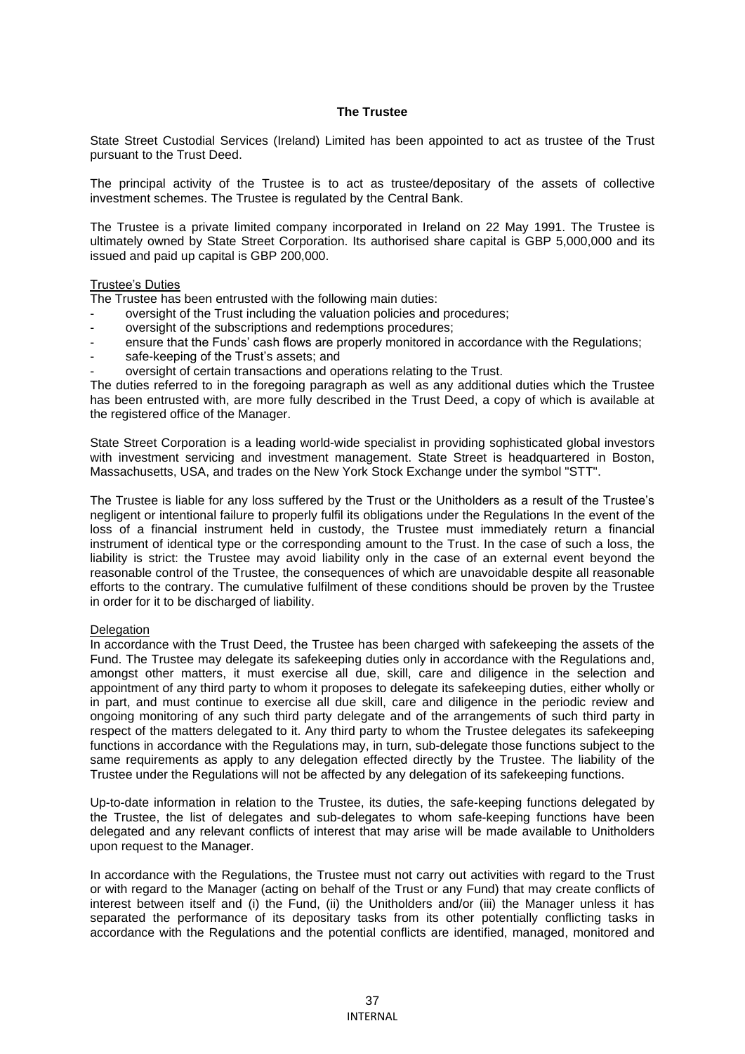## The Trustee

State Street Custodial Services (Ireland) Limited has been appointed to act as trustee of the Trust pursuant to the Trust Deed.

The principal activity of the Trustee is to act as trustee/depositary of the assets of collective investment schemes. The Trustee is regulated by the Central Bank.

The Trustee is a private limited company incorporated in Ireland on 22 May 1991. The Trustee is ultimately owned by State Street Corporation. Its authorised share capital is GBP 5,000,000 and its issued and paid up capital is GBP 200,000.

### Trustee's Duties

The Trustee has been entrusted with the following main duties:

- oversight of the Trust including the valuation policies and procedures;
- oversight of the subscriptions and redemptions procedures;
- ensure that the Funds' cash flows are properly monitored in accordance with the Regulations;
- safe-keeping of the Trust's assets; and
- oversight of certain transactions and operations relating to the Trust.

The duties referred to in the foregoing paragraph as well as any additional duties which the Trustee has been entrusted with, are more fully described in the Trust Deed, a copy of which is available at the registered office of the Manager.

State Street Corporation is a leading world-wide specialist in providing sophisticated global investors with investment servicing and investment management. State Street is headquartered in Boston, Massachusetts, USA, and trades on the New York Stock Exchange under the symbol "STT".

The Trustee is liable for any loss suffered by the Trust or the Unitholders as a result of the Trustee's negligent or intentional failure to properly fulfil its obligations under the Regulations In the event of the loss of a financial instrument held in custody, the Trustee must immediately return a financial instrument of identical type or the corresponding amount to the Trust. In the case of such a loss, the liability is strict: the Trustee may avoid liability only in the case of an external event beyond the reasonable control of the Trustee, the consequences of which are unavoidable despite all reasonable efforts to the contrary. The cumulative fulfilment of these conditions should be proven by the Trustee in order for it to be discharged of liability.

### Delegation

In accordance with the Trust Deed, the Trustee has been charged with safekeeping the assets of the Fund. The Trustee may delegate its safekeeping duties only in accordance with the Regulations and, amongst other matters, it must exercise all due, skill, care and diligence in the selection and appointment of any third party to whom it proposes to delegate its safekeeping duties, either wholly or in part, and must continue to exercise all due skill, care and diligence in the periodic review and ongoing monitoring of any such third party delegate and of the arrangements of such third party in respect of the matters delegated to it. Any third party to whom the Trustee delegates its safekeeping functions in accordance with the Regulations may, in turn, sub-delegate those functions subject to the same requirements as apply to any delegation effected directly by the Trustee. The liability of the Trustee under the Regulations will not be affected by any delegation of its safekeeping functions.

Up-to-date information in relation to the Trustee, its duties, the safe-keeping functions delegated by the Trustee, the list of delegates and sub-delegates to whom safe-keeping functions have been delegated and any relevant conflicts of interest that may arise will be made available to Unitholders upon request to the Manager.

In accordance with the Regulations, the Trustee must not carry out activities with regard to the Trust or with regard to the Manager (acting on behalf of the Trust or any Fund) that may create conflicts of interest between itself and (i) the Fund, (ii) the Unitholders and/or (iii) the Manager unless it has separated the performance of its depositary tasks from its other potentially conflicting tasks in accordance with the Regulations and the potential conflicts are identified, managed, monitored and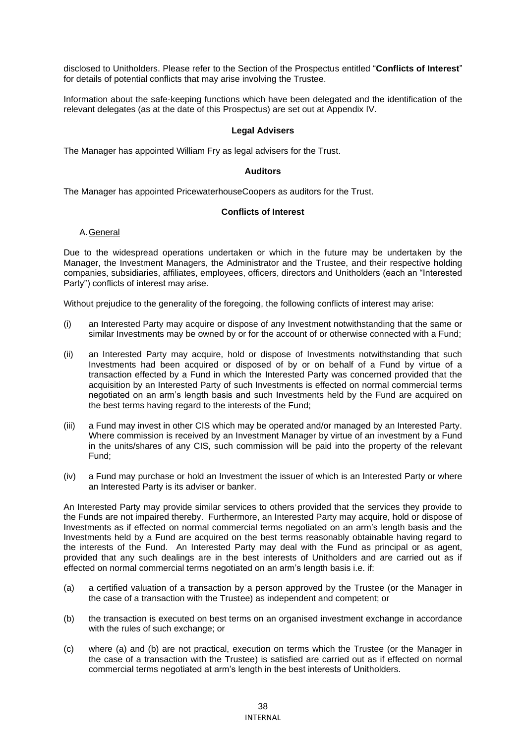disclosed to Unitholders. Please refer to the Section of the Prospectus entitled "**Conflicts of Interest**" for details of potential conflicts that may arise involving the Trustee.

Information about the safe-keeping functions which have been delegated and the identification of the relevant delegates (as at the date of this Prospectus) are set out at Appendix IV.

## Legal Advisers

The Manager has appointed William Fry as legal advisers for the Trust.

## Auditors

The Manager has appointed PricewaterhouseCoopers as auditors for the Trust.

## Conflicts of Interest

A. General

Due to the widespread operations undertaken or which in the future may be undertaken by the Manager, the Investment Managers, the Administrator and the Trustee, and their respective holding companies, subsidiaries, affiliates, employees, officers, directors and Unitholders (each an "Interested Party") conflicts of interest may arise.

Without prejudice to the generality of the foregoing, the following conflicts of interest may arise:

(i) an Interested Party may acquire or dispose of any Investment notwithstanding that the same or similar Investments may be owned by or for the account of or otherwise connected with a Fund;

(ii) an Interested Party may acquire, hold or dispose of Investments notwithstanding that such Investments had been acquired or disposed of by or on behalf of a Fund by virtue of a transaction effected by a Fund in which the Interested Party was concerned provided that the acquisition by an Interested Party of such Investments is effected on normal commercial terms negotiated on an arm's length basis and such Investments held by the Fund are acquired on the best terms having regard to the interests of the Fund;

(iii) a Fund may invest in other CIS which may be operated and/or managed by an Interested Party. Where commission is received by an Investment Manager by virtue of an investment by a Fund in the units/shares of any CIS, such commission will be paid into the property of the relevant Fund;

(iv) a Fund may purchase or hold an Investment the issuer of which is an Interested Party or where an Interested Party is its adviser or banker.

An Interested Party may provide similar services to others provided that the services they provide to the Funds are not impaired thereby. Furthermore, an Interested Party may acquire, hold or dispose of Investments as if effected on normal commercial terms negotiated on an arm's length basis and the Investments held by a Fund are acquired on the best terms reasonably obtainable having regard to the interests of the Fund. An Interested Party may deal with the Fund as principal or as agent, provided that any such dealings are in the best interests of Unitholders and are carried out as if effected on normal commercial terms negotiated on an arm's length basis i.e. if:

(a) a certified valuation of a transaction by a person approved by the Trustee (or the Manager in the case of a transaction with the Trustee) as independent and competent; or

(b) the transaction is executed on best terms on an organised investment exchange in accordance with the rules of such exchange; or

(c) where (a) and (b) are not practical, execution on terms which the Trustee (or the Manager in the case of a transaction with the Trustee) is satisfied are carried out as if effected on normal commercial terms negotiated at arm's length in the best interests of Unitholders.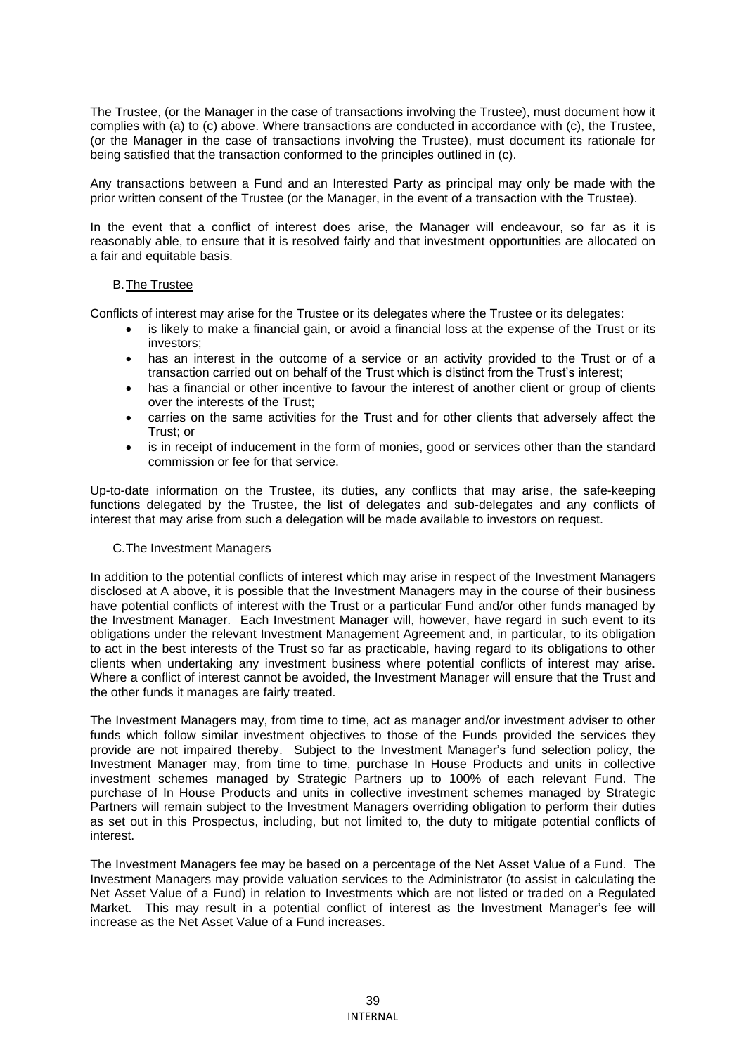The Trustee, (or the Manager in the case of transactions involving the Trustee), must document how it complies with (a) to (c) above. Where transactions are conducted in accordance with (c), the Trustee, (or the Manager in the case of transactions involving the Trustee), must document its rationale for being satisfied that the transaction conformed to the principles outlined in (c).

Any transactions between a Fund and an Interested Party as principal may only be made with the prior written consent of the Trustee (or the Manager, in the event of a transaction with the Trustee).

In the event that a conflict of interest does arise, the Manager will endeavour, so far as it is reasonably able, to ensure that it is resolved fairly and that investment opportunities are allocated on a fair and equitable basis.

B. The Trustee

Conflicts of interest may arise for the Trustee or its delegates where the Trustee or its delegates:

- is likely to make a financial gain, or avoid a financial loss at the expense of the Trust or its investors;
- has an interest in the outcome of a service or an activity provided to the Trust or of a transaction carried out on behalf of the Trust which is distinct from the Trust's interest;
- has a financial or other incentive to favour the interest of another client or group of clients over the interests of the Trust;
- carries on the same activities for the Trust and for other clients that adversely affect the Trust; or
- is in receipt of inducement in the form of monies, good or services other than the standard commission or fee for that service.

Up-to-date information on the Trustee, its duties, any conflicts that may arise, the safe-keeping functions delegated by the Trustee, the list of delegates and sub-delegates and any conflicts of interest that may arise from such a delegation will be made available to investors on request.

C. The Investment Managers

In addition to the potential conflicts of interest which may arise in respect of the Investment Managers disclosed at A above, it is possible that the Investment Managers may in the course of their business have potential conflicts of interest with the Trust or a particular Fund and/or other funds managed by the Investment Manager. Each Investment Manager will, however, have regard in such event to its obligations under the relevant Investment Management Agreement and, in particular, to its obligation to act in the best interests of the Trust so far as practicable, having regard to its obligations to other clients when undertaking any investment business where potential conflicts of interest may arise. Where a conflict of interest cannot be avoided, the Investment Manager will ensure that the Trust and the other funds it manages are fairly treated.

The Investment Managers may, from time to time, act as manager and/or investment adviser to other funds which follow similar investment objectives to those of the Funds provided the services they provide are not impaired thereby. Subject to the Investment Manager's fund selection policy, the Investment Manager may, from time to time, purchase In House Products and units in collective investment schemes managed by Strategic Partners up to 100% of each relevant Fund. The purchase of In House Products and units in collective investment schemes managed by Strategic Partners will remain subject to the Investment Managers overriding obligation to perform their duties as set out in this Prospectus, including, but not limited to, the duty to mitigate potential conflicts of interest.

The Investment Managers fee may be based on a percentage of the Net Asset Value of a Fund. The Investment Managers may provide valuation services to the Administrator (to assist in calculating the Net Asset Value of a Fund) in relation to Investments which are not listed or traded on a Regulated Market. This may result in a potential conflict of interest as the Investment Manager's fee will increase as the Net Asset Value of a Fund increases.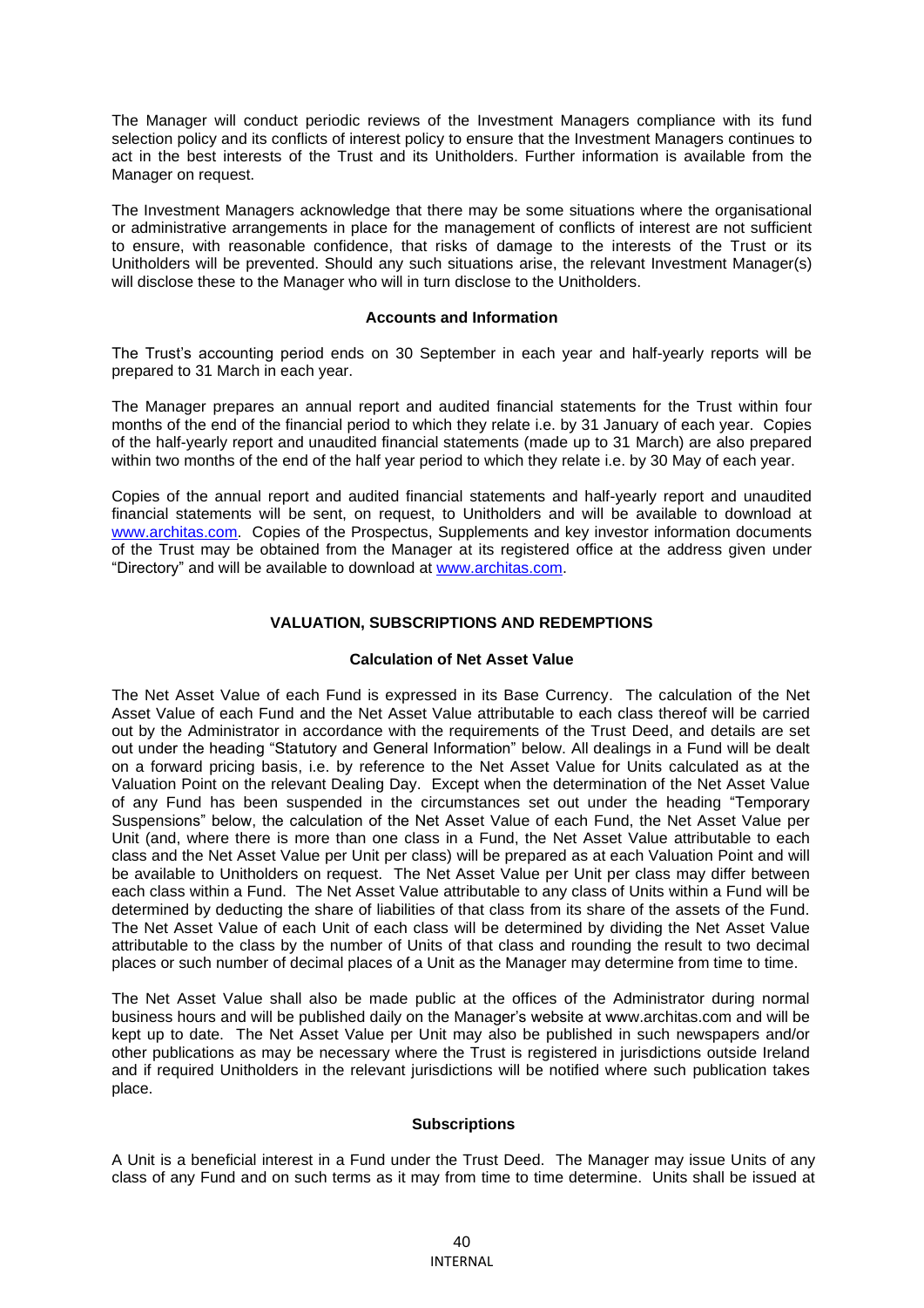The Manager will conduct periodic reviews of the Investment Managers compliance with its fund selection policy and its conflicts of interest policy to ensure that the Investment Managers continues to act in the best interests of the Trust and its Unitholders. Further information is available from the Manager on request.

The Investment Managers acknowledge that there may be some situations where the organisational or administrative arrangements in place for the management of conflicts of interest are not sufficient to ensure, with reasonable confidence, that risks of damage to the interests of the Trust or its Unitholders will be prevented. Should any such situations arise, the relevant Investment Manager(s) will disclose these to the Manager who will in turn disclose to the Unitholders.

### Accounts and Information

The Trust's accounting period ends on 30 September in each year and half-yearly reports will be prepared to 31 March in each year.

The Manager prepares an annual report and audited financial statements for the Trust within four months of the end of the financial period to which they relate i.e. by 31 January of each year. Copies of the half-yearly report and unaudited financial statements (made up to 31 March) are also prepared within two months of the end of the half year period to which they relate i.e. by 30 May of each year.

Copies of the annual report and audited financial statements and half-yearly report and unaudited financial statements will be sent, on request, to Unitholders and will be available to download at www.architas.com. Copies of the Prospectus, Supplements and key investor information documents of the Trust may be obtained from the Manager at its registered office at the address given under "Directory" and will be available to download at www.architas.com.

## VALUATION, SUBSCRIPTIONS AND REDEMPTIONS

### Calculation of Net Asset Value

The Net Asset Value of each Fund is expressed in its Base Currency. The calculation of the Net Asset Value of each Fund and the Net Asset Value attributable to each class thereof will be carried out by the Administrator in accordance with the requirements of the Trust Deed, and details are set out under the heading "Statutory and General Information" below. All dealings in a Fund will be dealt on a forward pricing basis, i.e. by reference to the Net Asset Value for Units calculated as at the Valuation Point on the relevant Dealing Day. Except when the determination of the Net Asset Value of any Fund has been suspended in the circumstances set out under the heading "Temporary Suspensions" below, the calculation of the Net Asset Value of each Fund, the Net Asset Value per Unit (and, where there is more than one class in a Fund, the Net Asset Value attributable to each class and the Net Asset Value per Unit per class) will be prepared as at each Valuation Point and will be available to Unitholders on request. The Net Asset Value per Unit per class may differ between each class within a Fund. The Net Asset Value attributable to any class of Units within a Fund will be determined by deducting the share of liabilities of that class from its share of the assets of the Fund. The Net Asset Value of each Unit of each class will be determined by dividing the Net Asset Value attributable to the class by the number of Units of that class and rounding the result to two decimal places or such number of decimal places of a Unit as the Manager may determine from time to time.

The Net Asset Value shall also be made public at the offices of the Administrator during normal business hours and will be published daily on the Manager's website at www.architas.com and will be kept up to date. The Net Asset Value per Unit may also be published in such newspapers and/or other publications as may be necessary where the Trust is registered in jurisdictions outside Ireland and if required Unitholders in the relevant jurisdictions will be notified where such publication takes place.

### Subscriptions

A Unit is a beneficial interest in a Fund under the Trust Deed. The Manager may issue Units of any class of any Fund and on such terms as it may from time to time determine. Units shall be issued at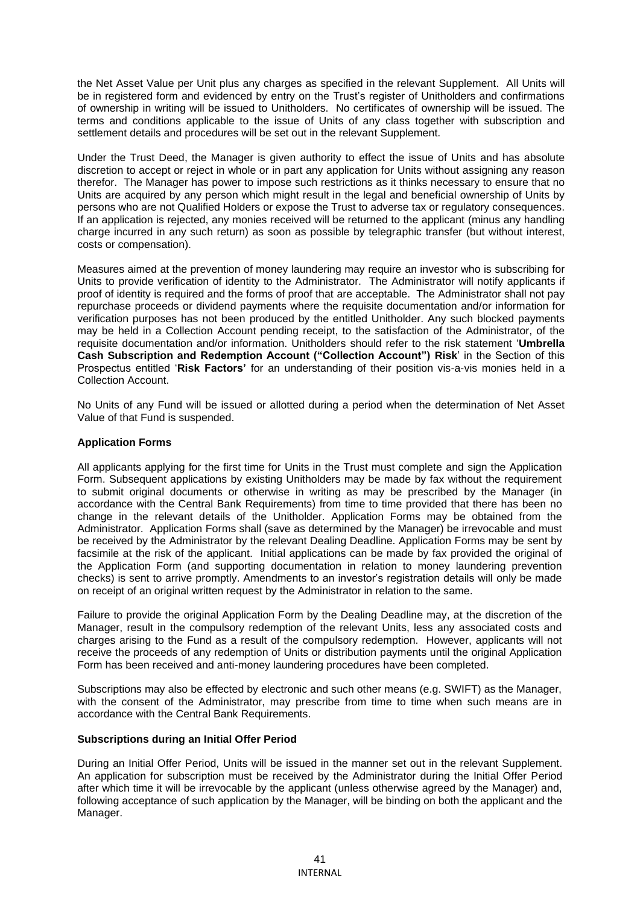the Net Asset Value per Unit plus any charges as specified in the relevant Supplement. All Units will be in registered form and evidenced by entry on the Trust's register of Unitholders and confirmations of ownership in writing will be issued to Unitholders. No certificates of ownership will be issued. The terms and conditions applicable to the issue of Units of any class together with subscription and settlement details and procedures will be set out in the relevant Supplement.

Under the Trust Deed, the Manager is given authority to effect the issue of Units and has absolute discretion to accept or reject in whole or in part any application for Units without assigning any reason therefor. The Manager has power to impose such restrictions as it thinks necessary to ensure that no Units are acquired by any person which might result in the legal and beneficial ownership of Units by persons who are not Qualified Holders or expose the Trust to adverse tax or regulatory consequences. If an application is rejected, any monies received will be returned to the applicant (minus any handling charge incurred in any such return) as soon as possible by telegraphic transfer (but without interest, costs or compensation).

Measures aimed at the prevention of money laundering may require an investor who is subscribing for Units to provide verification of identity to the Administrator. The Administrator will notify applicants if proof of identity is required and the forms of proof that are acceptable. The Administrator shall not pay repurchase proceeds or dividend payments where the requisite documentation and/or information for verification purposes has not been produced by the entitled Unitholder. Any such blocked payments may be held in a Collection Account pending receipt, to the satisfaction of the Administrator, of the requisite documentation and/or information. Unitholders should refer to the risk statement '**Umbrella Cash Subscription and Redemption Account ("Collection Account") Risk**' in the Section of this Prospectus entitled '**Risk Factors'** for an understanding of their position vis-a-vis monies held in a Collection Account.

No Units of any Fund will be issued or allotted during a period when the determination of Net Asset Value of that Fund is suspended.

**Application Forms**

All applicants applying for the first time for Units in the Trust must complete and sign the Application Form. Subsequent applications by existing Unitholders may be made by fax without the requirement to submit original documents or otherwise in writing as may be prescribed by the Manager (in accordance with the Central Bank Requirements) from time to time provided that there has been no change in the relevant details of the Unitholder. Application Forms may be obtained from the Administrator. Application Forms shall (save as determined by the Manager) be irrevocable and must be received by the Administrator by the relevant Dealing Deadline. Application Forms may be sent by facsimile at the risk of the applicant. Initial applications can be made by fax provided the original of the Application Form (and supporting documentation in relation to money laundering prevention checks) is sent to arrive promptly. Amendments to an investor's registration details will only be made on receipt of an original written request by the Administrator in relation to the same.

Failure to provide the original Application Form by the Dealing Deadline may, at the discretion of the Manager, result in the compulsory redemption of the relevant Units, less any associated costs and charges arising to the Fund as a result of the compulsory redemption. However, applicants will not receive the proceeds of any redemption of Units or distribution payments until the original Application Form has been received and anti-money laundering procedures have been completed.

Subscriptions may also be effected by electronic and such other means (e.g. SWIFT) as the Manager, with the consent of the Administrator, may prescribe from time to time when such means are in accordance with the Central Bank Requirements.

**Subscriptions during an Initial Offer Period**

During an Initial Offer Period, Units will be issued in the manner set out in the relevant Supplement. An application for subscription must be received by the Administrator during the Initial Offer Period after which time it will be irrevocable by the applicant (unless otherwise agreed by the Manager) and, following acceptance of such application by the Manager, will be binding on both the applicant and the Manager.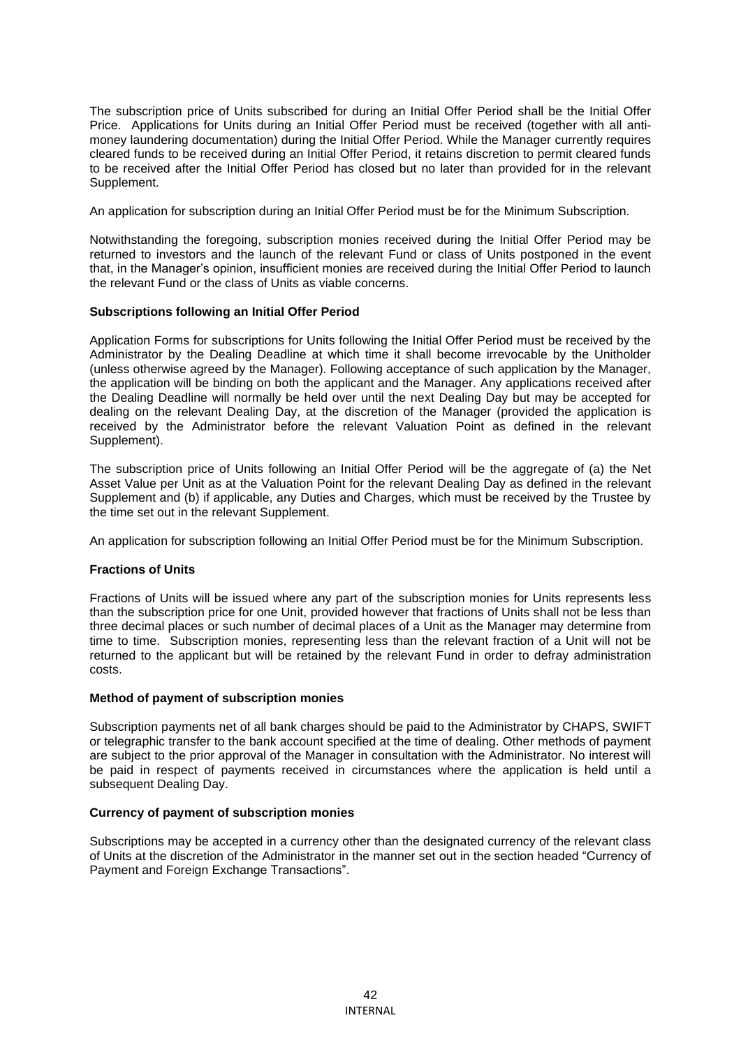The subscription price of Units subscribed for during an Initial Offer Period shall be the Initial Offer Price. Applications for Units during an Initial Offer Period must be received (together with all anti-money laundering documentation) during the Initial Offer Period. While the Manager currently requires cleared funds to be received during an Initial Offer Period, it retains discretion to permit cleared funds to be received after the Initial Offer Period has closed but no later than provided for in the relevant Supplement.

An application for subscription during an Initial Offer Period must be for the Minimum Subscription.

Notwithstanding the foregoing, subscription monies received during the Initial Offer Period may be returned to investors and the launch of the relevant Fund or class of Units postponed in the event that, in the Manager's opinion, insufficient monies are received during the Initial Offer Period to launch the relevant Fund or the class of Units as viable concerns.

**Subscriptions following an Initial Offer Period**

Application Forms for subscriptions for Units following the Initial Offer Period must be received by the Administrator by the Dealing Deadline at which time it shall become irrevocable by the Unitholder (unless otherwise agreed by the Manager). Following acceptance of such application by the Manager, the application will be binding on both the applicant and the Manager. Any applications received after the Dealing Deadline will normally be held over until the next Dealing Day but may be accepted for dealing on the relevant Dealing Day, at the discretion of the Manager (provided the application is received by the Administrator before the relevant Valuation Point as defined in the relevant Supplement).

The subscription price of Units following an Initial Offer Period will be the aggregate of (a) the Net Asset Value per Unit as at the Valuation Point for the relevant Dealing Day as defined in the relevant Supplement and (b) if applicable, any Duties and Charges, which must be received by the Trustee by the time set out in the relevant Supplement.

An application for subscription following an Initial Offer Period must be for the Minimum Subscription.

**Fractions of Units**

Fractions of Units will be issued where any part of the subscription monies for Units represents less than the subscription price for one Unit, provided however that fractions of Units shall not be less than three decimal places or such number of decimal places of a Unit as the Manager may determine from time to time. Subscription monies, representing less than the relevant fraction of a Unit will not be returned to the applicant but will be retained by the relevant Fund in order to defray administration costs.

**Method of payment of subscription monies**

Subscription payments net of all bank charges should be paid to the Administrator by CHAPS, SWIFT or telegraphic transfer to the bank account specified at the time of dealing. Other methods of payment are subject to the prior approval of the Manager in consultation with the Administrator. No interest will be paid in respect of payments received in circumstances where the application is held until a subsequent Dealing Day.

**Currency of payment of subscription monies**

Subscriptions may be accepted in a currency other than the designated currency of the relevant class of Units at the discretion of the Administrator in the manner set out in the section headed "Currency of Payment and Foreign Exchange Transactions".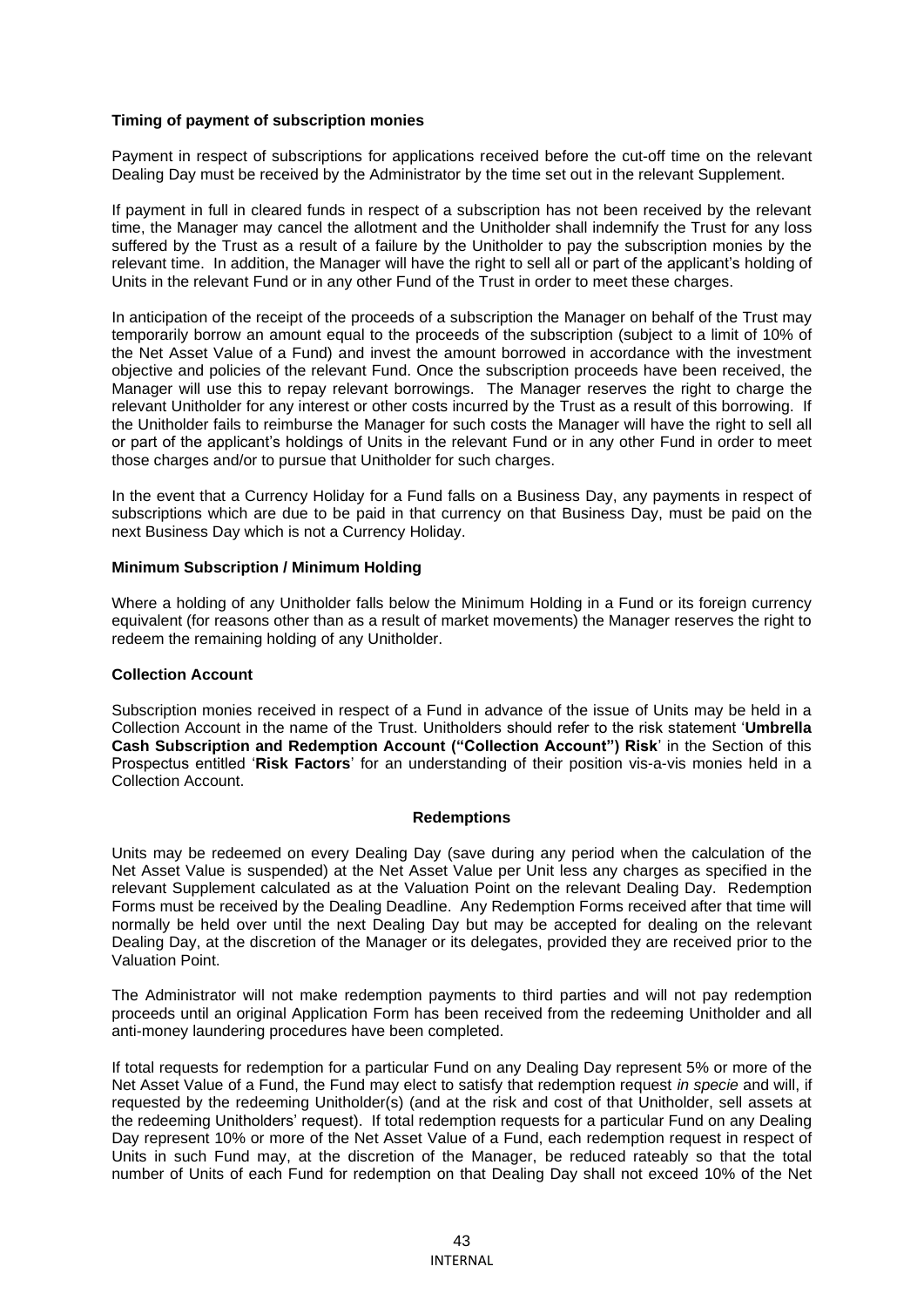**Timing of payment of subscription monies**

Payment in respect of subscriptions for applications received before the cut-off time on the relevant Dealing Day must be received by the Administrator by the time set out in the relevant Supplement.

If payment in full in cleared funds in respect of a subscription has not been received by the relevant time, the Manager may cancel the allotment and the Unitholder shall indemnify the Trust for any loss suffered by the Trust as a result of a failure by the Unitholder to pay the subscription monies by the relevant time. In addition, the Manager will have the right to sell all or part of the applicant's holding of Units in the relevant Fund or in any other Fund of the Trust in order to meet these charges.

In anticipation of the receipt of the proceeds of a subscription the Manager on behalf of the Trust may temporarily borrow an amount equal to the proceeds of the subscription (subject to a limit of 10% of the Net Asset Value of a Fund) and invest the amount borrowed in accordance with the investment objective and policies of the relevant Fund. Once the subscription proceeds have been received, the Manager will use this to repay relevant borrowings. The Manager reserves the right to charge the relevant Unitholder for any interest or other costs incurred by the Trust as a result of this borrowing. If the Unitholder fails to reimburse the Manager for such costs the Manager will have the right to sell all or part of the applicant's holdings of Units in the relevant Fund or in any other Fund in order to meet those charges and/or to pursue that Unitholder for such charges.

In the event that a Currency Holiday for a Fund falls on a Business Day, any payments in respect of subscriptions which are due to be paid in that currency on that Business Day, must be paid on the next Business Day which is not a Currency Holiday.

**Minimum Subscription / Minimum Holding**

Where a holding of any Unitholder falls below the Minimum Holding in a Fund or its foreign currency equivalent (for reasons other than as a result of market movements) the Manager reserves the right to redeem the remaining holding of any Unitholder.

**Collection Account**

Subscription monies received in respect of a Fund in advance of the issue of Units may be held in a Collection Account in the name of the Trust. Unitholders should refer to the risk statement '**Umbrella Cash Subscription and Redemption Account ("Collection Account") Risk**' in the Section of this Prospectus entitled '**Risk Factors**' for an understanding of their position vis-a-vis monies held in a Collection Account.

## Redemptions

Units may be redeemed on every Dealing Day (save during any period when the calculation of the Net Asset Value is suspended) at the Net Asset Value per Unit less any charges as specified in the relevant Supplement calculated as at the Valuation Point on the relevant Dealing Day. Redemption Forms must be received by the Dealing Deadline. Any Redemption Forms received after that time will normally be held over until the next Dealing Day but may be accepted for dealing on the relevant Dealing Day, at the discretion of the Manager or its delegates, provided they are received prior to the Valuation Point.

The Administrator will not make redemption payments to third parties and will not pay redemption proceeds until an original Application Form has been received from the redeeming Unitholder and all anti-money laundering procedures have been completed.

If total requests for redemption for a particular Fund on any Dealing Day represent 5% or more of the Net Asset Value of a Fund, the Fund may elect to satisfy that redemption request *in specie* and will, if requested by the redeeming Unitholder(s) (and at the risk and cost of that Unitholder, sell assets at the redeeming Unitholders' request). If total redemption requests for a particular Fund on any Dealing Day represent 10% or more of the Net Asset Value of a Fund, each redemption request in respect of Units in such Fund may, at the discretion of the Manager, be reduced rateably so that the total number of Units of each Fund for redemption on that Dealing Day shall not exceed 10% of the Net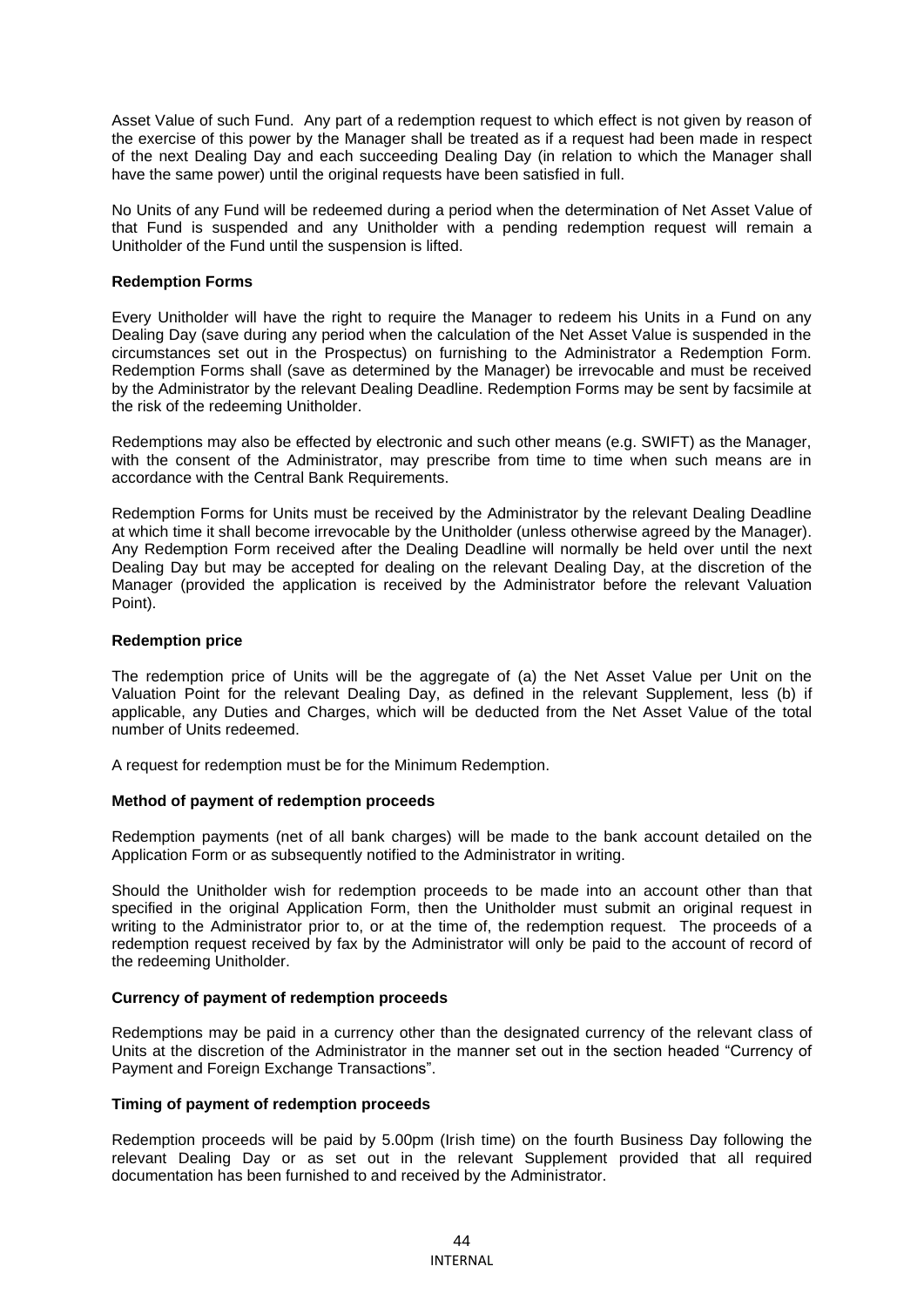Asset Value of such Fund. Any part of a redemption request to which effect is not given by reason of the exercise of this power by the Manager shall be treated as if a request had been made in respect of the next Dealing Day and each succeeding Dealing Day (in relation to which the Manager shall have the same power) until the original requests have been satisfied in full.

No Units of any Fund will be redeemed during a period when the determination of Net Asset Value of that Fund is suspended and any Unitholder with a pending redemption request will remain a Unitholder of the Fund until the suspension is lifted.

**Redemption Forms**

Every Unitholder will have the right to require the Manager to redeem his Units in a Fund on any Dealing Day (save during any period when the calculation of the Net Asset Value is suspended in the circumstances set out in the Prospectus) on furnishing to the Administrator a Redemption Form. Redemption Forms shall (save as determined by the Manager) be irrevocable and must be received by the Administrator by the relevant Dealing Deadline. Redemption Forms may be sent by facsimile at the risk of the redeeming Unitholder.

Redemptions may also be effected by electronic and such other means (e.g. SWIFT) as the Manager, with the consent of the Administrator, may prescribe from time to time when such means are in accordance with the Central Bank Requirements.

Redemption Forms for Units must be received by the Administrator by the relevant Dealing Deadline at which time it shall become irrevocable by the Unitholder (unless otherwise agreed by the Manager). Any Redemption Form received after the Dealing Deadline will normally be held over until the next Dealing Day but may be accepted for dealing on the relevant Dealing Day, at the discretion of the Manager (provided the application is received by the Administrator before the relevant Valuation Point).

**Redemption price**

The redemption price of Units will be the aggregate of (a) the Net Asset Value per Unit on the Valuation Point for the relevant Dealing Day, as defined in the relevant Supplement, less (b) if applicable, any Duties and Charges, which will be deducted from the Net Asset Value of the total number of Units redeemed.

A request for redemption must be for the Minimum Redemption.

**Method of payment of redemption proceeds**

Redemption payments (net of all bank charges) will be made to the bank account detailed on the Application Form or as subsequently notified to the Administrator in writing.

Should the Unitholder wish for redemption proceeds to be made into an account other than that specified in the original Application Form, then the Unitholder must submit an original request in writing to the Administrator prior to, or at the time of, the redemption request. The proceeds of a redemption request received by fax by the Administrator will only be paid to the account of record of the redeeming Unitholder.

**Currency of payment of redemption proceeds**

Redemptions may be paid in a currency other than the designated currency of the relevant class of Units at the discretion of the Administrator in the manner set out in the section headed "Currency of Payment and Foreign Exchange Transactions".

**Timing of payment of redemption proceeds**

Redemption proceeds will be paid by 5.00pm (Irish time) on the fourth Business Day following the relevant Dealing Day or as set out in the relevant Supplement provided that all required documentation has been furnished to and received by the Administrator.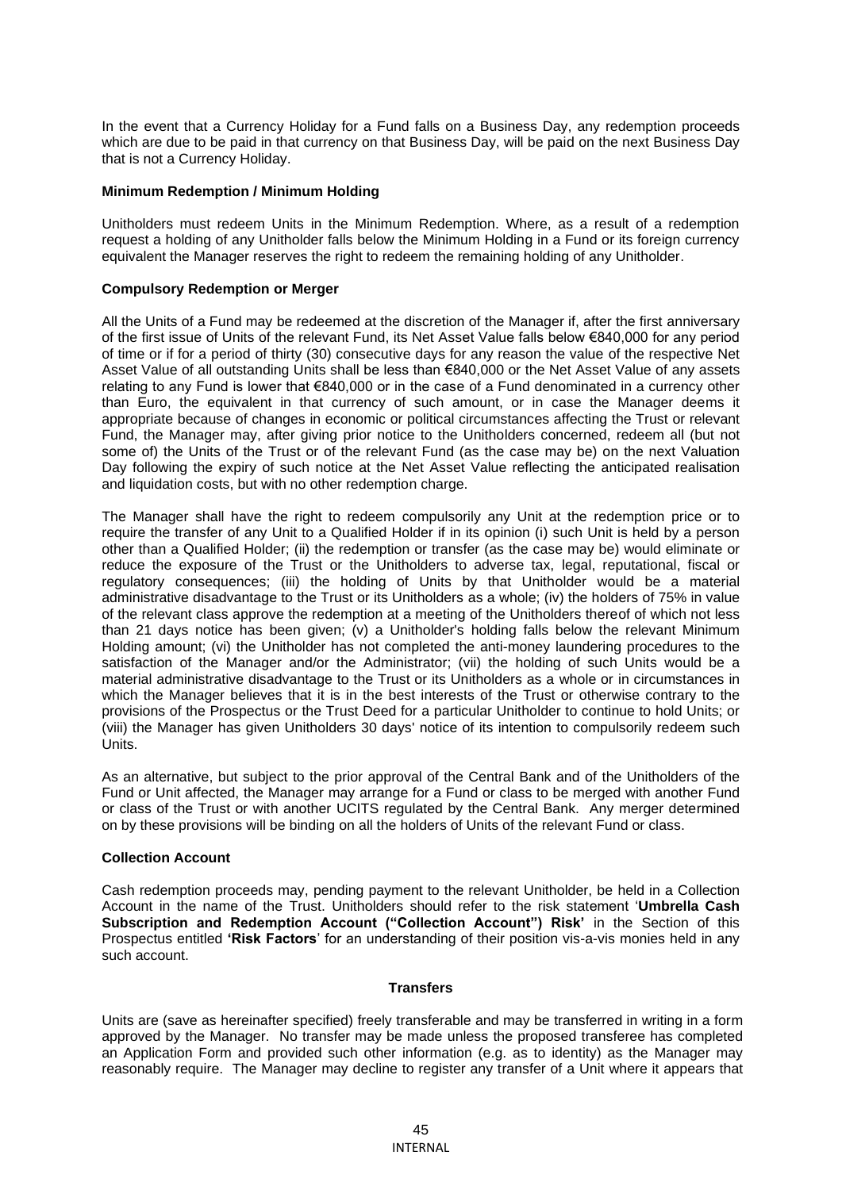In the event that a Currency Holiday for a Fund falls on a Business Day, any redemption proceeds which are due to be paid in that currency on that Business Day, will be paid on the next Business Day that is not a Currency Holiday.

**Minimum Redemption / Minimum Holding**

Unitholders must redeem Units in the Minimum Redemption. Where, as a result of a redemption request a holding of any Unitholder falls below the Minimum Holding in a Fund or its foreign currency equivalent the Manager reserves the right to redeem the remaining holding of any Unitholder.

**Compulsory Redemption or Merger**

All the Units of a Fund may be redeemed at the discretion of the Manager if, after the first anniversary of the first issue of Units of the relevant Fund, its Net Asset Value falls below €840,000 for any period of time or if for a period of thirty (30) consecutive days for any reason the value of the respective Net Asset Value of all outstanding Units shall be less than €840,000 or the Net Asset Value of any assets relating to any Fund is lower that €840,000 or in the case of a Fund denominated in a currency other than Euro, the equivalent in that currency of such amount, or in case the Manager deems it appropriate because of changes in economic or political circumstances affecting the Trust or relevant Fund, the Manager may, after giving prior notice to the Unitholders concerned, redeem all (but not some of) the Units of the Trust or of the relevant Fund (as the case may be) on the next Valuation Day following the expiry of such notice at the Net Asset Value reflecting the anticipated realisation and liquidation costs, but with no other redemption charge.

The Manager shall have the right to redeem compulsorily any Unit at the redemption price or to require the transfer of any Unit to a Qualified Holder if in its opinion (i) such Unit is held by a person other than a Qualified Holder; (ii) the redemption or transfer (as the case may be) would eliminate or reduce the exposure of the Trust or the Unitholders to adverse tax, legal, reputational, fiscal or regulatory consequences; (iii) the holding of Units by that Unitholder would be a material administrative disadvantage to the Trust or its Unitholders as a whole; (iv) the holders of 75% in value of the relevant class approve the redemption at a meeting of the Unitholders thereof of which not less than 21 days notice has been given; (v) a Unitholder's holding falls below the relevant Minimum Holding amount; (vi) the Unitholder has not completed the anti-money laundering procedures to the satisfaction of the Manager and/or the Administrator; (vii) the holding of such Units would be a material administrative disadvantage to the Trust or its Unitholders as a whole or in circumstances in which the Manager believes that it is in the best interests of the Trust or otherwise contrary to the provisions of the Prospectus or the Trust Deed for a particular Unitholder to continue to hold Units; or (viii) the Manager has given Unitholders 30 days' notice of its intention to compulsorily redeem such Units.

As an alternative, but subject to the prior approval of the Central Bank and of the Unitholders of the Fund or Unit affected, the Manager may arrange for a Fund or class to be merged with another Fund or class of the Trust or with another UCITS regulated by the Central Bank. Any merger determined on by these provisions will be binding on all the holders of Units of the relevant Fund or class.

**Collection Account**

Cash redemption proceeds may, pending payment to the relevant Unitholder, be held in a Collection Account in the name of the Trust. Unitholders should refer to the risk statement '**Umbrella Cash Subscription and Redemption Account ("Collection Account") Risk**' in the Section of this Prospectus entitled **'Risk Factors**' for an understanding of their position vis-a-vis monies held in any such account.

## Transfers

Units are (save as hereinafter specified) freely transferable and may be transferred in writing in a form approved by the Manager. No transfer may be made unless the proposed transferee has completed an Application Form and provided such other information (e.g. as to identity) as the Manager may reasonably require. The Manager may decline to register any transfer of a Unit where it appears that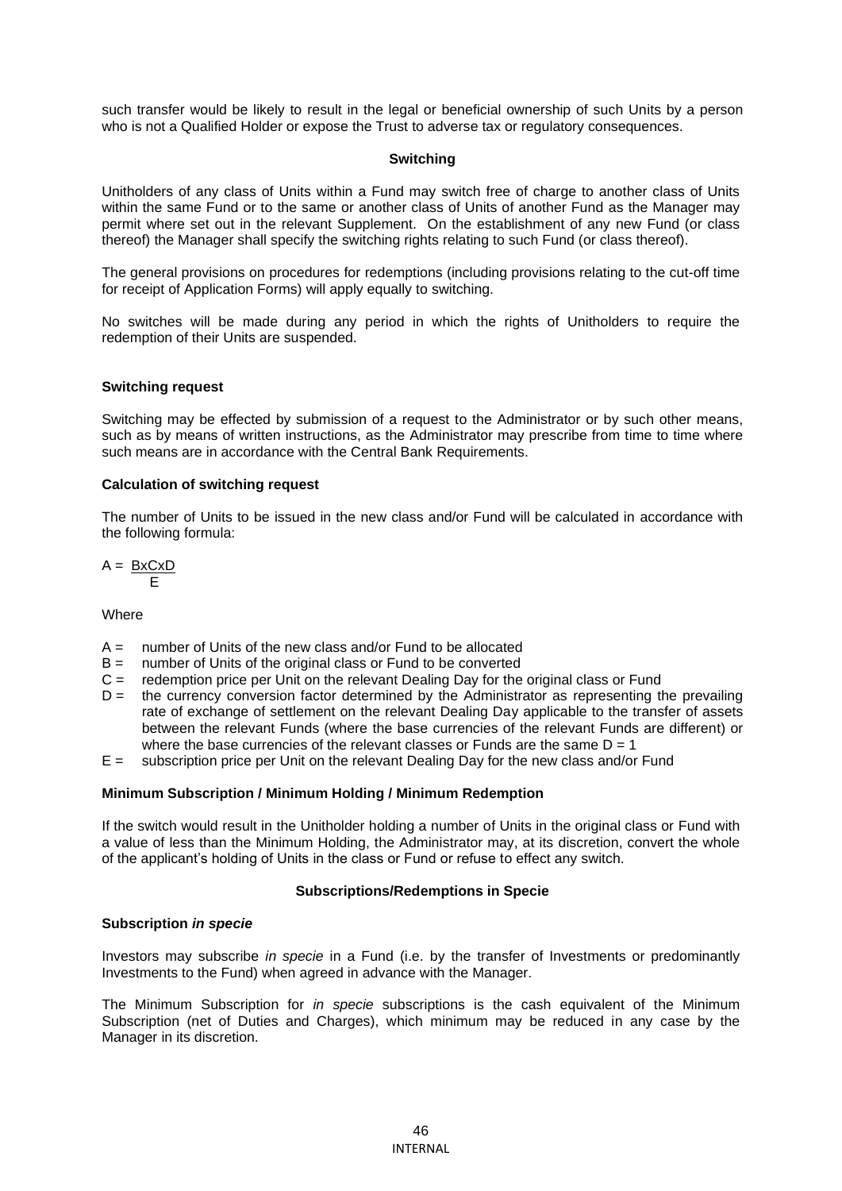such transfer would be likely to result in the legal or beneficial ownership of such Units by a person who is not a Qualified Holder or expose the Trust to adverse tax or regulatory consequences.

## Switching

Unitholders of any class of Units within a Fund may switch free of charge to another class of Units within the same Fund or to the same or another class of Units of another Fund as the Manager may permit where set out in the relevant Supplement. On the establishment of any new Fund (or class thereof) the Manager shall specify the switching rights relating to such Fund (or class thereof).

The general provisions on procedures for redemptions (including provisions relating to the cut-off time for receipt of Application Forms) will apply equally to switching.

No switches will be made during any period in which the rights of Unitholders to require the redemption of their Units are suspended.

### Switching request

Switching may be effected by submission of a request to the Administrator or by such other means, such as by means of written instructions, as the Administrator may prescribe from time to time where such means are in accordance with the Central Bank Requirements.

### Calculation of switching request

The number of Units to be issued in the new class and/or Fund will be calculated in accordance with the following formula:

$$A = \frac{BxCxD}{E}$$

Where

- A = number of Units of the new class and/or Fund to be allocated
- B = number of Units of the original class or Fund to be converted
- C = redemption price per Unit on the relevant Dealing Day for the original class or Fund
- D = the currency conversion factor determined by the Administrator as representing the prevailing rate of exchange of settlement on the relevant Dealing Day applicable to the transfer of assets between the relevant Funds (where the base currencies of the relevant Funds are different) or where the base currencies of the relevant classes or Funds are the same D = 1
- E = subscription price per Unit on the relevant Dealing Day for the new class and/or Fund

### Minimum Subscription / Minimum Holding / Minimum Redemption

If the switch would result in the Unitholder holding a number of Units in the original class or Fund with a value of less than the Minimum Holding, the Administrator may, at its discretion, convert the whole of the applicant's holding of Units in the class or Fund or refuse to effect any switch.

## Subscriptions/Redemptions in Specie

### Subscription *in specie*

Investors may subscribe *in specie* in a Fund (i.e. by the transfer of Investments or predominantly Investments to the Fund) when agreed in advance with the Manager.

The Minimum Subscription for *in specie* subscriptions is the cash equivalent of the Minimum Subscription (net of Duties and Charges), which minimum may be reduced in any case by the Manager in its discretion.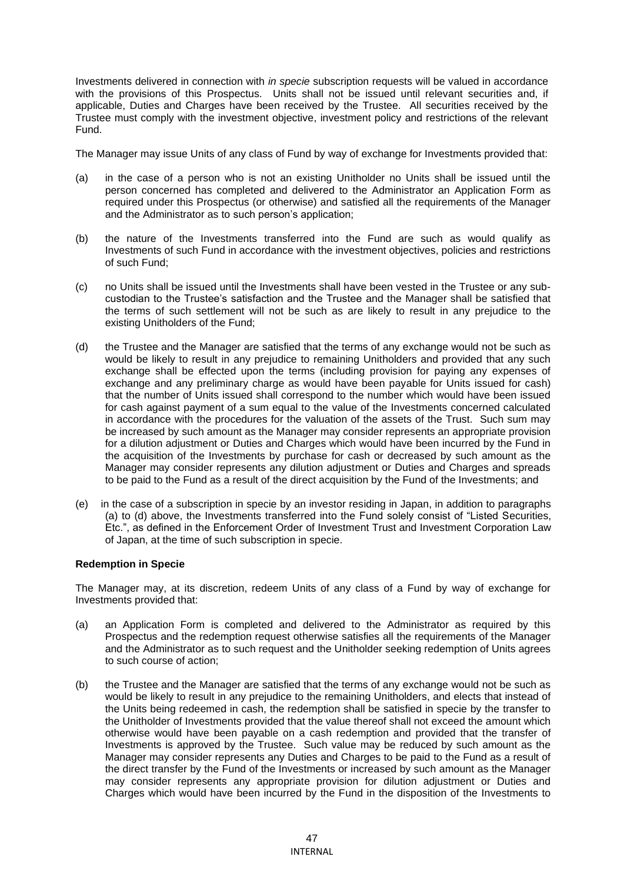Investments delivered in connection with *in specie* subscription requests will be valued in accordance with the provisions of this Prospectus. Units shall not be issued until relevant securities and, if applicable, Duties and Charges have been received by the Trustee. All securities received by the Trustee must comply with the investment objective, investment policy and restrictions of the relevant Fund.

The Manager may issue Units of any class of Fund by way of exchange for Investments provided that:

(a) in the case of a person who is not an existing Unitholder no Units shall be issued until the person concerned has completed and delivered to the Administrator an Application Form as required under this Prospectus (or otherwise) and satisfied all the requirements of the Manager and the Administrator as to such person's application;

(b) the nature of the Investments transferred into the Fund are such as would qualify as Investments of such Fund in accordance with the investment objectives, policies and restrictions of such Fund;

(c) no Units shall be issued until the Investments shall have been vested in the Trustee or any sub-custodian to the Trustee's satisfaction and the Trustee and the Manager shall be satisfied that the terms of such settlement will not be such as are likely to result in any prejudice to the existing Unitholders of the Fund;

(d) the Trustee and the Manager are satisfied that the terms of any exchange would not be such as would be likely to result in any prejudice to remaining Unitholders and provided that any such exchange shall be effected upon the terms (including provision for paying any expenses of exchange and any preliminary charge as would have been payable for Units issued for cash) that the number of Units issued shall correspond to the number which would have been issued for cash against payment of a sum equal to the value of the Investments concerned calculated in accordance with the procedures for the valuation of the assets of the Trust. Such sum may be increased by such amount as the Manager may consider represents an appropriate provision for a dilution adjustment or Duties and Charges which would have been incurred by the Fund in the acquisition of the Investments by purchase for cash or decreased by such amount as the Manager may consider represents any dilution adjustment or Duties and Charges and spreads to be paid to the Fund as a result of the direct acquisition by the Fund of the Investments; and

(e) in the case of a subscription in specie by an investor residing in Japan, in addition to paragraphs (a) to (d) above, the Investments transferred into the Fund solely consist of "Listed Securities, Etc.", as defined in the Enforcement Order of Investment Trust and Investment Corporation Law of Japan, at the time of such subscription in specie.

**Redemption in Specie**

The Manager may, at its discretion, redeem Units of any class of a Fund by way of exchange for Investments provided that:

(a) an Application Form is completed and delivered to the Administrator as required by this Prospectus and the redemption request otherwise satisfies all the requirements of the Manager and the Administrator as to such request and the Unitholder seeking redemption of Units agrees to such course of action;

(b) the Trustee and the Manager are satisfied that the terms of any exchange would not be such as would be likely to result in any prejudice to the remaining Unitholders, and elects that instead of the Units being redeemed in cash, the redemption shall be satisfied in specie by the transfer to the Unitholder of Investments provided that the value thereof shall not exceed the amount which otherwise would have been payable on a cash redemption and provided that the transfer of Investments is approved by the Trustee. Such value may be reduced by such amount as the Manager may consider represents any Duties and Charges to be paid to the Fund as a result of the direct transfer by the Fund of the Investments or increased by such amount as the Manager may consider represents any appropriate provision for dilution adjustment or Duties and Charges which would have been incurred by the Fund in the disposition of the Investments to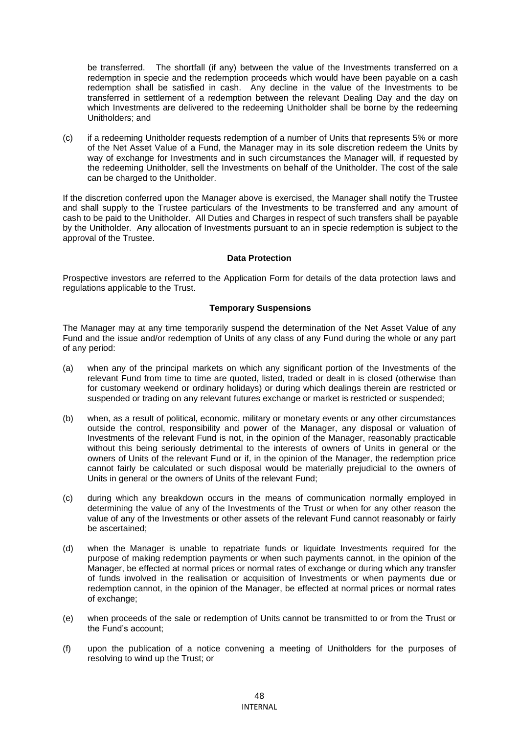be transferred. The shortfall (if any) between the value of the Investments transferred on a redemption in specie and the redemption proceeds which would have been payable on a cash redemption shall be satisfied in cash. Any decline in the value of the Investments to be transferred in settlement of a redemption between the relevant Dealing Day and the day on which Investments are delivered to the redeeming Unitholder shall be borne by the redeeming Unitholders; and

(c) if a redeeming Unitholder requests redemption of a number of Units that represents 5% or more of the Net Asset Value of a Fund, the Manager may in its sole discretion redeem the Units by way of exchange for Investments and in such circumstances the Manager will, if requested by the redeeming Unitholder, sell the Investments on behalf of the Unitholder. The cost of the sale can be charged to the Unitholder.

If the discretion conferred upon the Manager above is exercised, the Manager shall notify the Trustee and shall supply to the Trustee particulars of the Investments to be transferred and any amount of cash to be paid to the Unitholder. All Duties and Charges in respect of such transfers shall be payable by the Unitholder. Any allocation of Investments pursuant to an in specie redemption is subject to the approval of the Trustee.

**Data Protection**

Prospective investors are referred to the Application Form for details of the data protection laws and regulations applicable to the Trust.

**Temporary Suspensions**

The Manager may at any time temporarily suspend the determination of the Net Asset Value of any Fund and the issue and/or redemption of Units of any class of any Fund during the whole or any part of any period:

(a) when any of the principal markets on which any significant portion of the Investments of the relevant Fund from time to time are quoted, listed, traded or dealt in is closed (otherwise than for customary weekend or ordinary holidays) or during which dealings therein are restricted or suspended or trading on any relevant futures exchange or market is restricted or suspended;

(b) when, as a result of political, economic, military or monetary events or any other circumstances outside the control, responsibility and power of the Manager, any disposal or valuation of Investments of the relevant Fund is not, in the opinion of the Manager, reasonably practicable without this being seriously detrimental to the interests of owners of Units in general or the owners of Units of the relevant Fund or if, in the opinion of the Manager, the redemption price cannot fairly be calculated or such disposal would be materially prejudicial to the owners of Units in general or the owners of Units of the relevant Fund;

(c) during which any breakdown occurs in the means of communication normally employed in determining the value of any of the Investments of the Trust or when for any other reason the value of any of the Investments or other assets of the relevant Fund cannot reasonably or fairly be ascertained;

(d) when the Manager is unable to repatriate funds or liquidate Investments required for the purpose of making redemption payments or when such payments cannot, in the opinion of the Manager, be effected at normal prices or normal rates of exchange or during which any transfer of funds involved in the realisation or acquisition of Investments or when payments due or redemption cannot, in the opinion of the Manager, be effected at normal prices or normal rates of exchange;

(e) when proceeds of the sale or redemption of Units cannot be transmitted to or from the Trust or the Fund's account;

(f) upon the publication of a notice convening a meeting of Unitholders for the purposes of resolving to wind up the Trust; or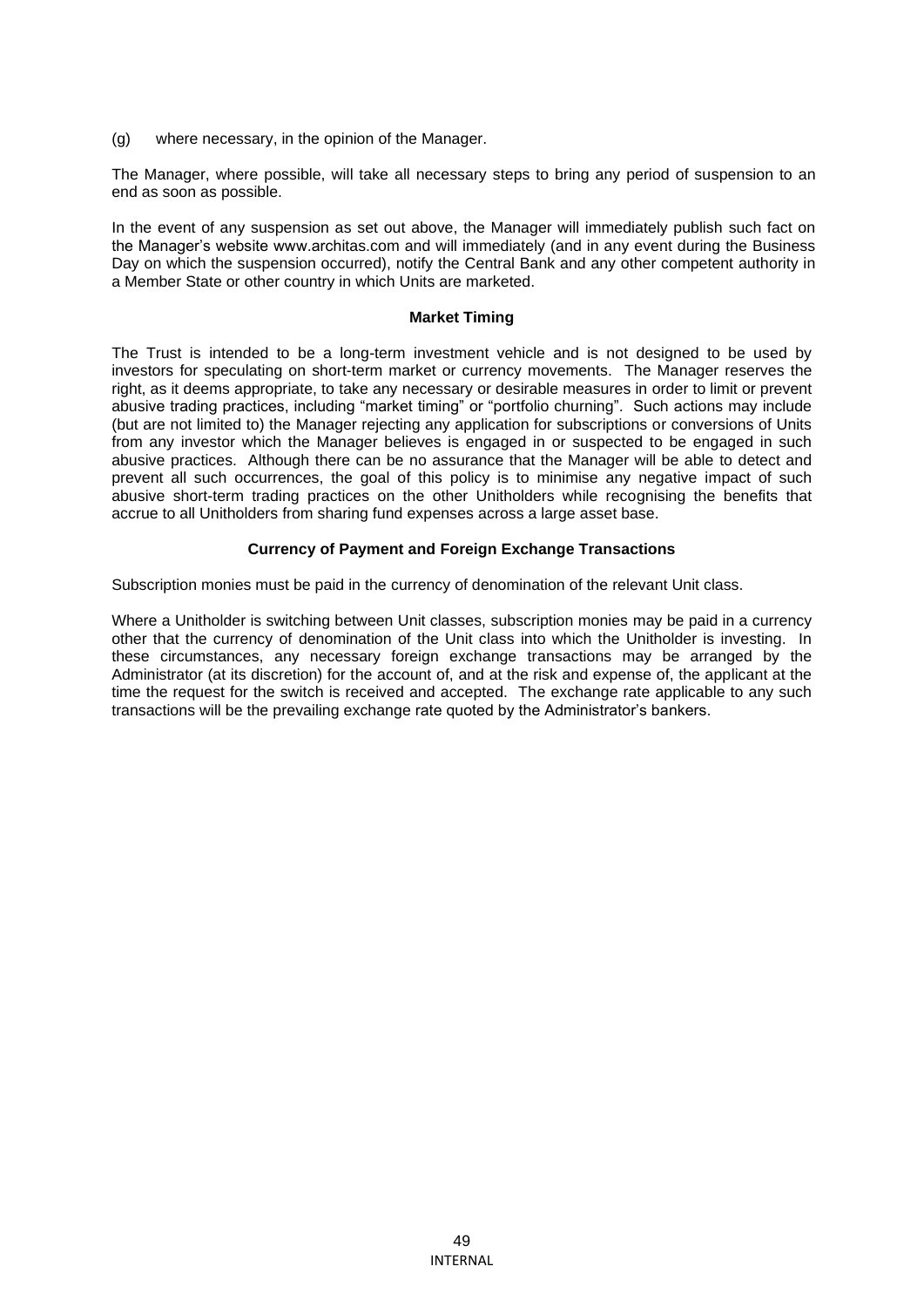(g) where necessary, in the opinion of the Manager.

The Manager, where possible, will take all necessary steps to bring any period of suspension to an end as soon as possible.

In the event of any suspension as set out above, the Manager will immediately publish such fact on the Manager's website www.architas.com and will immediately (and in any event during the Business Day on which the suspension occurred), notify the Central Bank and any other competent authority in a Member State or other country in which Units are marketed.

### Market Timing

The Trust is intended to be a long-term investment vehicle and is not designed to be used by investors for speculating on short-term market or currency movements. The Manager reserves the right, as it deems appropriate, to take any necessary or desirable measures in order to limit or prevent abusive trading practices, including "market timing" or "portfolio churning". Such actions may include (but are not limited to) the Manager rejecting any application for subscriptions or conversions of Units from any investor which the Manager believes is engaged in or suspected to be engaged in such abusive practices. Although there can be no assurance that the Manager will be able to detect and prevent all such occurrences, the goal of this policy is to minimise any negative impact of such abusive short-term trading practices on the other Unitholders while recognising the benefits that accrue to all Unitholders from sharing fund expenses across a large asset base.

### Currency of Payment and Foreign Exchange Transactions

Subscription monies must be paid in the currency of denomination of the relevant Unit class.

Where a Unitholder is switching between Unit classes, subscription monies may be paid in a currency other that the currency of denomination of the Unit class into which the Unitholder is investing. In these circumstances, any necessary foreign exchange transactions may be arranged by the Administrator (at its discretion) for the account of, and at the risk and expense of, the applicant at the time the request for the switch is received and accepted. The exchange rate applicable to any such transactions will be the prevailing exchange rate quoted by the Administrator's bankers.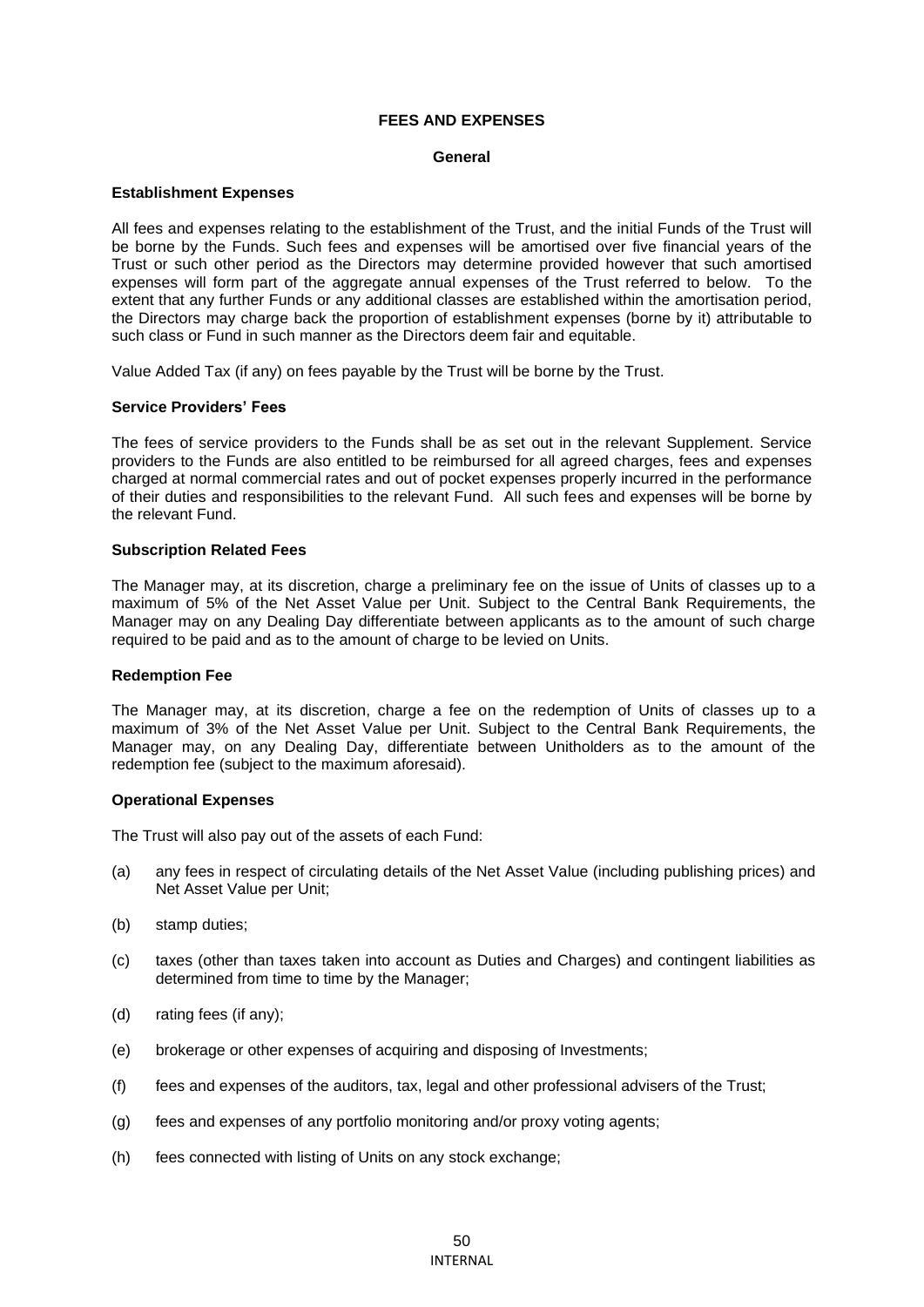## FEES AND EXPENSES

### General

**Establishment Expenses**

All fees and expenses relating to the establishment of the Trust, and the initial Funds of the Trust will be borne by the Funds. Such fees and expenses will be amortised over five financial years of the Trust or such other period as the Directors may determine provided however that such amortised expenses will form part of the aggregate annual expenses of the Trust referred to below. To the extent that any further Funds or any additional classes are established within the amortisation period, the Directors may charge back the proportion of establishment expenses (borne by it) attributable to such class or Fund in such manner as the Directors deem fair and equitable.

Value Added Tax (if any) on fees payable by the Trust will be borne by the Trust.

**Service Providers' Fees**

The fees of service providers to the Funds shall be as set out in the relevant Supplement. Service providers to the Funds are also entitled to be reimbursed for all agreed charges, fees and expenses charged at normal commercial rates and out of pocket expenses properly incurred in the performance of their duties and responsibilities to the relevant Fund. All such fees and expenses will be borne by the relevant Fund.

**Subscription Related Fees**

The Manager may, at its discretion, charge a preliminary fee on the issue of Units of classes up to a maximum of 5% of the Net Asset Value per Unit. Subject to the Central Bank Requirements, the Manager may on any Dealing Day differentiate between applicants as to the amount of such charge required to be paid and as to the amount of charge to be levied on Units.

**Redemption Fee**

The Manager may, at its discretion, charge a fee on the redemption of Units of classes up to a maximum of 3% of the Net Asset Value per Unit. Subject to the Central Bank Requirements, the Manager may, on any Dealing Day, differentiate between Unitholders as to the amount of the redemption fee (subject to the maximum aforesaid).

**Operational Expenses**

The Trust will also pay out of the assets of each Fund:

(a) any fees in respect of circulating details of the Net Asset Value (including publishing prices) and Net Asset Value per Unit;

(b) stamp duties;

(c) taxes (other than taxes taken into account as Duties and Charges) and contingent liabilities as determined from time to time by the Manager;

(d) rating fees (if any);

(e) brokerage or other expenses of acquiring and disposing of Investments;

(f) fees and expenses of the auditors, tax, legal and other professional advisers of the Trust;

(g) fees and expenses of any portfolio monitoring and/or proxy voting agents;

(h) fees connected with listing of Units on any stock exchange;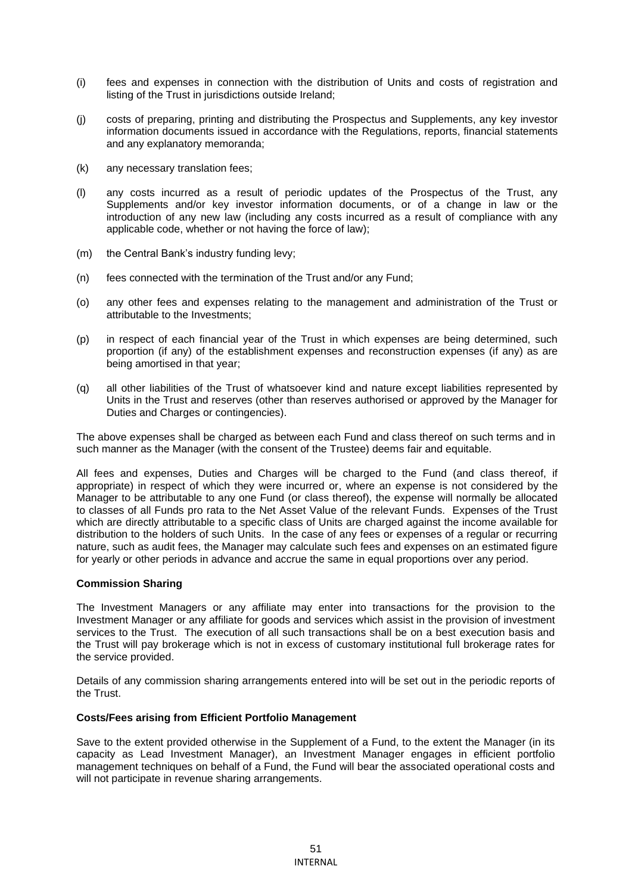(i) fees and expenses in connection with the distribution of Units and costs of registration and listing of the Trust in jurisdictions outside Ireland;

(j) costs of preparing, printing and distributing the Prospectus and Supplements, any key investor information documents issued in accordance with the Regulations, reports, financial statements and any explanatory memoranda;

(k) any necessary translation fees;

(l) any costs incurred as a result of periodic updates of the Prospectus of the Trust, any Supplements and/or key investor information documents, or of a change in law or the introduction of any new law (including any costs incurred as a result of compliance with any applicable code, whether or not having the force of law);

(m) the Central Bank's industry funding levy;

(n) fees connected with the termination of the Trust and/or any Fund;

(o) any other fees and expenses relating to the management and administration of the Trust or attributable to the Investments;

(p) in respect of each financial year of the Trust in which expenses are being determined, such proportion (if any) of the establishment expenses and reconstruction expenses (if any) as are being amortised in that year;

(q) all other liabilities of the Trust of whatsoever kind and nature except liabilities represented by Units in the Trust and reserves (other than reserves authorised or approved by the Manager for Duties and Charges or contingencies).

The above expenses shall be charged as between each Fund and class thereof on such terms and in such manner as the Manager (with the consent of the Trustee) deems fair and equitable.

All fees and expenses, Duties and Charges will be charged to the Fund (and class thereof, if appropriate) in respect of which they were incurred or, where an expense is not considered by the Manager to be attributable to any one Fund (or class thereof), the expense will normally be allocated to classes of all Funds pro rata to the Net Asset Value of the relevant Funds. Expenses of the Trust which are directly attributable to a specific class of Units are charged against the income available for distribution to the holders of such Units. In the case of any fees or expenses of a regular or recurring nature, such as audit fees, the Manager may calculate such fees and expenses on an estimated figure for yearly or other periods in advance and accrue the same in equal proportions over any period.

**Commission Sharing**

The Investment Managers or any affiliate may enter into transactions for the provision to the Investment Manager or any affiliate for goods and services which assist in the provision of investment services to the Trust. The execution of all such transactions shall be on a best execution basis and the Trust will pay brokerage which is not in excess of customary institutional full brokerage rates for the service provided.

Details of any commission sharing arrangements entered into will be set out in the periodic reports of the Trust.

**Costs/Fees arising from Efficient Portfolio Management**

Save to the extent provided otherwise in the Supplement of a Fund, to the extent the Manager (in its capacity as Lead Investment Manager), an Investment Manager engages in efficient portfolio management techniques on behalf of a Fund, the Fund will bear the associated operational costs and will not participate in revenue sharing arrangements.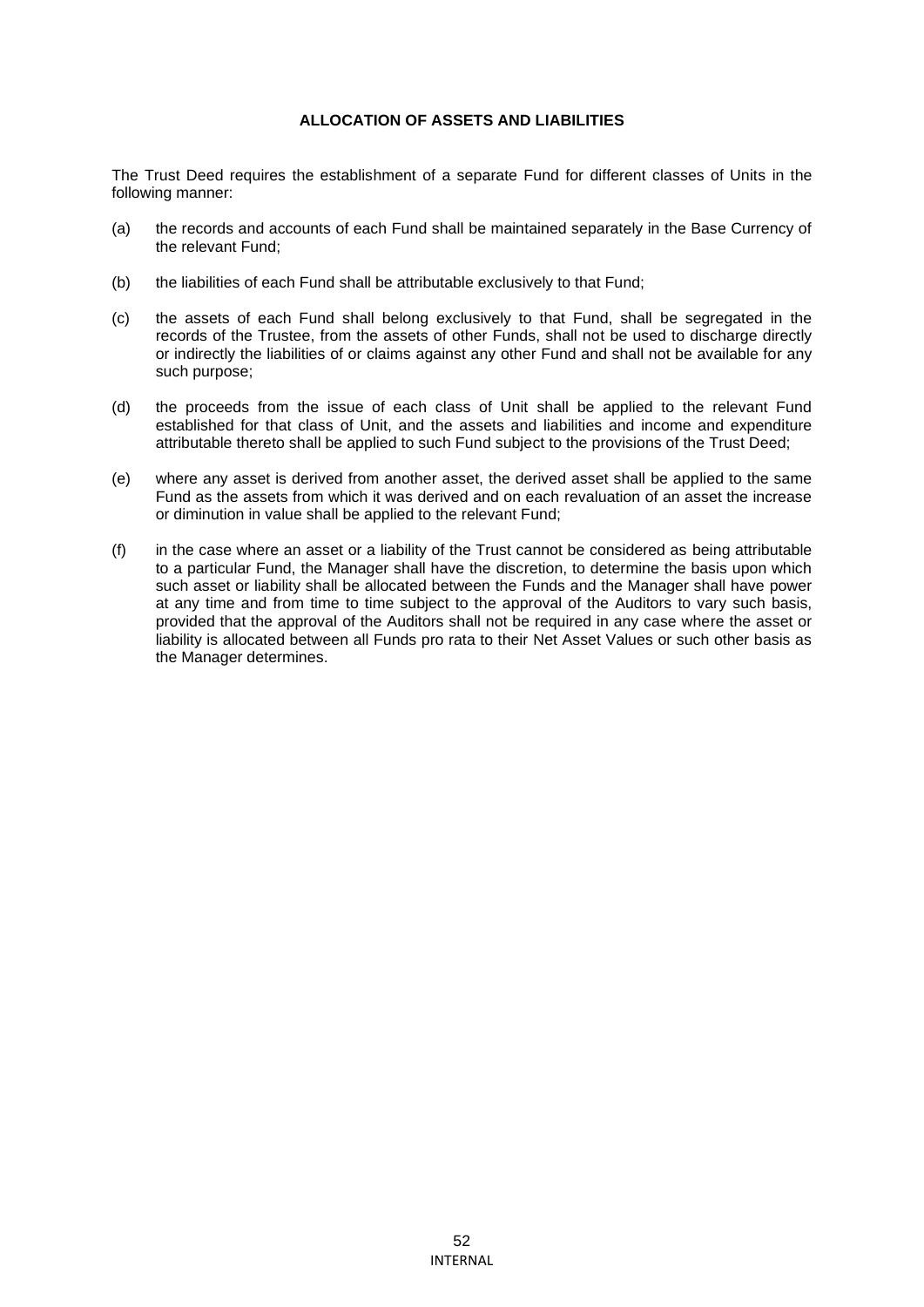## ALLOCATION OF ASSETS AND LIABILITIES

The Trust Deed requires the establishment of a separate Fund for different classes of Units in the following manner:

(a) the records and accounts of each Fund shall be maintained separately in the Base Currency of the relevant Fund;

(b) the liabilities of each Fund shall be attributable exclusively to that Fund;

(c) the assets of each Fund shall belong exclusively to that Fund, shall be segregated in the records of the Trustee, from the assets of other Funds, shall not be used to discharge directly or indirectly the liabilities of or claims against any other Fund and shall not be available for any such purpose;

(d) the proceeds from the issue of each class of Unit shall be applied to the relevant Fund established for that class of Unit, and the assets and liabilities and income and expenditure attributable thereto shall be applied to such Fund subject to the provisions of the Trust Deed;

(e) where any asset is derived from another asset, the derived asset shall be applied to the same Fund as the assets from which it was derived and on each revaluation of an asset the increase or diminution in value shall be applied to the relevant Fund;

(f) in the case where an asset or a liability of the Trust cannot be considered as being attributable to a particular Fund, the Manager shall have the discretion, to determine the basis upon which such asset or liability shall be allocated between the Funds and the Manager shall have power at any time and from time to time subject to the approval of the Auditors to vary such basis, provided that the approval of the Auditors shall not be required in any case where the asset or liability is allocated between all Funds pro rata to their Net Asset Values or such other basis as the Manager determines.

INTERNAL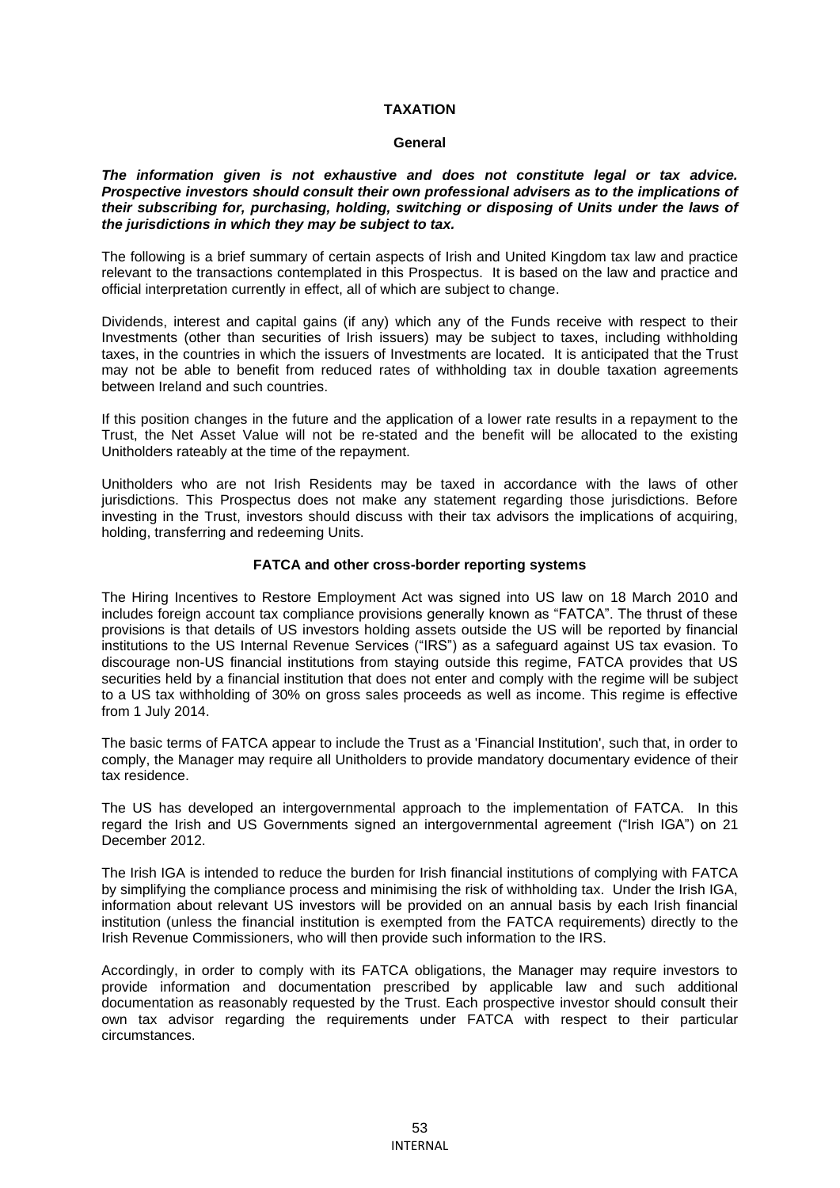# TAXATION

## General

***The information given is not exhaustive and does not constitute legal or tax advice. Prospective investors should consult their own professional advisers as to the implications of their subscribing for, purchasing, holding, switching or disposing of Units under the laws of the jurisdictions in which they may be subject to tax.***

The following is a brief summary of certain aspects of Irish and United Kingdom tax law and practice relevant to the transactions contemplated in this Prospectus. It is based on the law and practice and official interpretation currently in effect, all of which are subject to change.

Dividends, interest and capital gains (if any) which any of the Funds receive with respect to their Investments (other than securities of Irish issuers) may be subject to taxes, including withholding taxes, in the countries in which the issuers of Investments are located. It is anticipated that the Trust may not be able to benefit from reduced rates of withholding tax in double taxation agreements between Ireland and such countries.

If this position changes in the future and the application of a lower rate results in a repayment to the Trust, the Net Asset Value will not be re-stated and the benefit will be allocated to the existing Unitholders rateably at the time of the repayment.

Unitholders who are not Irish Residents may be taxed in accordance with the laws of other jurisdictions. This Prospectus does not make any statement regarding those jurisdictions. Before investing in the Trust, investors should discuss with their tax advisors the implications of acquiring, holding, transferring and redeeming Units.

## FATCA and other cross-border reporting systems

The Hiring Incentives to Restore Employment Act was signed into US law on 18 March 2010 and includes foreign account tax compliance provisions generally known as "FATCA". The thrust of these provisions is that details of US investors holding assets outside the US will be reported by financial institutions to the US Internal Revenue Services ("IRS") as a safeguard against US tax evasion. To discourage non-US financial institutions from staying outside this regime, FATCA provides that US securities held by a financial institution that does not enter and comply with the regime will be subject to a US tax withholding of 30% on gross sales proceeds as well as income. This regime is effective from 1 July 2014.

The basic terms of FATCA appear to include the Trust as a 'Financial Institution', such that, in order to comply, the Manager may require all Unitholders to provide mandatory documentary evidence of their tax residence.

The US has developed an intergovernmental approach to the implementation of FATCA. In this regard the Irish and US Governments signed an intergovernmental agreement ("Irish IGA") on 21 December 2012.

The Irish IGA is intended to reduce the burden for Irish financial institutions of complying with FATCA by simplifying the compliance process and minimising the risk of withholding tax. Under the Irish IGA, information about relevant US investors will be provided on an annual basis by each Irish financial institution (unless the financial institution is exempted from the FATCA requirements) directly to the Irish Revenue Commissioners, who will then provide such information to the IRS.

Accordingly, in order to comply with its FATCA obligations, the Manager may require investors to provide information and documentation prescribed by applicable law and such additional documentation as reasonably requested by the Trust. Each prospective investor should consult their own tax advisor regarding the requirements under FATCA with respect to their particular circumstances.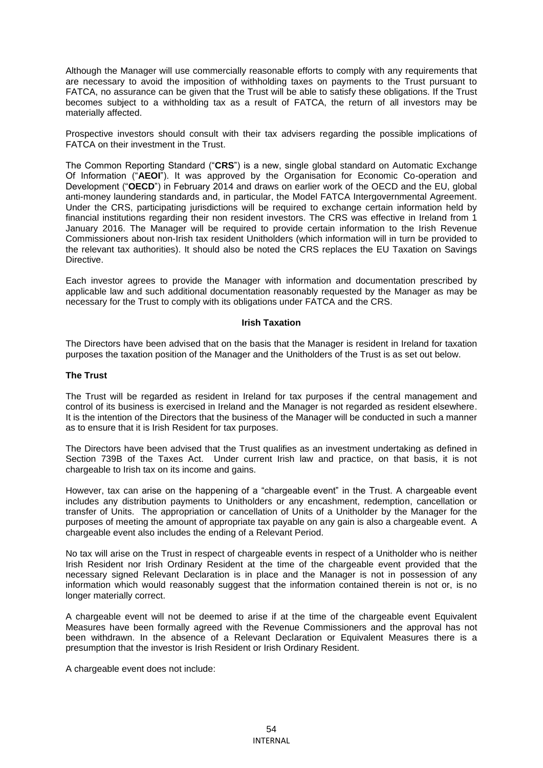Although the Manager will use commercially reasonable efforts to comply with any requirements that are necessary to avoid the imposition of withholding taxes on payments to the Trust pursuant to FATCA, no assurance can be given that the Trust will be able to satisfy these obligations. If the Trust becomes subject to a withholding tax as a result of FATCA, the return of all investors may be materially affected.

Prospective investors should consult with their tax advisers regarding the possible implications of FATCA on their investment in the Trust.

The Common Reporting Standard ("**CRS**") is a new, single global standard on Automatic Exchange Of Information ("**AEOI**"). It was approved by the Organisation for Economic Co-operation and Development ("**OECD**") in February 2014 and draws on earlier work of the OECD and the EU, global anti-money laundering standards and, in particular, the Model FATCA Intergovernmental Agreement. Under the CRS, participating jurisdictions will be required to exchange certain information held by financial institutions regarding their non resident investors. The CRS was effective in Ireland from 1 January 2016. The Manager will be required to provide certain information to the Irish Revenue Commissioners about non-Irish tax resident Unitholders (which information will in turn be provided to the relevant tax authorities). It should also be noted the CRS replaces the EU Taxation on Savings Directive.

Each investor agrees to provide the Manager with information and documentation prescribed by applicable law and such additional documentation reasonably requested by the Manager as may be necessary for the Trust to comply with its obligations under FATCA and the CRS.

## Irish Taxation

The Directors have been advised that on the basis that the Manager is resident in Ireland for taxation purposes the taxation position of the Manager and the Unitholders of the Trust is as set out below.

### The Trust

The Trust will be regarded as resident in Ireland for tax purposes if the central management and control of its business is exercised in Ireland and the Manager is not regarded as resident elsewhere. It is the intention of the Directors that the business of the Manager will be conducted in such a manner as to ensure that it is Irish Resident for tax purposes.

The Directors have been advised that the Trust qualifies as an investment undertaking as defined in Section 739B of the Taxes Act. Under current Irish law and practice, on that basis, it is not chargeable to Irish tax on its income and gains.

However, tax can arise on the happening of a "chargeable event" in the Trust. A chargeable event includes any distribution payments to Unitholders or any encashment, redemption, cancellation or transfer of Units. The appropriation or cancellation of Units of a Unitholder by the Manager for the purposes of meeting the amount of appropriate tax payable on any gain is also a chargeable event. A chargeable event also includes the ending of a Relevant Period.

No tax will arise on the Trust in respect of chargeable events in respect of a Unitholder who is neither Irish Resident nor Irish Ordinary Resident at the time of the chargeable event provided that the necessary signed Relevant Declaration is in place and the Manager is not in possession of any information which would reasonably suggest that the information contained therein is not or, is no longer materially correct.

A chargeable event will not be deemed to arise if at the time of the chargeable event Equivalent Measures have been formally agreed with the Revenue Commissioners and the approval has not been withdrawn. In the absence of a Relevant Declaration or Equivalent Measures there is a presumption that the investor is Irish Resident or Irish Ordinary Resident.

A chargeable event does not include: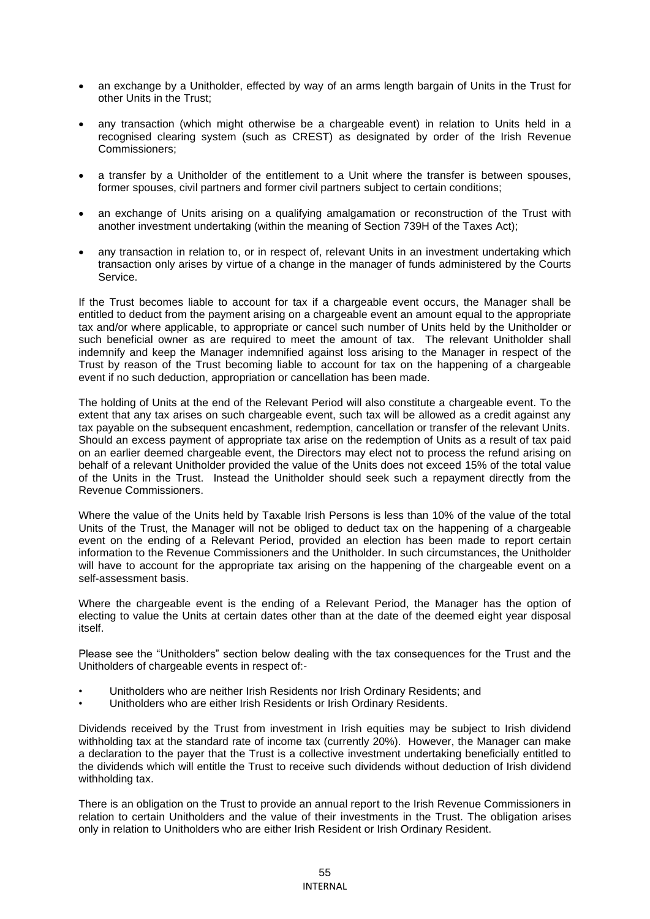- an exchange by a Unitholder, effected by way of an arms length bargain of Units in the Trust for other Units in the Trust;

- any transaction (which might otherwise be a chargeable event) in relation to Units held in a recognised clearing system (such as CREST) as designated by order of the Irish Revenue Commissioners;

- a transfer by a Unitholder of the entitlement to a Unit where the transfer is between spouses, former spouses, civil partners and former civil partners subject to certain conditions;

- an exchange of Units arising on a qualifying amalgamation or reconstruction of the Trust with another investment undertaking (within the meaning of Section 739H of the Taxes Act);

- any transaction in relation to, or in respect of, relevant Units in an investment undertaking which transaction only arises by virtue of a change in the manager of funds administered by the Courts Service.

If the Trust becomes liable to account for tax if a chargeable event occurs, the Manager shall be entitled to deduct from the payment arising on a chargeable event an amount equal to the appropriate tax and/or where applicable, to appropriate or cancel such number of Units held by the Unitholder or such beneficial owner as are required to meet the amount of tax. The relevant Unitholder shall indemnify and keep the Manager indemnified against loss arising to the Manager in respect of the Trust by reason of the Trust becoming liable to account for tax on the happening of a chargeable event if no such deduction, appropriation or cancellation has been made.

The holding of Units at the end of the Relevant Period will also constitute a chargeable event. To the extent that any tax arises on such chargeable event, such tax will be allowed as a credit against any tax payable on the subsequent encashment, redemption, cancellation or transfer of the relevant Units. Should an excess payment of appropriate tax arise on the redemption of Units as a result of tax paid on an earlier deemed chargeable event, the Directors may elect not to process the refund arising on behalf of a relevant Unitholder provided the value of the Units does not exceed 15% of the total value of the Units in the Trust. Instead the Unitholder should seek such a repayment directly from the Revenue Commissioners.

Where the value of the Units held by Taxable Irish Persons is less than 10% of the value of the total Units of the Trust, the Manager will not be obliged to deduct tax on the happening of a chargeable event on the ending of a Relevant Period, provided an election has been made to report certain information to the Revenue Commissioners and the Unitholder. In such circumstances, the Unitholder will have to account for the appropriate tax arising on the happening of the chargeable event on a self-assessment basis.

Where the chargeable event is the ending of a Relevant Period, the Manager has the option of electing to value the Units at certain dates other than at the date of the deemed eight year disposal itself.

Please see the "Unitholders" section below dealing with the tax consequences for the Trust and the Unitholders of chargeable events in respect of:-

- Unitholders who are neither Irish Residents nor Irish Ordinary Residents; and
- Unitholders who are either Irish Residents or Irish Ordinary Residents.

Dividends received by the Trust from investment in Irish equities may be subject to Irish dividend withholding tax at the standard rate of income tax (currently 20%). However, the Manager can make a declaration to the payer that the Trust is a collective investment undertaking beneficially entitled to the dividends which will entitle the Trust to receive such dividends without deduction of Irish dividend withholding tax.

There is an obligation on the Trust to provide an annual report to the Irish Revenue Commissioners in relation to certain Unitholders and the value of their investments in the Trust. The obligation arises only in relation to Unitholders who are either Irish Resident or Irish Ordinary Resident.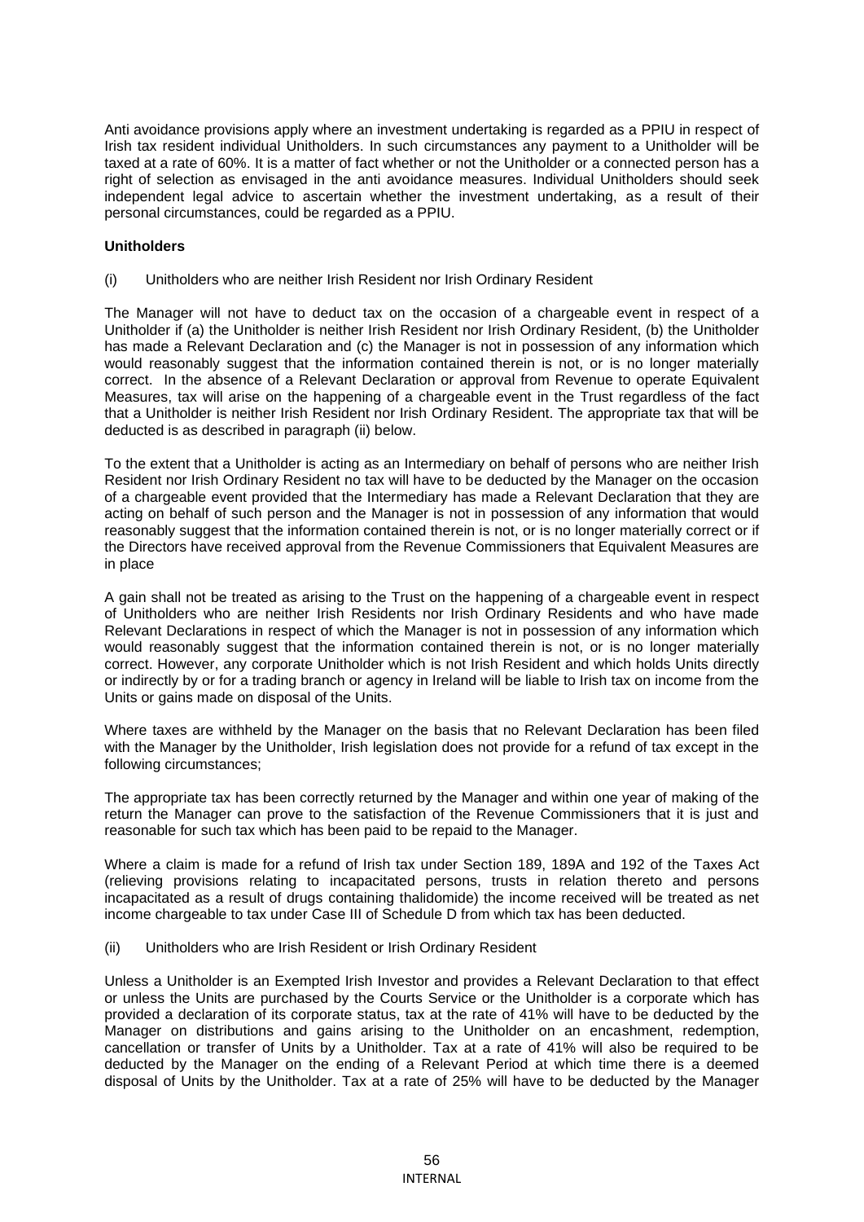Anti avoidance provisions apply where an investment undertaking is regarded as a PPIU in respect of Irish tax resident individual Unitholders. In such circumstances any payment to a Unitholder will be taxed at a rate of 60%. It is a matter of fact whether or not the Unitholder or a connected person has a right of selection as envisaged in the anti avoidance measures. Individual Unitholders should seek independent legal advice to ascertain whether the investment undertaking, as a result of their personal circumstances, could be regarded as a PPIU.

**Unitholders**

(i) Unitholders who are neither Irish Resident nor Irish Ordinary Resident

The Manager will not have to deduct tax on the occasion of a chargeable event in respect of a Unitholder if (a) the Unitholder is neither Irish Resident nor Irish Ordinary Resident, (b) the Unitholder has made a Relevant Declaration and (c) the Manager is not in possession of any information which would reasonably suggest that the information contained therein is not, or is no longer materially correct. In the absence of a Relevant Declaration or approval from Revenue to operate Equivalent Measures, tax will arise on the happening of a chargeable event in the Trust regardless of the fact that a Unitholder is neither Irish Resident nor Irish Ordinary Resident. The appropriate tax that will be deducted is as described in paragraph (ii) below.

To the extent that a Unitholder is acting as an Intermediary on behalf of persons who are neither Irish Resident nor Irish Ordinary Resident no tax will have to be deducted by the Manager on the occasion of a chargeable event provided that the Intermediary has made a Relevant Declaration that they are acting on behalf of such person and the Manager is not in possession of any information that would reasonably suggest that the information contained therein is not, or is no longer materially correct or if the Directors have received approval from the Revenue Commissioners that Equivalent Measures are in place

A gain shall not be treated as arising to the Trust on the happening of a chargeable event in respect of Unitholders who are neither Irish Residents nor Irish Ordinary Residents and who have made Relevant Declarations in respect of which the Manager is not in possession of any information which would reasonably suggest that the information contained therein is not, or is no longer materially correct. However, any corporate Unitholder which is not Irish Resident and which holds Units directly or indirectly by or for a trading branch or agency in Ireland will be liable to Irish tax on income from the Units or gains made on disposal of the Units.

Where taxes are withheld by the Manager on the basis that no Relevant Declaration has been filed with the Manager by the Unitholder, Irish legislation does not provide for a refund of tax except in the following circumstances;

The appropriate tax has been correctly returned by the Manager and within one year of making of the return the Manager can prove to the satisfaction of the Revenue Commissioners that it is just and reasonable for such tax which has been paid to be repaid to the Manager.

Where a claim is made for a refund of Irish tax under Section 189, 189A and 192 of the Taxes Act (relieving provisions relating to incapacitated persons, trusts in relation thereto and persons incapacitated as a result of drugs containing thalidomide) the income received will be treated as net income chargeable to tax under Case III of Schedule D from which tax has been deducted.

(ii) Unitholders who are Irish Resident or Irish Ordinary Resident

Unless a Unitholder is an Exempted Irish Investor and provides a Relevant Declaration to that effect or unless the Units are purchased by the Courts Service or the Unitholder is a corporate which has provided a declaration of its corporate status, tax at the rate of 41% will have to be deducted by the Manager on distributions and gains arising to the Unitholder on an encashment, redemption, cancellation or transfer of Units by a Unitholder. Tax at a rate of 41% will also be required to be deducted by the Manager on the ending of a Relevant Period at which time there is a deemed disposal of Units by the Unitholder. Tax at a rate of 25% will have to be deducted by the Manager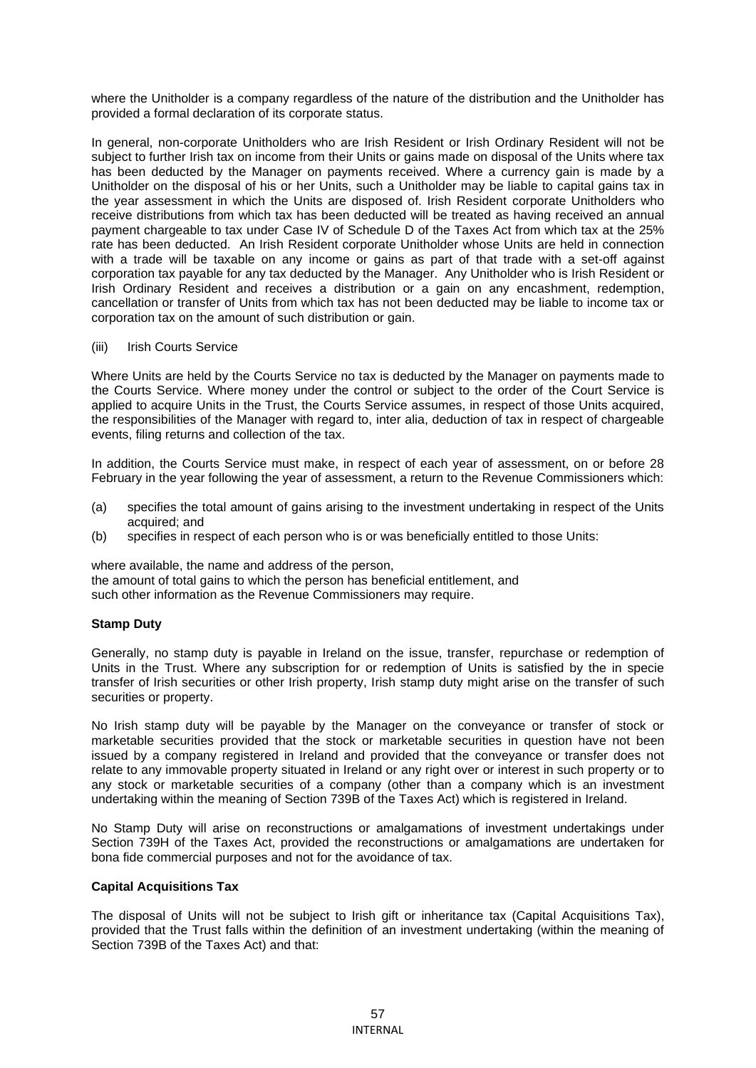where the Unitholder is a company regardless of the nature of the distribution and the Unitholder has provided a formal declaration of its corporate status.

In general, non-corporate Unitholders who are Irish Resident or Irish Ordinary Resident will not be subject to further Irish tax on income from their Units or gains made on disposal of the Units where tax has been deducted by the Manager on payments received. Where a currency gain is made by a Unitholder on the disposal of his or her Units, such a Unitholder may be liable to capital gains tax in the year assessment in which the Units are disposed of. Irish Resident corporate Unitholders who receive distributions from which tax has been deducted will be treated as having received an annual payment chargeable to tax under Case IV of Schedule D of the Taxes Act from which tax at the 25% rate has been deducted. An Irish Resident corporate Unitholder whose Units are held in connection with a trade will be taxable on any income or gains as part of that trade with a set-off against corporation tax payable for any tax deducted by the Manager. Any Unitholder who is Irish Resident or Irish Ordinary Resident and receives a distribution or a gain on any encashment, redemption, cancellation or transfer of Units from which tax has not been deducted may be liable to income tax or corporation tax on the amount of such distribution or gain.

(iii) Irish Courts Service

Where Units are held by the Courts Service no tax is deducted by the Manager on payments made to the Courts Service. Where money under the control or subject to the order of the Court Service is applied to acquire Units in the Trust, the Courts Service assumes, in respect of those Units acquired, the responsibilities of the Manager with regard to, inter alia, deduction of tax in respect of chargeable events, filing returns and collection of the tax.

In addition, the Courts Service must make, in respect of each year of assessment, on or before 28 February in the year following the year of assessment, a return to the Revenue Commissioners which:

(a) specifies the total amount of gains arising to the investment undertaking in respect of the Units acquired; and
(b) specifies in respect of each person who is or was beneficially entitled to those Units:

where available, the name and address of the person,
the amount of total gains to which the person has beneficial entitlement, and
such other information as the Revenue Commissioners may require.

**Stamp Duty**

Generally, no stamp duty is payable in Ireland on the issue, transfer, repurchase or redemption of Units in the Trust. Where any subscription for or redemption of Units is satisfied by the in specie transfer of Irish securities or other Irish property, Irish stamp duty might arise on the transfer of such securities or property.

No Irish stamp duty will be payable by the Manager on the conveyance or transfer of stock or marketable securities provided that the stock or marketable securities in question have not been issued by a company registered in Ireland and provided that the conveyance or transfer does not relate to any immovable property situated in Ireland or any right over or interest in such property or to any stock or marketable securities of a company (other than a company which is an investment undertaking within the meaning of Section 739B of the Taxes Act) which is registered in Ireland.

No Stamp Duty will arise on reconstructions or amalgamations of investment undertakings under Section 739H of the Taxes Act, provided the reconstructions or amalgamations are undertaken for bona fide commercial purposes and not for the avoidance of tax.

**Capital Acquisitions Tax**

The disposal of Units will not be subject to Irish gift or inheritance tax (Capital Acquisitions Tax), provided that the Trust falls within the definition of an investment undertaking (within the meaning of Section 739B of the Taxes Act) and that: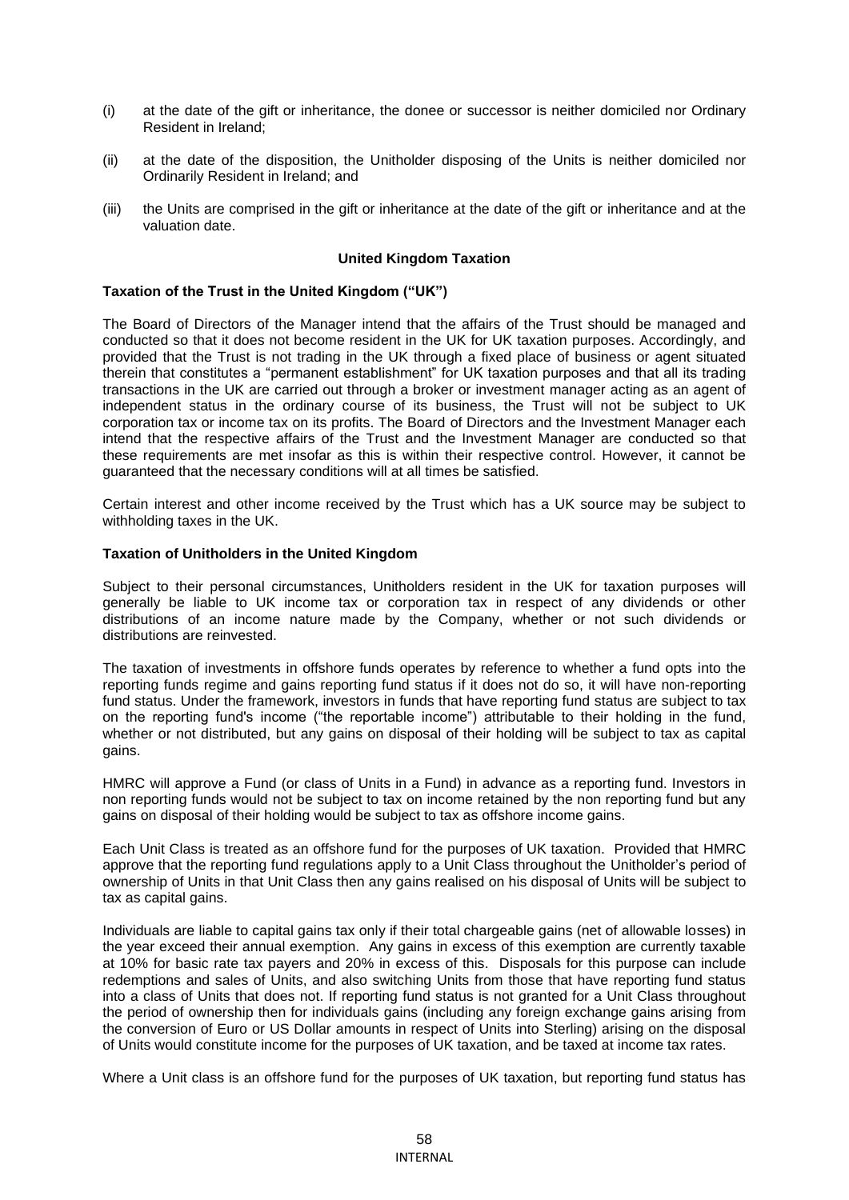(i) at the date of the gift or inheritance, the donee or successor is neither domiciled nor Ordinary Resident in Ireland;

(ii) at the date of the disposition, the Unitholder disposing of the Units is neither domiciled nor Ordinarily Resident in Ireland; and

(iii) the Units are comprised in the gift or inheritance at the date of the gift or inheritance and at the valuation date.

**United Kingdom Taxation**

**Taxation of the Trust in the United Kingdom ("UK")**

The Board of Directors of the Manager intend that the affairs of the Trust should be managed and conducted so that it does not become resident in the UK for UK taxation purposes. Accordingly, and provided that the Trust is not trading in the UK through a fixed place of business or agent situated therein that constitutes a "permanent establishment" for UK taxation purposes and that all its trading transactions in the UK are carried out through a broker or investment manager acting as an agent of independent status in the ordinary course of its business, the Trust will not be subject to UK corporation tax or income tax on its profits. The Board of Directors and the Investment Manager each intend that the respective affairs of the Trust and the Investment Manager are conducted so that these requirements are met insofar as this is within their respective control. However, it cannot be guaranteed that the necessary conditions will at all times be satisfied.

Certain interest and other income received by the Trust which has a UK source may be subject to withholding taxes in the UK.

**Taxation of Unitholders in the United Kingdom**

Subject to their personal circumstances, Unitholders resident in the UK for taxation purposes will generally be liable to UK income tax or corporation tax in respect of any dividends or other distributions of an income nature made by the Company, whether or not such dividends or distributions are reinvested.

The taxation of investments in offshore funds operates by reference to whether a fund opts into the reporting funds regime and gains reporting fund status if it does not do so, it will have non-reporting fund status. Under the framework, investors in funds that have reporting fund status are subject to tax on the reporting fund's income ("the reportable income") attributable to their holding in the fund, whether or not distributed, but any gains on disposal of their holding will be subject to tax as capital gains.

HMRC will approve a Fund (or class of Units in a Fund) in advance as a reporting fund. Investors in non reporting funds would not be subject to tax on income retained by the non reporting fund but any gains on disposal of their holding would be subject to tax as offshore income gains.

Each Unit Class is treated as an offshore fund for the purposes of UK taxation. Provided that HMRC approve that the reporting fund regulations apply to a Unit Class throughout the Unitholder's period of ownership of Units in that Unit Class then any gains realised on his disposal of Units will be subject to tax as capital gains.

Individuals are liable to capital gains tax only if their total chargeable gains (net of allowable losses) in the year exceed their annual exemption. Any gains in excess of this exemption are currently taxable at 10% for basic rate tax payers and 20% in excess of this. Disposals for this purpose can include redemptions and sales of Units, and also switching Units from those that have reporting fund status into a class of Units that does not. If reporting fund status is not granted for a Unit Class throughout the period of ownership then for individuals gains (including any foreign exchange gains arising from the conversion of Euro or US Dollar amounts in respect of Units into Sterling) arising on the disposal of Units would constitute income for the purposes of UK taxation, and be taxed at income tax rates.

Where a Unit class is an offshore fund for the purposes of UK taxation, but reporting fund status has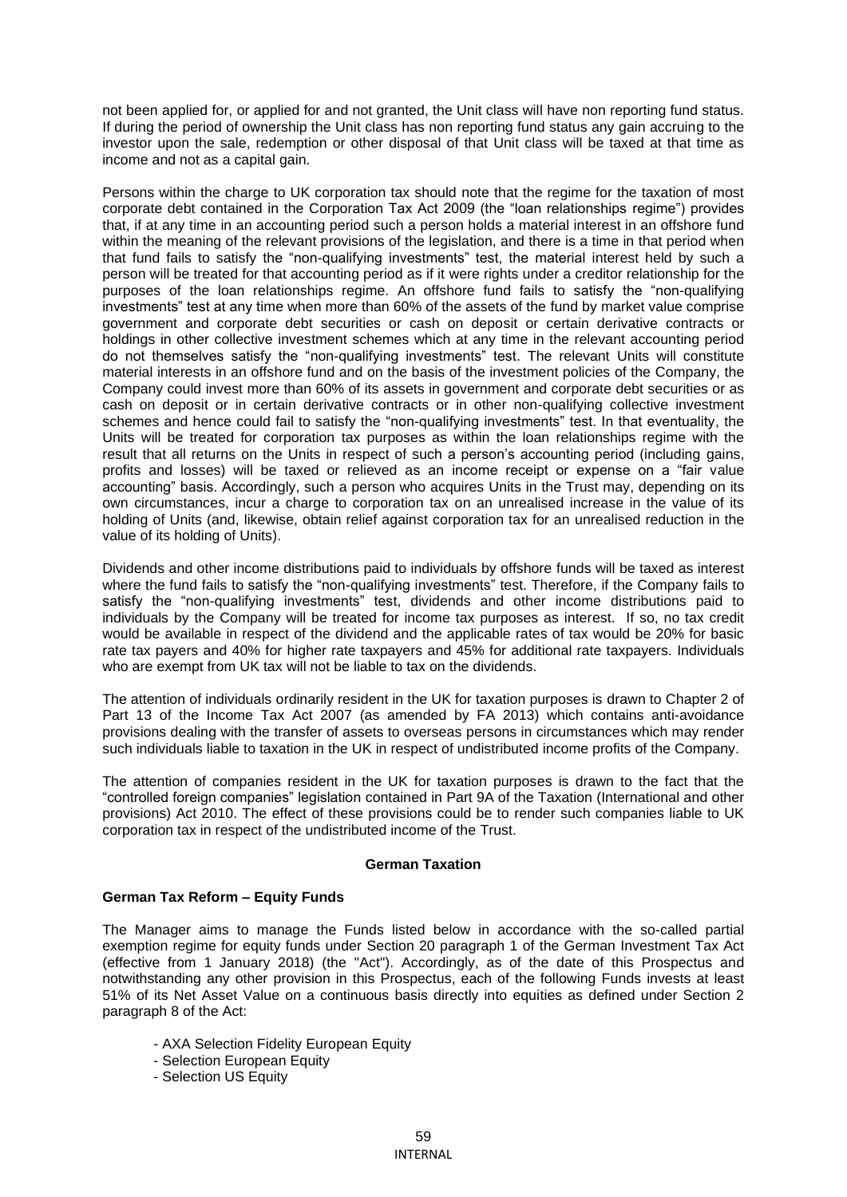not been applied for, or applied for and not granted, the Unit class will have non reporting fund status. If during the period of ownership the Unit class has non reporting fund status any gain accruing to the investor upon the sale, redemption or other disposal of that Unit class will be taxed at that time as income and not as a capital gain.

Persons within the charge to UK corporation tax should note that the regime for the taxation of most corporate debt contained in the Corporation Tax Act 2009 (the "loan relationships regime") provides that, if at any time in an accounting period such a person holds a material interest in an offshore fund within the meaning of the relevant provisions of the legislation, and there is a time in that period when that fund fails to satisfy the "non-qualifying investments" test, the material interest held by such a person will be treated for that accounting period as if it were rights under a creditor relationship for the purposes of the loan relationships regime. An offshore fund fails to satisfy the "non-qualifying investments" test at any time when more than 60% of the assets of the fund by market value comprise government and corporate debt securities or cash on deposit or certain derivative contracts or holdings in other collective investment schemes which at any time in the relevant accounting period do not themselves satisfy the "non-qualifying investments" test. The relevant Units will constitute material interests in an offshore fund and on the basis of the investment policies of the Company, the Company could invest more than 60% of its assets in government and corporate debt securities or as cash on deposit or in certain derivative contracts or in other non-qualifying collective investment schemes and hence could fail to satisfy the "non-qualifying investments" test. In that eventuality, the Units will be treated for corporation tax purposes as within the loan relationships regime with the result that all returns on the Units in respect of such a person's accounting period (including gains, profits and losses) will be taxed or relieved as an income receipt or expense on a "fair value accounting" basis. Accordingly, such a person who acquires Units in the Trust may, depending on its own circumstances, incur a charge to corporation tax on an unrealised increase in the value of its holding of Units (and, likewise, obtain relief against corporation tax for an unrealised reduction in the value of its holding of Units).

Dividends and other income distributions paid to individuals by offshore funds will be taxed as interest where the fund fails to satisfy the "non-qualifying investments" test. Therefore, if the Company fails to satisfy the "non-qualifying investments" test, dividends and other income distributions paid to individuals by the Company will be treated for income tax purposes as interest. If so, no tax credit would be available in respect of the dividend and the applicable rates of tax would be 20% for basic rate tax payers and 40% for higher rate taxpayers and 45% for additional rate taxpayers. Individuals who are exempt from UK tax will not be liable to tax on the dividends.

The attention of individuals ordinarily resident in the UK for taxation purposes is drawn to Chapter 2 of Part 13 of the Income Tax Act 2007 (as amended by FA 2013) which contains anti-avoidance provisions dealing with the transfer of assets to overseas persons in circumstances which may render such individuals liable to taxation in the UK in respect of undistributed income profits of the Company.

The attention of companies resident in the UK for taxation purposes is drawn to the fact that the "controlled foreign companies" legislation contained in Part 9A of the Taxation (International and other provisions) Act 2010. The effect of these provisions could be to render such companies liable to UK corporation tax in respect of the undistributed income of the Trust.

## German Taxation

### German Tax Reform – Equity Funds

The Manager aims to manage the Funds listed below in accordance with the so-called partial exemption regime for equity funds under Section 20 paragraph 1 of the German Investment Tax Act (effective from 1 January 2018) (the "Act"). Accordingly, as of the date of this Prospectus and notwithstanding any other provision in this Prospectus, each of the following Funds invests at least 51% of its Net Asset Value on a continuous basis directly into equities as defined under Section 2 paragraph 8 of the Act:

- AXA Selection Fidelity European Equity
- Selection European Equity
- Selection US Equity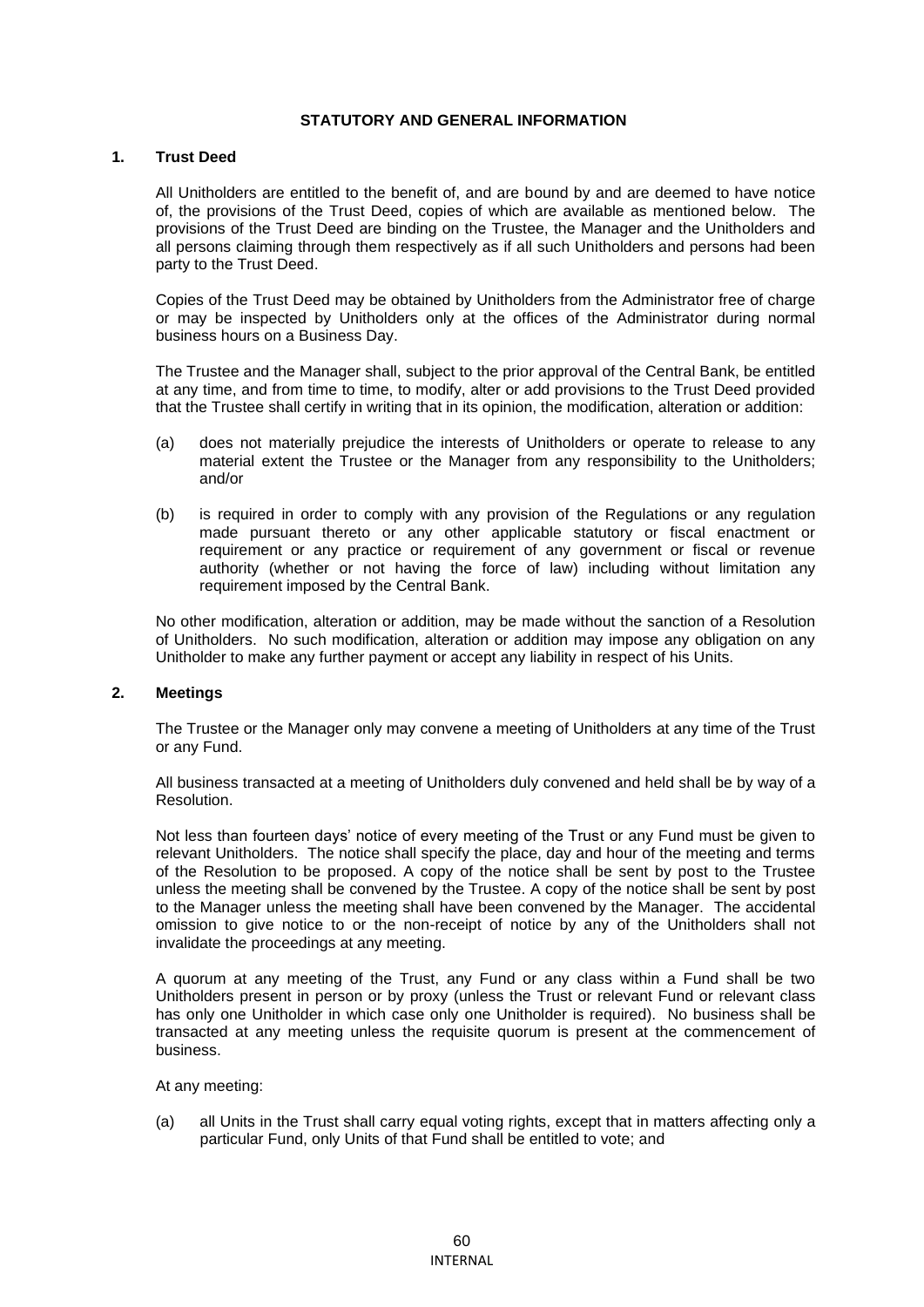## STATUTORY AND GENERAL INFORMATION

### 1. Trust Deed

All Unitholders are entitled to the benefit of, and are bound by and are deemed to have notice of, the provisions of the Trust Deed, copies of which are available as mentioned below. The provisions of the Trust Deed are binding on the Trustee, the Manager and the Unitholders and all persons claiming through them respectively as if all such Unitholders and persons had been party to the Trust Deed.

Copies of the Trust Deed may be obtained by Unitholders from the Administrator free of charge or may be inspected by Unitholders only at the offices of the Administrator during normal business hours on a Business Day.

The Trustee and the Manager shall, subject to the prior approval of the Central Bank, be entitled at any time, and from time to time, to modify, alter or add provisions to the Trust Deed provided that the Trustee shall certify in writing that in its opinion, the modification, alteration or addition:

(a) does not materially prejudice the interests of Unitholders or operate to release to any material extent the Trustee or the Manager from any responsibility to the Unitholders; and/or

(b) is required in order to comply with any provision of the Regulations or any regulation made pursuant thereto or any other applicable statutory or fiscal enactment or requirement or any practice or requirement of any government or fiscal or revenue authority (whether or not having the force of law) including without limitation any requirement imposed by the Central Bank.

No other modification, alteration or addition, may be made without the sanction of a Resolution of Unitholders. No such modification, alteration or addition may impose any obligation on any Unitholder to make any further payment or accept any liability in respect of his Units.

### 2. Meetings

The Trustee or the Manager only may convene a meeting of Unitholders at any time of the Trust or any Fund.

All business transacted at a meeting of Unitholders duly convened and held shall be by way of a Resolution.

Not less than fourteen days' notice of every meeting of the Trust or any Fund must be given to relevant Unitholders. The notice shall specify the place, day and hour of the meeting and terms of the Resolution to be proposed. A copy of the notice shall be sent by post to the Trustee unless the meeting shall be convened by the Trustee. A copy of the notice shall be sent by post to the Manager unless the meeting shall have been convened by the Manager. The accidental omission to give notice to or the non-receipt of notice by any of the Unitholders shall not invalidate the proceedings at any meeting.

A quorum at any meeting of the Trust, any Fund or any class within a Fund shall be two Unitholders present in person or by proxy (unless the Trust or relevant Fund or relevant class has only one Unitholder in which case only one Unitholder is required). No business shall be transacted at any meeting unless the requisite quorum is present at the commencement of business.

At any meeting:

(a) all Units in the Trust shall carry equal voting rights, except that in matters affecting only a particular Fund, only Units of that Fund shall be entitled to vote; and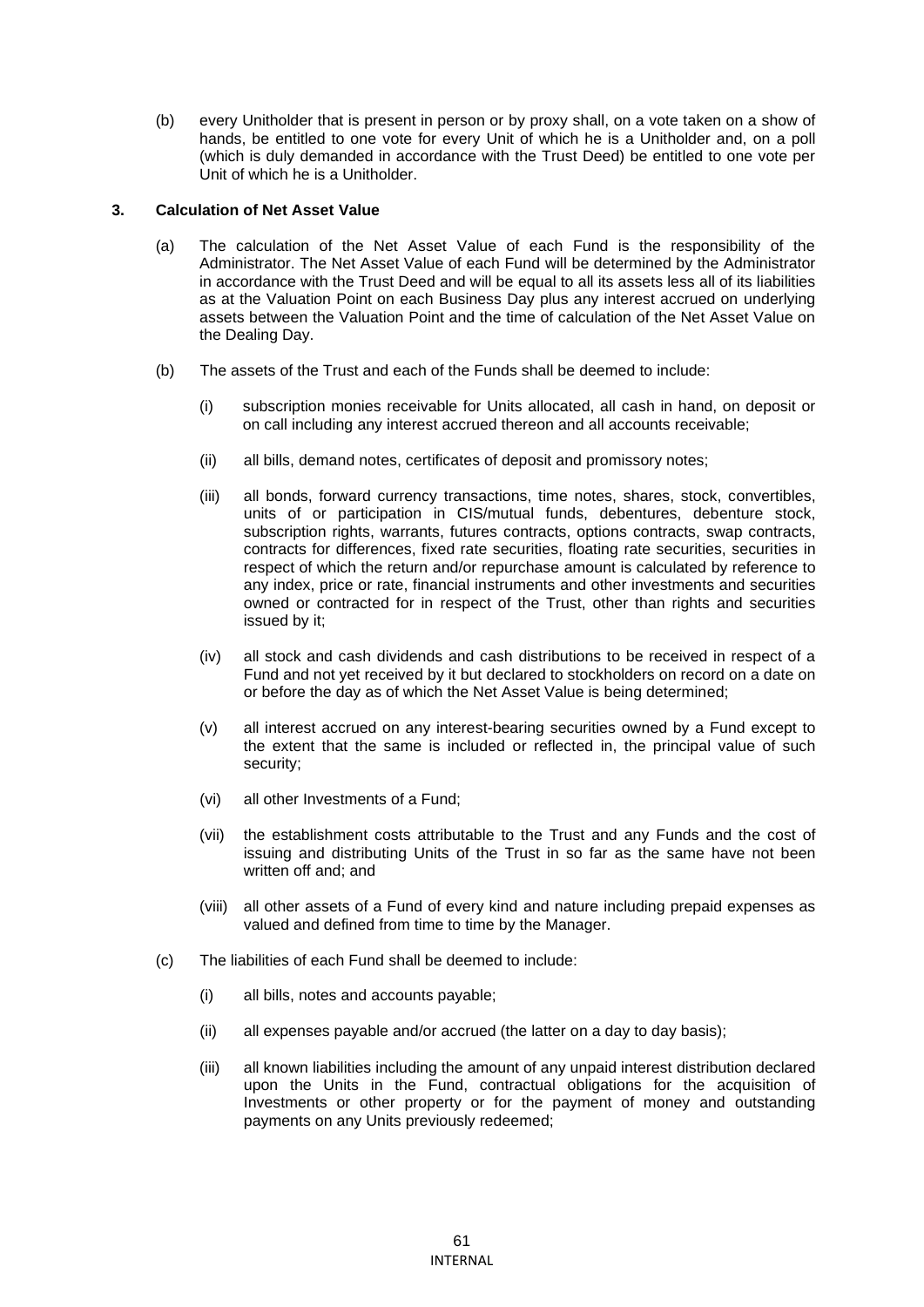(b) every Unitholder that is present in person or by proxy shall, on a vote taken on a show of hands, be entitled to one vote for every Unit of which he is a Unitholder and, on a poll (which is duly demanded in accordance with the Trust Deed) be entitled to one vote per Unit of which he is a Unitholder.

**3. Calculation of Net Asset Value**

(a) The calculation of the Net Asset Value of each Fund is the responsibility of the Administrator. The Net Asset Value of each Fund will be determined by the Administrator in accordance with the Trust Deed and will be equal to all its assets less all of its liabilities as at the Valuation Point on each Business Day plus any interest accrued on underlying assets between the Valuation Point and the time of calculation of the Net Asset Value on the Dealing Day.

(b) The assets of the Trust and each of the Funds shall be deemed to include:

(i) subscription monies receivable for Units allocated, all cash in hand, on deposit or on call including any interest accrued thereon and all accounts receivable;

(ii) all bills, demand notes, certificates of deposit and promissory notes;

(iii) all bonds, forward currency transactions, time notes, shares, stock, convertibles, units of or participation in CIS/mutual funds, debentures, debenture stock, subscription rights, warrants, futures contracts, options contracts, swap contracts, contracts for differences, fixed rate securities, floating rate securities, securities in respect of which the return and/or repurchase amount is calculated by reference to any index, price or rate, financial instruments and other investments and securities owned or contracted for in respect of the Trust, other than rights and securities issued by it;

(iv) all stock and cash dividends and cash distributions to be received in respect of a Fund and not yet received by it but declared to stockholders on record on a date on or before the day as of which the Net Asset Value is being determined;

(v) all interest accrued on any interest-bearing securities owned by a Fund except to the extent that the same is included or reflected in, the principal value of such security;

(vi) all other Investments of a Fund;

(vii) the establishment costs attributable to the Trust and any Funds and the cost of issuing and distributing Units of the Trust in so far as the same have not been written off and; and

(viii) all other assets of a Fund of every kind and nature including prepaid expenses as valued and defined from time to time by the Manager.

(c) The liabilities of each Fund shall be deemed to include:

(i) all bills, notes and accounts payable;

(ii) all expenses payable and/or accrued (the latter on a day to day basis);

(iii) all known liabilities including the amount of any unpaid interest distribution declared upon the Units in the Fund, contractual obligations for the acquisition of Investments or other property or for the payment of money and outstanding payments on any Units previously redeemed;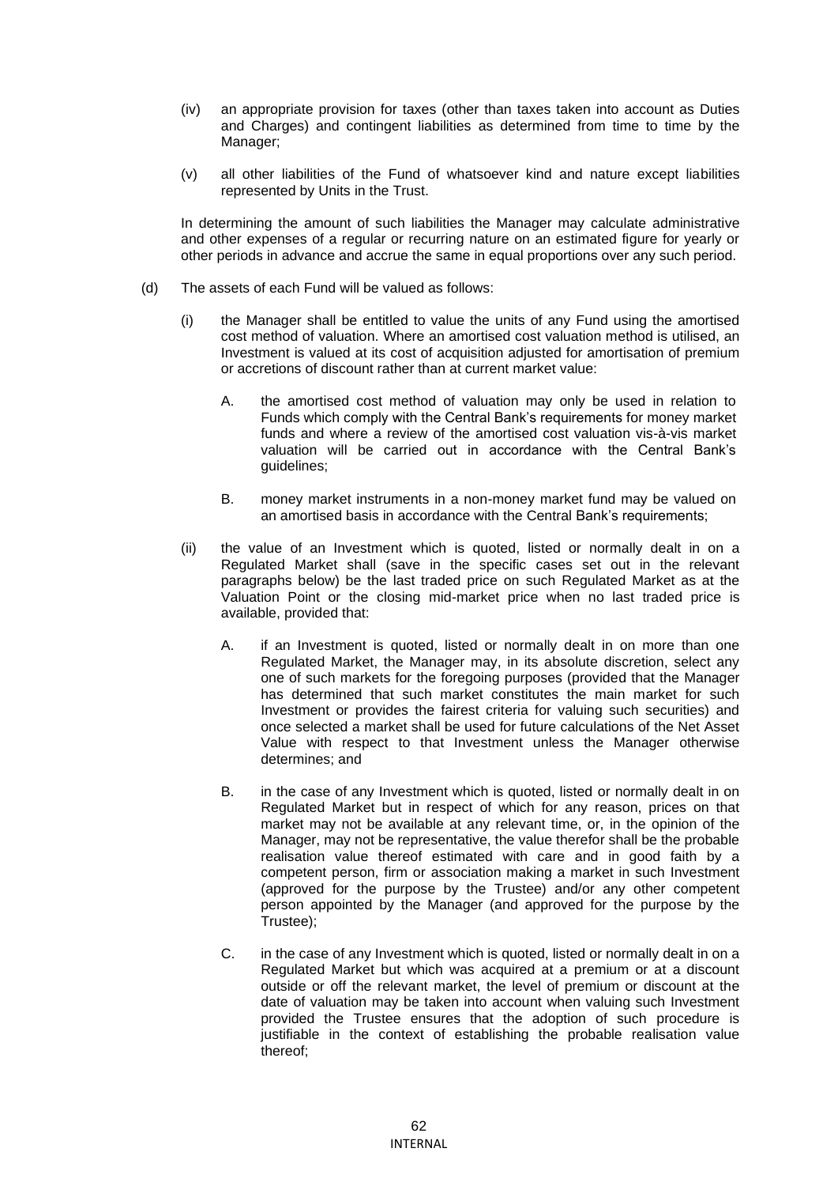(iv) an appropriate provision for taxes (other than taxes taken into account as Duties and Charges) and contingent liabilities as determined from time to time by the Manager;

(v) all other liabilities of the Fund of whatsoever kind and nature except liabilities represented by Units in the Trust.

In determining the amount of such liabilities the Manager may calculate administrative and other expenses of a regular or recurring nature on an estimated figure for yearly or other periods in advance and accrue the same in equal proportions over any such period.

(d) The assets of each Fund will be valued as follows:

(i) the Manager shall be entitled to value the units of any Fund using the amortised cost method of valuation. Where an amortised cost valuation method is utilised, an Investment is valued at its cost of acquisition adjusted for amortisation of premium or accretions of discount rather than at current market value:

A. the amortised cost method of valuation may only be used in relation to Funds which comply with the Central Bank's requirements for money market funds and where a review of the amortised cost valuation vis-à-vis market valuation will be carried out in accordance with the Central Bank's guidelines;

B. money market instruments in a non-money market fund may be valued on an amortised basis in accordance with the Central Bank's requirements;

(ii) the value of an Investment which is quoted, listed or normally dealt in on a Regulated Market shall (save in the specific cases set out in the relevant paragraphs below) be the last traded price on such Regulated Market as at the Valuation Point or the closing mid-market price when no last traded price is available, provided that:

A. if an Investment is quoted, listed or normally dealt in on more than one Regulated Market, the Manager may, in its absolute discretion, select any one of such markets for the foregoing purposes (provided that the Manager has determined that such market constitutes the main market for such Investment or provides the fairest criteria for valuing such securities) and once selected a market shall be used for future calculations of the Net Asset Value with respect to that Investment unless the Manager otherwise determines; and

B. in the case of any Investment which is quoted, listed or normally dealt in on Regulated Market but in respect of which for any reason, prices on that market may not be available at any relevant time, or, in the opinion of the Manager, may not be representative, the value therefor shall be the probable realisation value thereof estimated with care and in good faith by a competent person, firm or association making a market in such Investment (approved for the purpose by the Trustee) and/or any other competent person appointed by the Manager (and approved for the purpose by the Trustee);

C. in the case of any Investment which is quoted, listed or normally dealt in on a Regulated Market but which was acquired at a premium or at a discount outside or off the relevant market, the level of premium or discount at the date of valuation may be taken into account when valuing such Investment provided the Trustee ensures that the adoption of such procedure is justifiable in the context of establishing the probable realisation value thereof;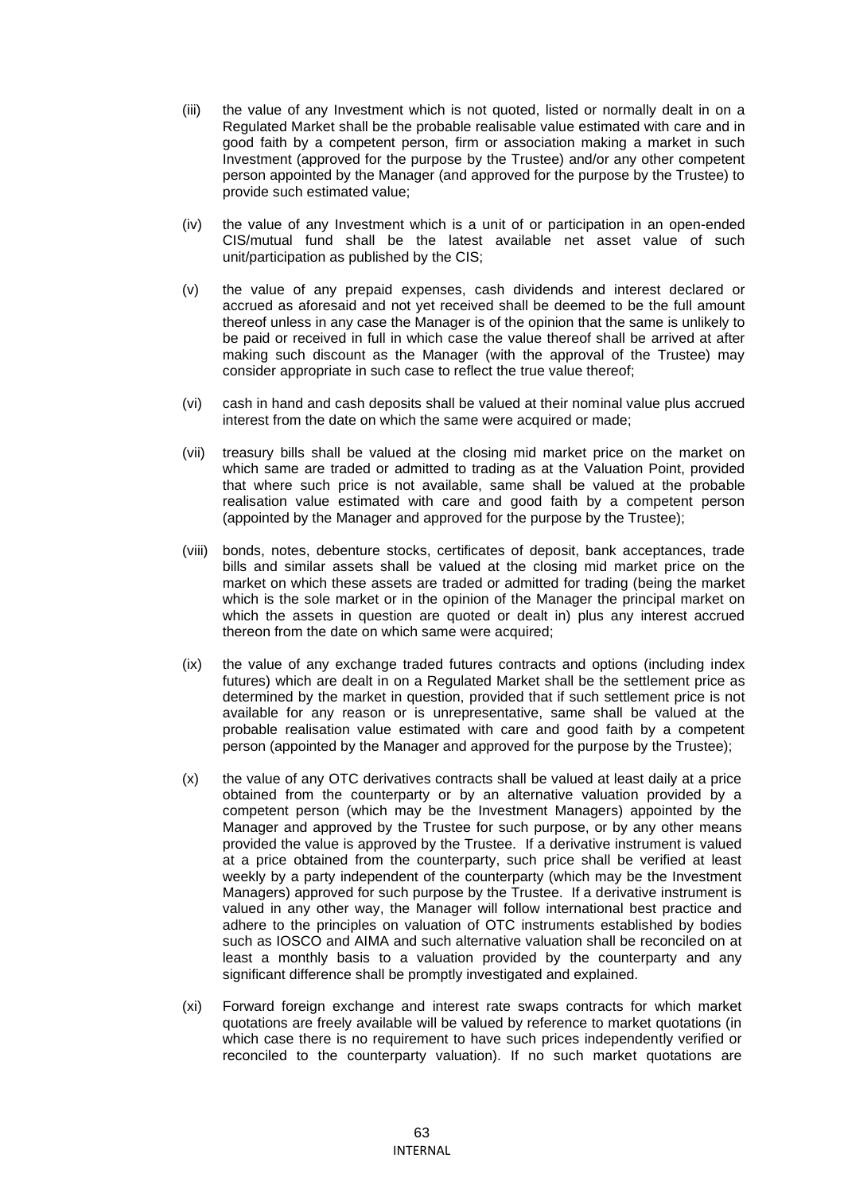(iii) the value of any Investment which is not quoted, listed or normally dealt in on a Regulated Market shall be the probable realisable value estimated with care and in good faith by a competent person, firm or association making a market in such Investment (approved for the purpose by the Trustee) and/or any other competent person appointed by the Manager (and approved for the purpose by the Trustee) to provide such estimated value;

(iv) the value of any Investment which is a unit of or participation in an open-ended CIS/mutual fund shall be the latest available net asset value of such unit/participation as published by the CIS;

(v) the value of any prepaid expenses, cash dividends and interest declared or accrued as aforesaid and not yet received shall be deemed to be the full amount thereof unless in any case the Manager is of the opinion that the same is unlikely to be paid or received in full in which case the value thereof shall be arrived at after making such discount as the Manager (with the approval of the Trustee) may consider appropriate in such case to reflect the true value thereof;

(vi) cash in hand and cash deposits shall be valued at their nominal value plus accrued interest from the date on which the same were acquired or made;

(vii) treasury bills shall be valued at the closing mid market price on the market on which same are traded or admitted to trading as at the Valuation Point, provided that where such price is not available, same shall be valued at the probable realisation value estimated with care and good faith by a competent person (appointed by the Manager and approved for the purpose by the Trustee);

(viii) bonds, notes, debenture stocks, certificates of deposit, bank acceptances, trade bills and similar assets shall be valued at the closing mid market price on the market on which these assets are traded or admitted for trading (being the market which is the sole market or in the opinion of the Manager the principal market on which the assets in question are quoted or dealt in) plus any interest accrued thereon from the date on which same were acquired;

(ix) the value of any exchange traded futures contracts and options (including index futures) which are dealt in on a Regulated Market shall be the settlement price as determined by the market in question, provided that if such settlement price is not available for any reason or is unrepresentative, same shall be valued at the probable realisation value estimated with care and good faith by a competent person (appointed by the Manager and approved for the purpose by the Trustee);

(x) the value of any OTC derivatives contracts shall be valued at least daily at a price obtained from the counterparty or by an alternative valuation provided by a competent person (which may be the Investment Managers) appointed by the Manager and approved by the Trustee for such purpose, or by any other means provided the value is approved by the Trustee. If a derivative instrument is valued at a price obtained from the counterparty, such price shall be verified at least weekly by a party independent of the counterparty (which may be the Investment Managers) approved for such purpose by the Trustee. If a derivative instrument is valued in any other way, the Manager will follow international best practice and adhere to the principles on valuation of OTC instruments established by bodies such as IOSCO and AIMA and such alternative valuation shall be reconciled on at least a monthly basis to a valuation provided by the counterparty and any significant difference shall be promptly investigated and explained.

(xi) Forward foreign exchange and interest rate swaps contracts for which market quotations are freely available will be valued by reference to market quotations (in which case there is no requirement to have such prices independently verified or reconciled to the counterparty valuation). If no such market quotations are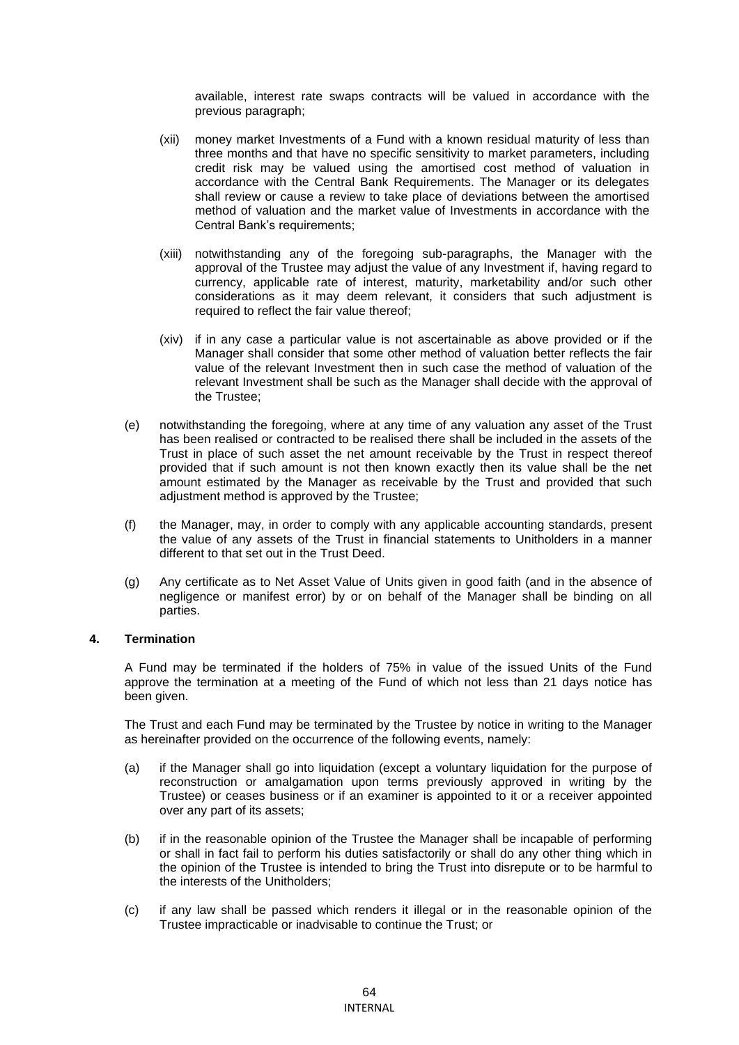available, interest rate swaps contracts will be valued in accordance with the previous paragraph;

(xii) money market Investments of a Fund with a known residual maturity of less than three months and that have no specific sensitivity to market parameters, including credit risk may be valued using the amortised cost method of valuation in accordance with the Central Bank Requirements. The Manager or its delegates shall review or cause a review to take place of deviations between the amortised method of valuation and the market value of Investments in accordance with the Central Bank's requirements;

(xiii) notwithstanding any of the foregoing sub-paragraphs, the Manager with the approval of the Trustee may adjust the value of any Investment if, having regard to currency, applicable rate of interest, maturity, marketability and/or such other considerations as it may deem relevant, it considers that such adjustment is required to reflect the fair value thereof;

(xiv) if in any case a particular value is not ascertainable as above provided or if the Manager shall consider that some other method of valuation better reflects the fair value of the relevant Investment then in such case the method of valuation of the relevant Investment shall be such as the Manager shall decide with the approval of the Trustee;

(e) notwithstanding the foregoing, where at any time of any valuation any asset of the Trust has been realised or contracted to be realised there shall be included in the assets of the Trust in place of such asset the net amount receivable by the Trust in respect thereof provided that if such amount is not then known exactly then its value shall be the net amount estimated by the Manager as receivable by the Trust and provided that such adjustment method is approved by the Trustee;

(f) the Manager, may, in order to comply with any applicable accounting standards, present the value of any assets of the Trust in financial statements to Unitholders in a manner different to that set out in the Trust Deed.

(g) Any certificate as to Net Asset Value of Units given in good faith (and in the absence of negligence or manifest error) by or on behalf of the Manager shall be binding on all parties.

## 4. Termination

A Fund may be terminated if the holders of 75% in value of the issued Units of the Fund approve the termination at a meeting of the Fund of which not less than 21 days notice has been given.

The Trust and each Fund may be terminated by the Trustee by notice in writing to the Manager as hereinafter provided on the occurrence of the following events, namely:

(a) if the Manager shall go into liquidation (except a voluntary liquidation for the purpose of reconstruction or amalgamation upon terms previously approved in writing by the Trustee) or ceases business or if an examiner is appointed to it or a receiver appointed over any part of its assets;

(b) if in the reasonable opinion of the Trustee the Manager shall be incapable of performing or shall in fact fail to perform his duties satisfactorily or shall do any other thing which in the opinion of the Trustee is intended to bring the Trust into disrepute or to be harmful to the interests of the Unitholders;

(c) if any law shall be passed which renders it illegal or in the reasonable opinion of the Trustee impracticable or inadvisable to continue the Trust; or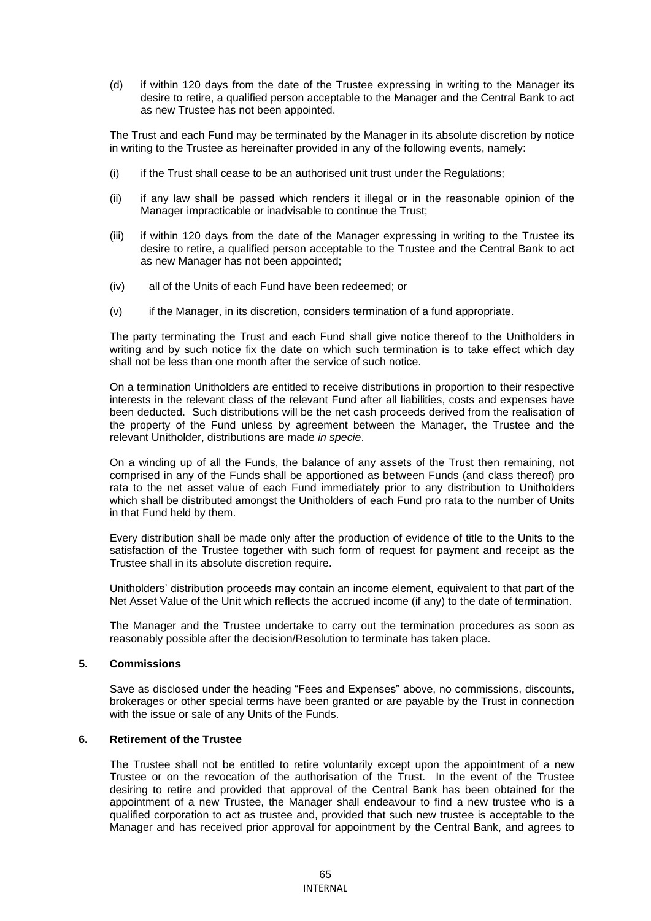(d) if within 120 days from the date of the Trustee expressing in writing to the Manager its desire to retire, a qualified person acceptable to the Manager and the Central Bank to act as new Trustee has not been appointed.

The Trust and each Fund may be terminated by the Manager in its absolute discretion by notice in writing to the Trustee as hereinafter provided in any of the following events, namely:

(i) if the Trust shall cease to be an authorised unit trust under the Regulations;

(ii) if any law shall be passed which renders it illegal or in the reasonable opinion of the Manager impracticable or inadvisable to continue the Trust;

(iii) if within 120 days from the date of the Manager expressing in writing to the Trustee its desire to retire, a qualified person acceptable to the Trustee and the Central Bank to act as new Manager has not been appointed;

(iv) all of the Units of each Fund have been redeemed; or

(v) if the Manager, in its discretion, considers termination of a fund appropriate.

The party terminating the Trust and each Fund shall give notice thereof to the Unitholders in writing and by such notice fix the date on which such termination is to take effect which day shall not be less than one month after the service of such notice.

On a termination Unitholders are entitled to receive distributions in proportion to their respective interests in the relevant class of the relevant Fund after all liabilities, costs and expenses have been deducted. Such distributions will be the net cash proceeds derived from the realisation of the property of the Fund unless by agreement between the Manager, the Trustee and the relevant Unitholder, distributions are made *in specie*.

On a winding up of all the Funds, the balance of any assets of the Trust then remaining, not comprised in any of the Funds shall be apportioned as between Funds (and class thereof) pro rata to the net asset value of each Fund immediately prior to any distribution to Unitholders which shall be distributed amongst the Unitholders of each Fund pro rata to the number of Units in that Fund held by them.

Every distribution shall be made only after the production of evidence of title to the Units to the satisfaction of the Trustee together with such form of request for payment and receipt as the Trustee shall in its absolute discretion require.

Unitholders' distribution proceeds may contain an income element, equivalent to that part of the Net Asset Value of the Unit which reflects the accrued income (if any) to the date of termination.

The Manager and the Trustee undertake to carry out the termination procedures as soon as reasonably possible after the decision/Resolution to terminate has taken place.

### 5. Commissions

Save as disclosed under the heading "Fees and Expenses" above, no commissions, discounts, brokerages or other special terms have been granted or are payable by the Trust in connection with the issue or sale of any Units of the Funds.

### 6. Retirement of the Trustee

The Trustee shall not be entitled to retire voluntarily except upon the appointment of a new Trustee or on the revocation of the authorisation of the Trust. In the event of the Trustee desiring to retire and provided that approval of the Central Bank has been obtained for the appointment of a new Trustee, the Manager shall endeavour to find a new trustee who is a qualified corporation to act as trustee and, provided that such new trustee is acceptable to the Manager and has received prior approval for appointment by the Central Bank, and agrees to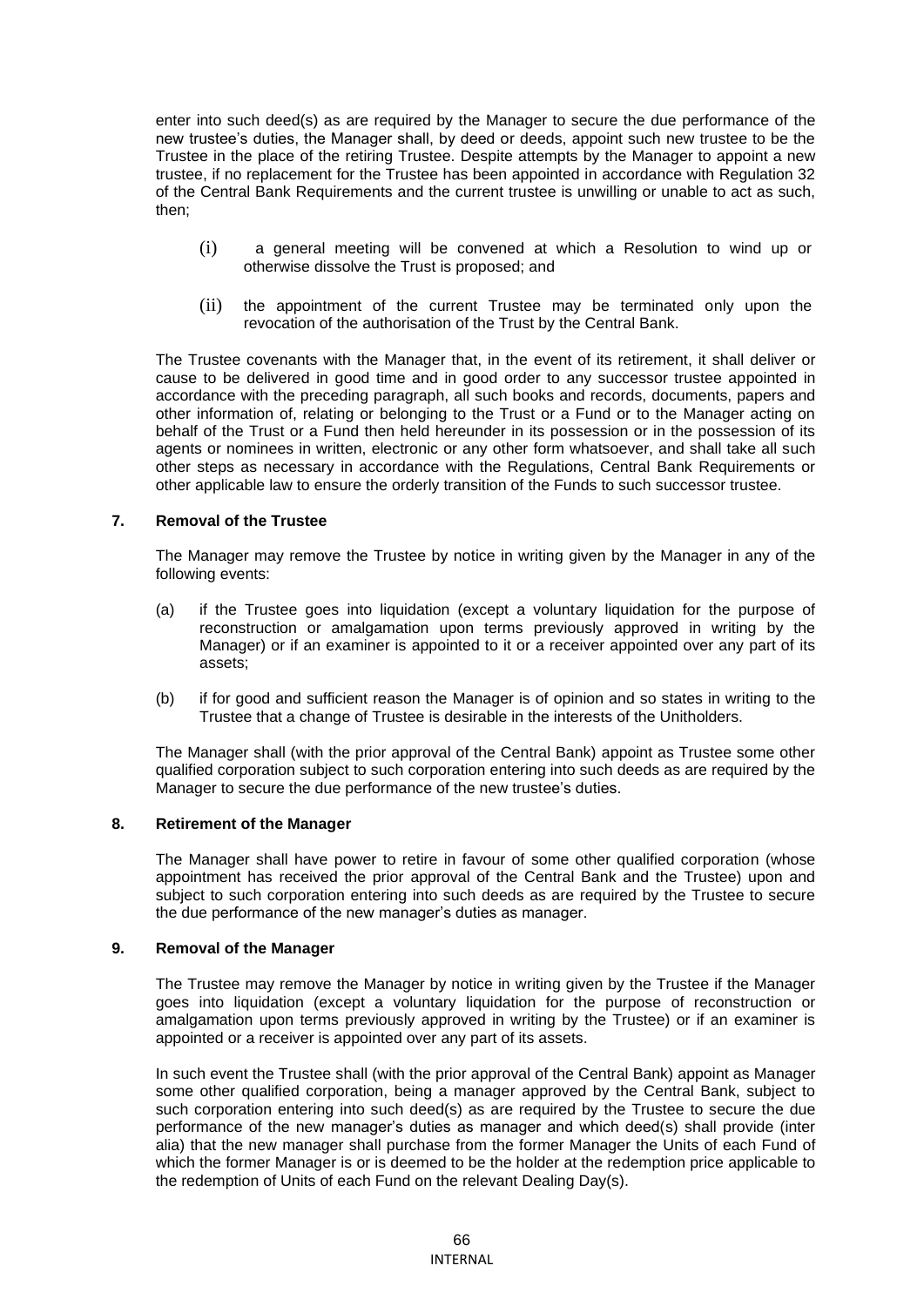enter into such deed(s) as are required by the Manager to secure the due performance of the new trustee's duties, the Manager shall, by deed or deeds, appoint such new trustee to be the Trustee in the place of the retiring Trustee. Despite attempts by the Manager to appoint a new trustee, if no replacement for the Trustee has been appointed in accordance with Regulation 32 of the Central Bank Requirements and the current trustee is unwilling or unable to act as such, then;

(i) a general meeting will be convened at which a Resolution to wind up or otherwise dissolve the Trust is proposed; and

(ii) the appointment of the current Trustee may be terminated only upon the revocation of the authorisation of the Trust by the Central Bank.

The Trustee covenants with the Manager that, in the event of its retirement, it shall deliver or cause to be delivered in good time and in good order to any successor trustee appointed in accordance with the preceding paragraph, all such books and records, documents, papers and other information of, relating or belonging to the Trust or a Fund or to the Manager acting on behalf of the Trust or a Fund then held hereunder in its possession or in the possession of its agents or nominees in written, electronic or any other form whatsoever, and shall take all such other steps as necessary in accordance with the Regulations, Central Bank Requirements or other applicable law to ensure the orderly transition of the Funds to such successor trustee.

**7. Removal of the Trustee**

The Manager may remove the Trustee by notice in writing given by the Manager in any of the following events:

(a) if the Trustee goes into liquidation (except a voluntary liquidation for the purpose of reconstruction or amalgamation upon terms previously approved in writing by the Manager) or if an examiner is appointed to it or a receiver appointed over any part of its assets;

(b) if for good and sufficient reason the Manager is of opinion and so states in writing to the Trustee that a change of Trustee is desirable in the interests of the Unitholders.

The Manager shall (with the prior approval of the Central Bank) appoint as Trustee some other qualified corporation subject to such corporation entering into such deeds as are required by the Manager to secure the due performance of the new trustee's duties.

**8. Retirement of the Manager**

The Manager shall have power to retire in favour of some other qualified corporation (whose appointment has received the prior approval of the Central Bank and the Trustee) upon and subject to such corporation entering into such deeds as are required by the Trustee to secure the due performance of the new manager's duties as manager.

**9. Removal of the Manager**

The Trustee may remove the Manager by notice in writing given by the Trustee if the Manager goes into liquidation (except a voluntary liquidation for the purpose of reconstruction or amalgamation upon terms previously approved in writing by the Trustee) or if an examiner is appointed or a receiver is appointed over any part of its assets.

In such event the Trustee shall (with the prior approval of the Central Bank) appoint as Manager some other qualified corporation, being a manager approved by the Central Bank, subject to such corporation entering into such deed(s) as are required by the Trustee to secure the due performance of the new manager's duties as manager and which deed(s) shall provide (inter alia) that the new manager shall purchase from the former Manager the Units of each Fund of which the former Manager is or is deemed to be the holder at the redemption price applicable to the redemption of Units of each Fund on the relevant Dealing Day(s).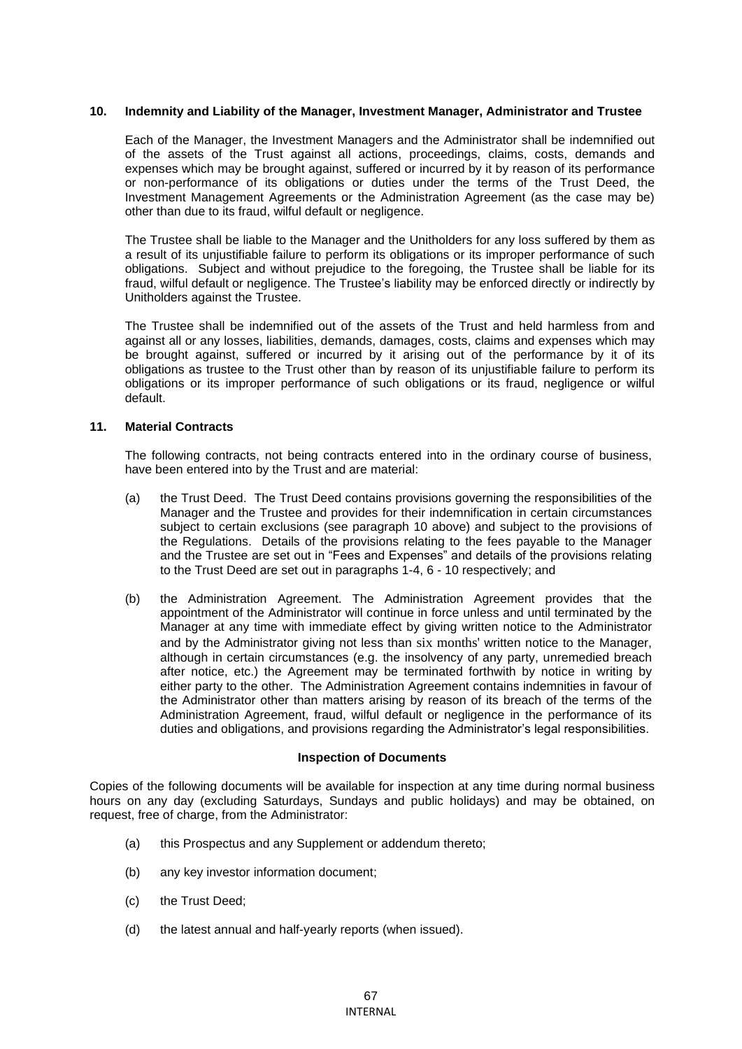### 10. Indemnity and Liability of the Manager, Investment Manager, Administrator and Trustee

Each of the Manager, the Investment Managers and the Administrator shall be indemnified out of the assets of the Trust against all actions, proceedings, claims, costs, demands and expenses which may be brought against, suffered or incurred by it by reason of its performance or non-performance of its obligations or duties under the terms of the Trust Deed, the Investment Management Agreements or the Administration Agreement (as the case may be) other than due to its fraud, wilful default or negligence.

The Trustee shall be liable to the Manager and the Unitholders for any loss suffered by them as a result of its unjustifiable failure to perform its obligations or its improper performance of such obligations. Subject and without prejudice to the foregoing, the Trustee shall be liable for its fraud, wilful default or negligence. The Trustee's liability may be enforced directly or indirectly by Unitholders against the Trustee.

The Trustee shall be indemnified out of the assets of the Trust and held harmless from and against all or any losses, liabilities, demands, damages, costs, claims and expenses which may be brought against, suffered or incurred by it arising out of the performance by it of its obligations as trustee to the Trust other than by reason of its unjustifiable failure to perform its obligations or its improper performance of such obligations or its fraud, negligence or wilful default.

### 11. Material Contracts

The following contracts, not being contracts entered into in the ordinary course of business, have been entered into by the Trust and are material:

(a) the Trust Deed. The Trust Deed contains provisions governing the responsibilities of the Manager and the Trustee and provides for their indemnification in certain circumstances subject to certain exclusions (see paragraph 10 above) and subject to the provisions of the Regulations. Details of the provisions relating to the fees payable to the Manager and the Trustee are set out in "Fees and Expenses" and details of the provisions relating to the Trust Deed are set out in paragraphs 1-4, 6 - 10 respectively; and

(b) the Administration Agreement. The Administration Agreement provides that the appointment of the Administrator will continue in force unless and until terminated by the Manager at any time with immediate effect by giving written notice to the Administrator and by the Administrator giving not less than six months' written notice to the Manager, although in certain circumstances (e.g. the insolvency of any party, unremedied breach after notice, etc.) the Agreement may be terminated forthwith by notice in writing by either party to the other. The Administration Agreement contains indemnities in favour of the Administrator other than matters arising by reason of its breach of the terms of the Administration Agreement, fraud, wilful default or negligence in the performance of its duties and obligations, and provisions regarding the Administrator's legal responsibilities.

**Inspection of Documents**

Copies of the following documents will be available for inspection at any time during normal business hours on any day (excluding Saturdays, Sundays and public holidays) and may be obtained, on request, free of charge, from the Administrator:

(a) this Prospectus and any Supplement or addendum thereto;

(b) any key investor information document;

(c) the Trust Deed;

(d) the latest annual and half-yearly reports (when issued).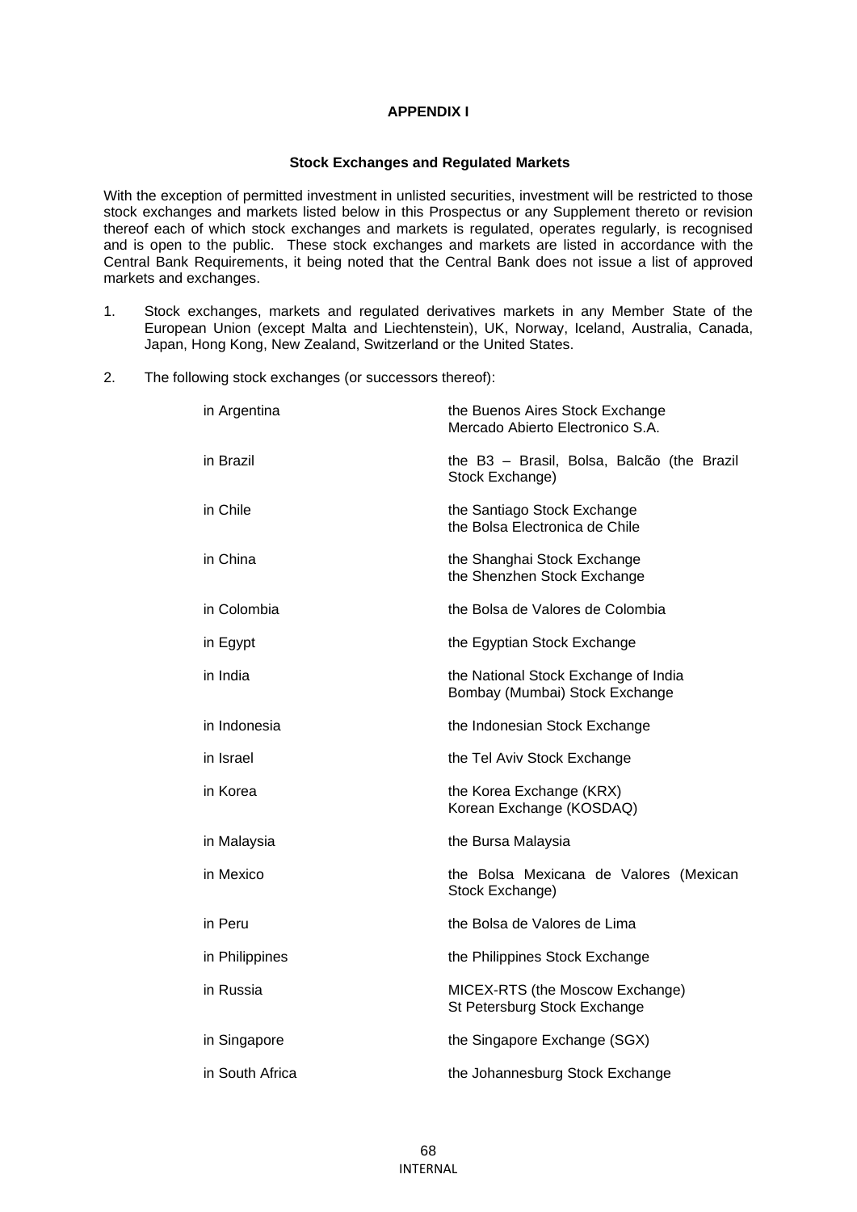**APPENDIX I**

**Stock Exchanges and Regulated Markets**

With the exception of permitted investment in unlisted securities, investment will be restricted to those stock exchanges and markets listed below in this Prospectus or any Supplement thereto or revision thereof each of which stock exchanges and markets is regulated, operates regularly, is recognised and is open to the public. These stock exchanges and markets are listed in accordance with the Central Bank Requirements, it being noted that the Central Bank does not issue a list of approved markets and exchanges.

1. Stock exchanges, markets and regulated derivatives markets in any Member State of the European Union (except Malta and Liechtenstein), UK, Norway, Iceland, Australia, Canada, Japan, Hong Kong, New Zealand, Switzerland or the United States.

2. The following stock exchanges (or successors thereof):

| | |
|---|---|
| in Argentina | the Buenos Aires Stock Exchange<br>Mercado Abierto Electronico S.A. |
| in Brazil | the B3 – Brasil, Bolsa, Balcão (the Brazil Stock Exchange) |
| in Chile | the Santiago Stock Exchange<br>the Bolsa Electronica de Chile |
| in China | the Shanghai Stock Exchange<br>the Shenzhen Stock Exchange |
| in Colombia | the Bolsa de Valores de Colombia |
| in Egypt | the Egyptian Stock Exchange |
| in India | the National Stock Exchange of India<br>Bombay (Mumbai) Stock Exchange |
| in Indonesia | the Indonesian Stock Exchange |
| in Israel | the Tel Aviv Stock Exchange |
| in Korea | the Korea Exchange (KRX)<br>Korean Exchange (KOSDAQ) |
| in Malaysia | the Bursa Malaysia |
| in Mexico | the Bolsa Mexicana de Valores (Mexican Stock Exchange) |
| in Peru | the Bolsa de Valores de Lima |
| in Philippines | the Philippines Stock Exchange |
| in Russia | MICEX-RTS (the Moscow Exchange)<br>St Petersburg Stock Exchange |
| in Singapore | the Singapore Exchange (SGX) |
| in South Africa | the Johannesburg Stock Exchange |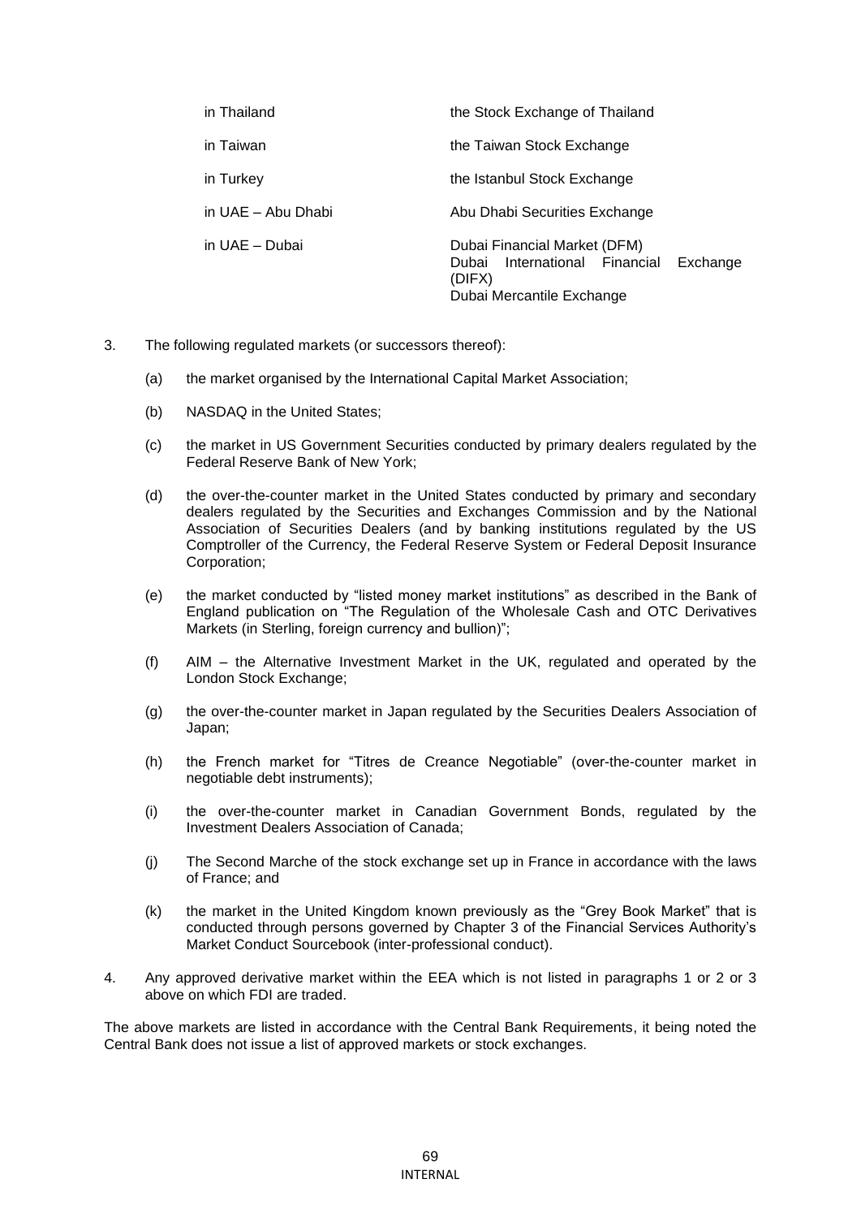| | |
|---|---|
| in Thailand | the Stock Exchange of Thailand |
| in Taiwan | the Taiwan Stock Exchange |
| in Turkey | the Istanbul Stock Exchange |
| in UAE – Abu Dhabi | Abu Dhabi Securities Exchange |
| in UAE – Dubai | Dubai Financial Market (DFM)<br>Dubai International Financial Exchange (DIFX)<br>Dubai Mercantile Exchange |

3. The following regulated markets (or successors thereof):

   (a) the market organised by the International Capital Market Association;

   (b) NASDAQ in the United States;

   (c) the market in US Government Securities conducted by primary dealers regulated by the Federal Reserve Bank of New York;

   (d) the over-the-counter market in the United States conducted by primary and secondary dealers regulated by the Securities and Exchanges Commission and by the National Association of Securities Dealers (and by banking institutions regulated by the US Comptroller of the Currency, the Federal Reserve System or Federal Deposit Insurance Corporation;

   (e) the market conducted by "listed money market institutions" as described in the Bank of England publication on "The Regulation of the Wholesale Cash and OTC Derivatives Markets (in Sterling, foreign currency and bullion)";

   (f) AIM – the Alternative Investment Market in the UK, regulated and operated by the London Stock Exchange;

   (g) the over-the-counter market in Japan regulated by the Securities Dealers Association of Japan;

   (h) the French market for "Titres de Creance Negotiable" (over-the-counter market in negotiable debt instruments);

   (i) the over-the-counter market in Canadian Government Bonds, regulated by the Investment Dealers Association of Canada;

   (j) The Second Marche of the stock exchange set up in France in accordance with the laws of France; and

   (k) the market in the United Kingdom known previously as the "Grey Book Market" that is conducted through persons governed by Chapter 3 of the Financial Services Authority's Market Conduct Sourcebook (inter-professional conduct).

4. Any approved derivative market within the EEA which is not listed in paragraphs 1 or 2 or 3 above on which FDI are traded.

The above markets are listed in accordance with the Central Bank Requirements, it being noted the Central Bank does not issue a list of approved markets or stock exchanges.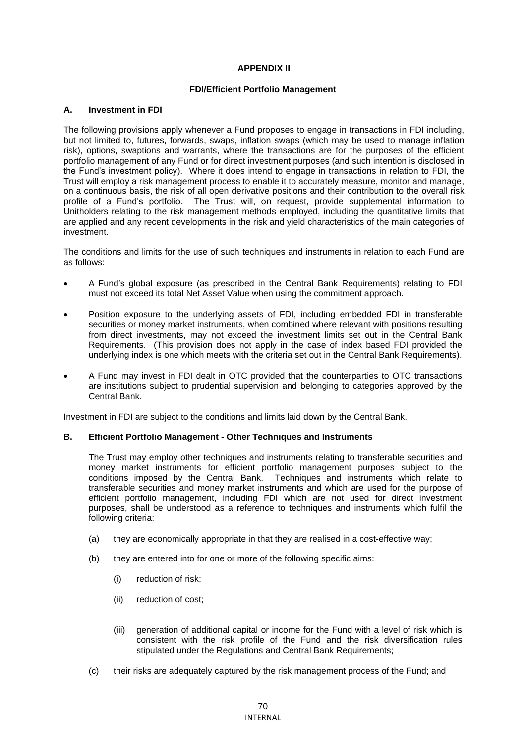## APPENDIX II

### FDI/Efficient Portfolio Management

### A. Investment in FDI

The following provisions apply whenever a Fund proposes to engage in transactions in FDI including, but not limited to, futures, forwards, swaps, inflation swaps (which may be used to manage inflation risk), options, swaptions and warrants, where the transactions are for the purposes of the efficient portfolio management of any Fund or for direct investment purposes (and such intention is disclosed in the Fund's investment policy). Where it does intend to engage in transactions in relation to FDI, the Trust will employ a risk management process to enable it to accurately measure, monitor and manage, on a continuous basis, the risk of all open derivative positions and their contribution to the overall risk profile of a Fund's portfolio. The Trust will, on request, provide supplemental information to Unitholders relating to the risk management methods employed, including the quantitative limits that are applied and any recent developments in the risk and yield characteristics of the main categories of investment.

The conditions and limits for the use of such techniques and instruments in relation to each Fund are as follows:

- A Fund's global exposure (as prescribed in the Central Bank Requirements) relating to FDI must not exceed its total Net Asset Value when using the commitment approach.
- Position exposure to the underlying assets of FDI, including embedded FDI in transferable securities or money market instruments, when combined where relevant with positions resulting from direct investments, may not exceed the investment limits set out in the Central Bank Requirements. (This provision does not apply in the case of index based FDI provided the underlying index is one which meets with the criteria set out in the Central Bank Requirements).
- A Fund may invest in FDI dealt in OTC provided that the counterparties to OTC transactions are institutions subject to prudential supervision and belonging to categories approved by the Central Bank.

Investment in FDI are subject to the conditions and limits laid down by the Central Bank.

### B. Efficient Portfolio Management - Other Techniques and Instruments

The Trust may employ other techniques and instruments relating to transferable securities and money market instruments for efficient portfolio management purposes subject to the conditions imposed by the Central Bank. Techniques and instruments which relate to transferable securities and money market instruments and which are used for the purpose of efficient portfolio management, including FDI which are not used for direct investment purposes, shall be understood as a reference to techniques and instruments which fulfil the following criteria:

(a) they are economically appropriate in that they are realised in a cost-effective way;

(b) they are entered into for one or more of the following specific aims:

  (i) reduction of risk;

  (ii) reduction of cost;

  (iii) generation of additional capital or income for the Fund with a level of risk which is consistent with the risk profile of the Fund and the risk diversification rules stipulated under the Regulations and Central Bank Requirements;

(c) their risks are adequately captured by the risk management process of the Fund; and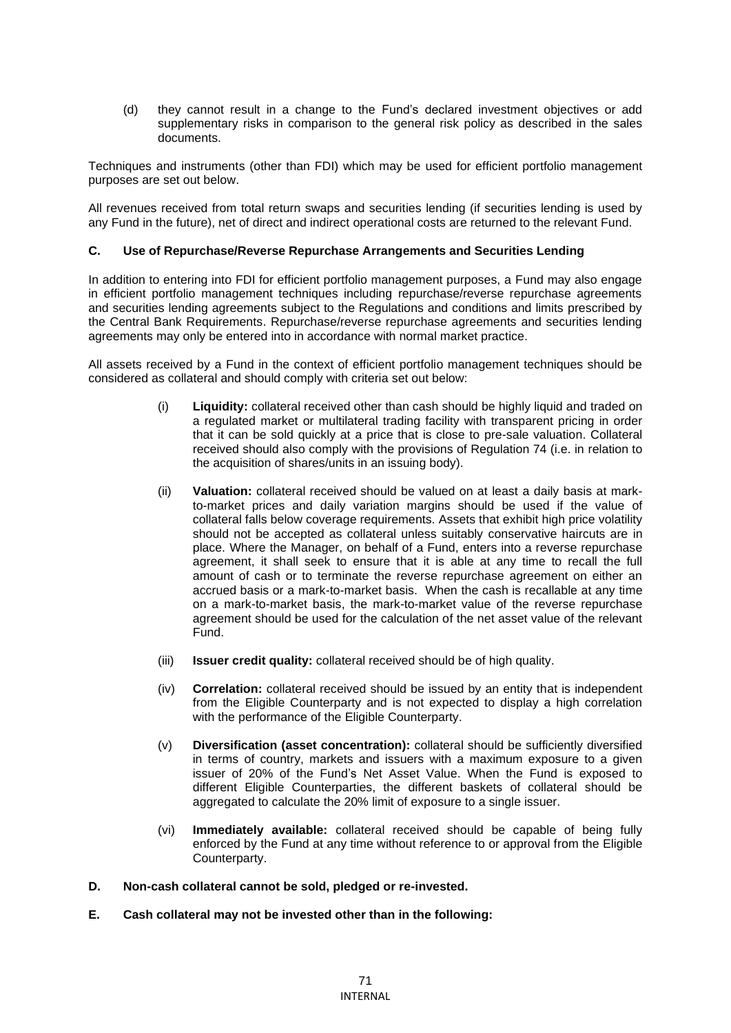(d) they cannot result in a change to the Fund's declared investment objectives or add supplementary risks in comparison to the general risk policy as described in the sales documents.

Techniques and instruments (other than FDI) which may be used for efficient portfolio management purposes are set out below.

All revenues received from total return swaps and securities lending (if securities lending is used by any Fund in the future), net of direct and indirect operational costs are returned to the relevant Fund.

### C. Use of Repurchase/Reverse Repurchase Arrangements and Securities Lending

In addition to entering into FDI for efficient portfolio management purposes, a Fund may also engage in efficient portfolio management techniques including repurchase/reverse repurchase agreements and securities lending agreements subject to the Regulations and conditions and limits prescribed by the Central Bank Requirements. Repurchase/reverse repurchase agreements and securities lending agreements may only be entered into in accordance with normal market practice.

All assets received by a Fund in the context of efficient portfolio management techniques should be considered as collateral and should comply with criteria set out below:

(i) **Liquidity:** collateral received other than cash should be highly liquid and traded on a regulated market or multilateral trading facility with transparent pricing in order that it can be sold quickly at a price that is close to pre-sale valuation. Collateral received should also comply with the provisions of Regulation 74 (i.e. in relation to the acquisition of shares/units in an issuing body).

(ii) **Valuation:** collateral received should be valued on at least a daily basis at mark-to-market prices and daily variation margins should be used if the value of collateral falls below coverage requirements. Assets that exhibit high price volatility should not be accepted as collateral unless suitably conservative haircuts are in place. Where the Manager, on behalf of a Fund, enters into a reverse repurchase agreement, it shall seek to ensure that it is able at any time to recall the full amount of cash or to terminate the reverse repurchase agreement on either an accrued basis or a mark-to-market basis. When the cash is recallable at any time on a mark-to-market basis, the mark-to-market value of the reverse repurchase agreement should be used for the calculation of the net asset value of the relevant Fund.

(iii) **Issuer credit quality:** collateral received should be of high quality.

(iv) **Correlation:** collateral received should be issued by an entity that is independent from the Eligible Counterparty and is not expected to display a high correlation with the performance of the Eligible Counterparty.

(v) **Diversification (asset concentration):** collateral should be sufficiently diversified in terms of country, markets and issuers with a maximum exposure to a given issuer of 20% of the Fund's Net Asset Value. When the Fund is exposed to different Eligible Counterparties, the different baskets of collateral should be aggregated to calculate the 20% limit of exposure to a single issuer.

(vi) **Immediately available:** collateral received should be capable of being fully enforced by the Fund at any time without reference to or approval from the Eligible Counterparty.

### D. Non-cash collateral cannot be sold, pledged or re-invested.

### E. Cash collateral may not be invested other than in the following: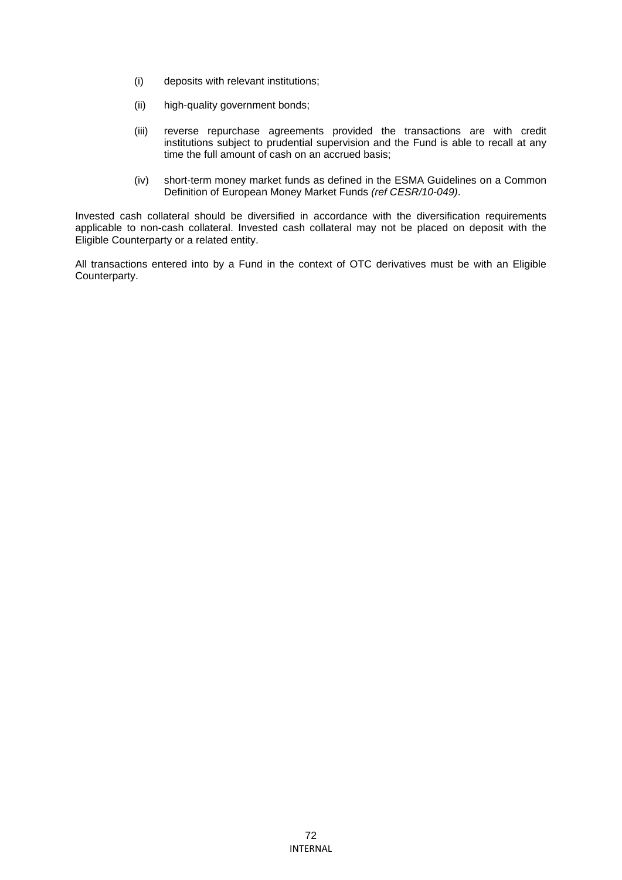(i) deposits with relevant institutions;

(ii) high-quality government bonds;

(iii) reverse repurchase agreements provided the transactions are with credit institutions subject to prudential supervision and the Fund is able to recall at any time the full amount of cash on an accrued basis;

(iv) short-term money market funds as defined in the ESMA Guidelines on a Common Definition of European Money Market Funds *(ref CESR/10-049)*.

Invested cash collateral should be diversified in accordance with the diversification requirements applicable to non-cash collateral. Invested cash collateral may not be placed on deposit with the Eligible Counterparty or a related entity.

All transactions entered into by a Fund in the context of OTC derivatives must be with an Eligible Counterparty.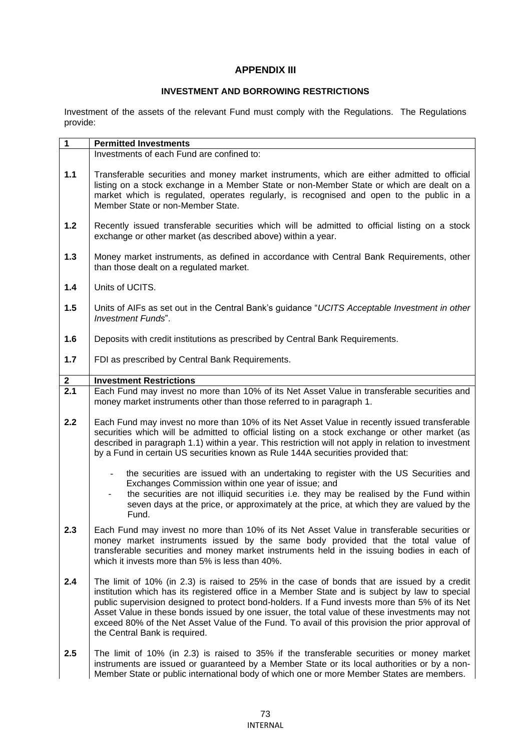# APPENDIX III

## INVESTMENT AND BORROWING RESTRICTIONS

Investment of the assets of the relevant Fund must comply with the Regulations. The Regulations provide:

| 1 | **Permitted Investments** |
|---|---|
| | Investments of each Fund are confined to: |
| **1.1** | Transferable securities and money market instruments, which are either admitted to official listing on a stock exchange in a Member State or non-Member State or which are dealt on a market which is regulated, operates regularly, is recognised and open to the public in a Member State or non-Member State. |
| **1.2** | Recently issued transferable securities which will be admitted to official listing on a stock exchange or other market (as described above) within a year. |
| **1.3** | Money market instruments, as defined in accordance with Central Bank Requirements, other than those dealt on a regulated market. |
| **1.4** | Units of UCITS. |
| **1.5** | Units of AIFs as set out in the Central Bank's guidance "*UCITS Acceptable Investment in other Investment Funds*". |
| **1.6** | Deposits with credit institutions as prescribed by Central Bank Requirements. |
| **1.7** | FDI as prescribed by Central Bank Requirements. |

| 2 | **Investment Restrictions** |
|---|---|
| **2.1** | Each Fund may invest no more than 10% of its Net Asset Value in transferable securities and money market instruments other than those referred to in paragraph 1. |
| **2.2** | Each Fund may invest no more than 10% of its Net Asset Value in recently issued transferable securities which will be admitted to official listing on a stock exchange or other market (as described in paragraph 1.1) within a year. This restriction will not apply in relation to investment by a Fund in certain US securities known as Rule 144A securities provided that:<br><br>- the securities are issued with an undertaking to register with the US Securities and Exchanges Commission within one year of issue; and<br>- the securities are not illiquid securities i.e. they may be realised by the Fund within seven days at the price, or approximately at the price, at which they are valued by the Fund. |
| **2.3** | Each Fund may invest no more than 10% of its Net Asset Value in transferable securities or money market instruments issued by the same body provided that the total value of transferable securities and money market instruments held in the issuing bodies in each of which it invests more than 5% is less than 40%. |
| **2.4** | The limit of 10% (in 2.3) is raised to 25% in the case of bonds that are issued by a credit institution which has its registered office in a Member State and is subject by law to special public supervision designed to protect bond-holders. If a Fund invests more than 5% of its Net Asset Value in these bonds issued by one issuer, the total value of these investments may not exceed 80% of the Net Asset Value of the Fund. To avail of this provision the prior approval of the Central Bank is required. |
| **2.5** | The limit of 10% (in 2.3) is raised to 35% if the transferable securities or money market instruments are issued or guaranteed by a Member State or its local authorities or by a non-Member State or public international body of which one or more Member States are members. |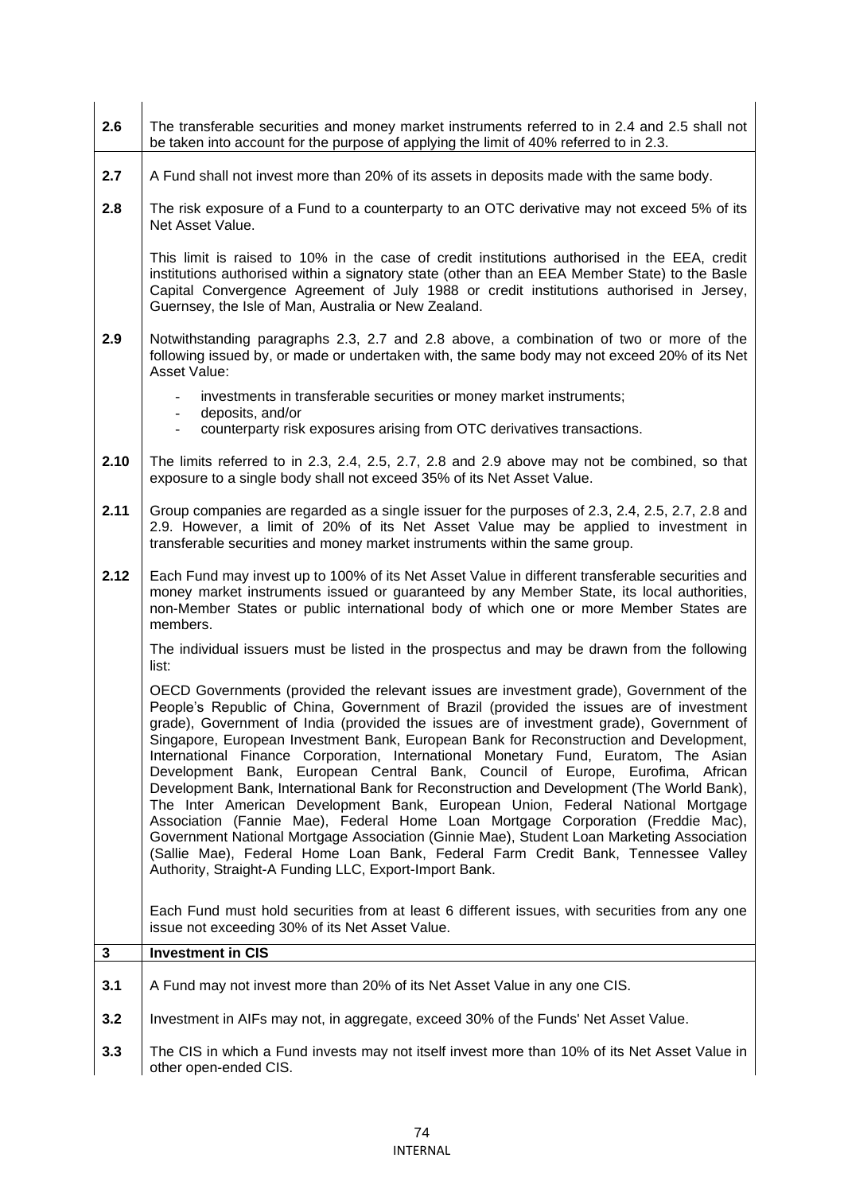| | |
|---|---|
| **2.6** | The transferable securities and money market instruments referred to in 2.4 and 2.5 shall not be taken into account for the purpose of applying the limit of 40% referred to in 2.3. |
| **2.7** | A Fund shall not invest more than 20% of its assets in deposits made with the same body. |
| **2.8** | The risk exposure of a Fund to a counterparty to an OTC derivative may not exceed 5% of its Net Asset Value. <br><br> This limit is raised to 10% in the case of credit institutions authorised in the EEA, credit institutions authorised within a signatory state (other than an EEA Member State) to the Basle Capital Convergence Agreement of July 1988 or credit institutions authorised in Jersey, Guernsey, the Isle of Man, Australia or New Zealand. |
| **2.9** | Notwithstanding paragraphs 2.3, 2.7 and 2.8 above, a combination of two or more of the following issued by, or made or undertaken with, the same body may not exceed 20% of its Net Asset Value: <br><br> - investments in transferable securities or money market instruments; <br> - deposits, and/or <br> - counterparty risk exposures arising from OTC derivatives transactions. |
| **2.10** | The limits referred to in 2.3, 2.4, 2.5, 2.7, 2.8 and 2.9 above may not be combined, so that exposure to a single body shall not exceed 35% of its Net Asset Value. |
| **2.11** | Group companies are regarded as a single issuer for the purposes of 2.3, 2.4, 2.5, 2.7, 2.8 and 2.9. However, a limit of 20% of its Net Asset Value may be applied to investment in transferable securities and money market instruments within the same group. |
| **2.12** | Each Fund may invest up to 100% of its Net Asset Value in different transferable securities and money market instruments issued or guaranteed by any Member State, its local authorities, non-Member States or public international body of which one or more Member States are members. <br><br> The individual issuers must be listed in the prospectus and may be drawn from the following list: <br><br> OECD Governments (provided the relevant issues are investment grade), Government of the People's Republic of China, Government of Brazil (provided the issues are of investment grade), Government of India (provided the issues are of investment grade), Government of Singapore, European Investment Bank, European Bank for Reconstruction and Development, International Finance Corporation, International Monetary Fund, Euratom, The Asian Development Bank, European Central Bank, Council of Europe, Eurofima, African Development Bank, International Bank for Reconstruction and Development (The World Bank), The Inter American Development Bank, European Union, Federal National Mortgage Association (Fannie Mae), Federal Home Loan Mortgage Corporation (Freddie Mac), Government National Mortgage Association (Ginnie Mae), Student Loan Marketing Association (Sallie Mae), Federal Home Loan Bank, Federal Farm Credit Bank, Tennessee Valley Authority, Straight-A Funding LLC, Export-Import Bank. <br><br> Each Fund must hold securities from at least 6 different issues, with securities from any one issue not exceeding 30% of its Net Asset Value. |
| **3** | **Investment in CIS** |
| **3.1** | A Fund may not invest more than 20% of its Net Asset Value in any one CIS. |
| **3.2** | Investment in AIFs may not, in aggregate, exceed 30% of the Funds' Net Asset Value. |
| **3.3** | The CIS in which a Fund invests may not itself invest more than 10% of its Net Asset Value in other open-ended CIS. |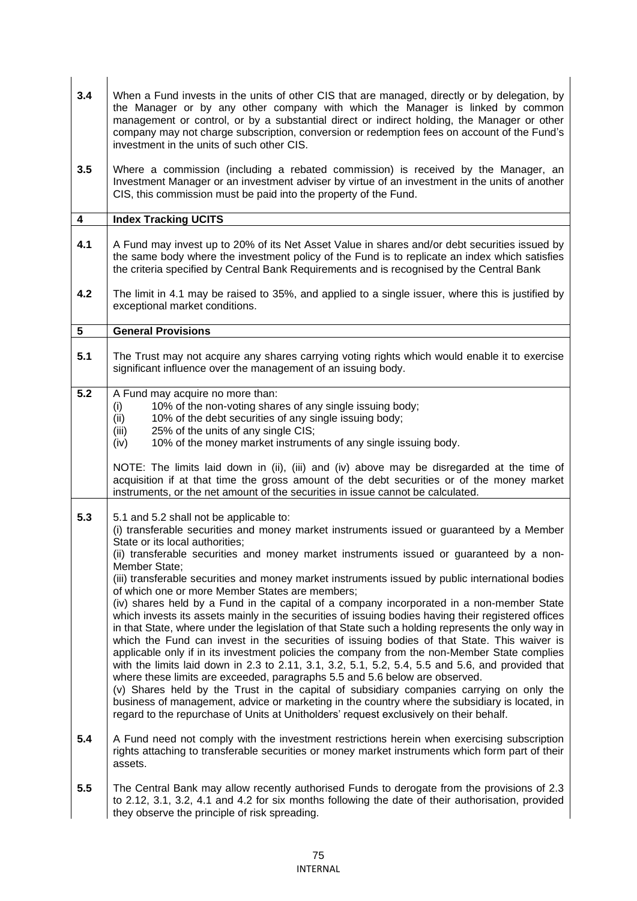| | |
|---|---|
| **3.4** | When a Fund invests in the units of other CIS that are managed, directly or by delegation, by the Manager or by any other company with which the Manager is linked by common management or control, or by a substantial direct or indirect holding, the Manager or other company may not charge subscription, conversion or redemption fees on account of the Fund's investment in the units of such other CIS. |
| **3.5** | Where a commission (including a rebated commission) is received by the Manager, an Investment Manager or an investment adviser by virtue of an investment in the units of another CIS, this commission must be paid into the property of the Fund. |
| **4** | **Index Tracking UCITS** |
| **4.1** | A Fund may invest up to 20% of its Net Asset Value in shares and/or debt securities issued by the same body where the investment policy of the Fund is to replicate an index which satisfies the criteria specified by Central Bank Requirements and is recognised by the Central Bank |
| **4.2** | The limit in 4.1 may be raised to 35%, and applied to a single issuer, where this is justified by exceptional market conditions. |
| **5** | **General Provisions** |
| **5.1** | The Trust may not acquire any shares carrying voting rights which would enable it to exercise significant influence over the management of an issuing body. |
| **5.2** | A Fund may acquire no more than:<br>(i) 10% of the non-voting shares of any single issuing body;<br>(ii) 10% of the debt securities of any single issuing body;<br>(iii) 25% of the units of any single CIS;<br>(iv) 10% of the money market instruments of any single issuing body.<br><br>NOTE: The limits laid down in (ii), (iii) and (iv) above may be disregarded at the time of acquisition if at that time the gross amount of the debt securities or of the money market instruments, or the net amount of the securities in issue cannot be calculated. |
| **5.3** | 5.1 and 5.2 shall not be applicable to:<br>(i) transferable securities and money market instruments issued or guaranteed by a Member State or its local authorities;<br>(ii) transferable securities and money market instruments issued or guaranteed by a non-Member State;<br>(iii) transferable securities and money market instruments issued by public international bodies of which one or more Member States are members;<br>(iv) shares held by a Fund in the capital of a company incorporated in a non-member State which invests its assets mainly in the securities of issuing bodies having their registered offices in that State, where under the legislation of that State such a holding represents the only way in which the Fund can invest in the securities of issuing bodies of that State. This waiver is applicable only if in its investment policies the company from the non-Member State complies with the limits laid down in 2.3 to 2.11, 3.1, 3.2, 5.1, 5.2, 5.4, 5.5 and 5.6, and provided that where these limits are exceeded, paragraphs 5.5 and 5.6 below are observed.<br>(v) Shares held by the Trust in the capital of subsidiary companies carrying on only the business of management, advice or marketing in the country where the subsidiary is located, in regard to the repurchase of Units at Unitholders' request exclusively on their behalf. |
| **5.4** | A Fund need not comply with the investment restrictions herein when exercising subscription rights attaching to transferable securities or money market instruments which form part of their assets. |
| **5.5** | The Central Bank may allow recently authorised Funds to derogate from the provisions of 2.3 to 2.12, 3.1, 3.2, 4.1 and 4.2 for six months following the date of their authorisation, provided they observe the principle of risk spreading. |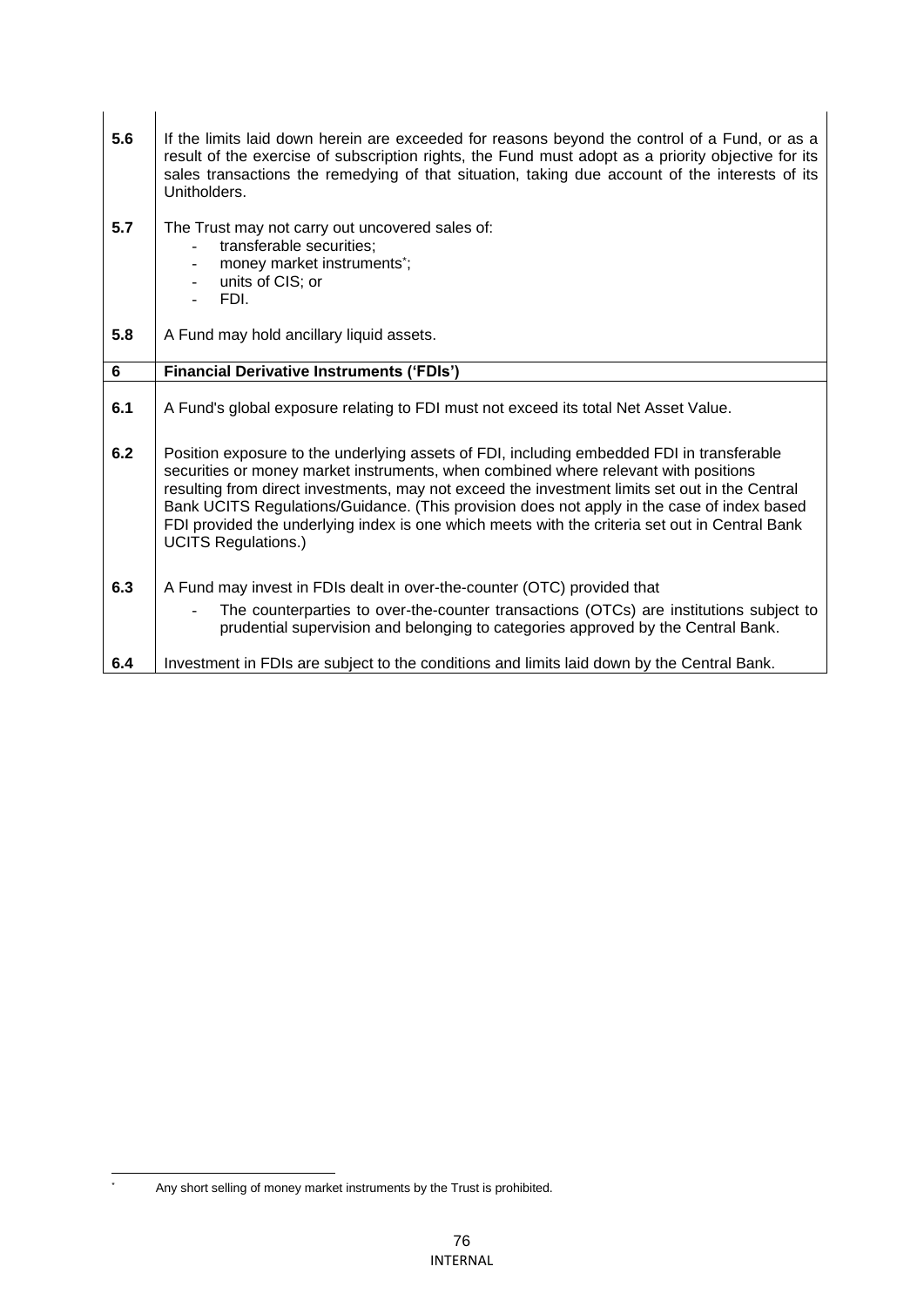| | |
|---|---|
| **5.6** | If the limits laid down herein are exceeded for reasons beyond the control of a Fund, or as a result of the exercise of subscription rights, the Fund must adopt as a priority objective for its sales transactions the remedying of that situation, taking due account of the interests of its Unitholders. |
| **5.7** | The Trust may not carry out uncovered sales of:<br>- transferable securities;<br>- money market instruments*;<br>- units of CIS; or<br>- FDI. |
| **5.8** | A Fund may hold ancillary liquid assets. |
| **6** | **Financial Derivative Instruments ('FDIs')** |
| **6.1** | A Fund's global exposure relating to FDI must not exceed its total Net Asset Value. |
| **6.2** | Position exposure to the underlying assets of FDI, including embedded FDI in transferable securities or money market instruments, when combined where relevant with positions resulting from direct investments, may not exceed the investment limits set out in the Central Bank UCITS Regulations/Guidance. (This provision does not apply in the case of index based FDI provided the underlying index is one which meets with the criteria set out in Central Bank UCITS Regulations.) |
| **6.3** | A Fund may invest in FDIs dealt in over-the-counter (OTC) provided that<br>- The counterparties to over-the-counter transactions (OTCs) are institutions subject to prudential supervision and belonging to categories approved by the Central Bank. |
| **6.4** | Investment in FDIs are subject to the conditions and limits laid down by the Central Bank. |

* Any short selling of money market instruments by the Trust is prohibited.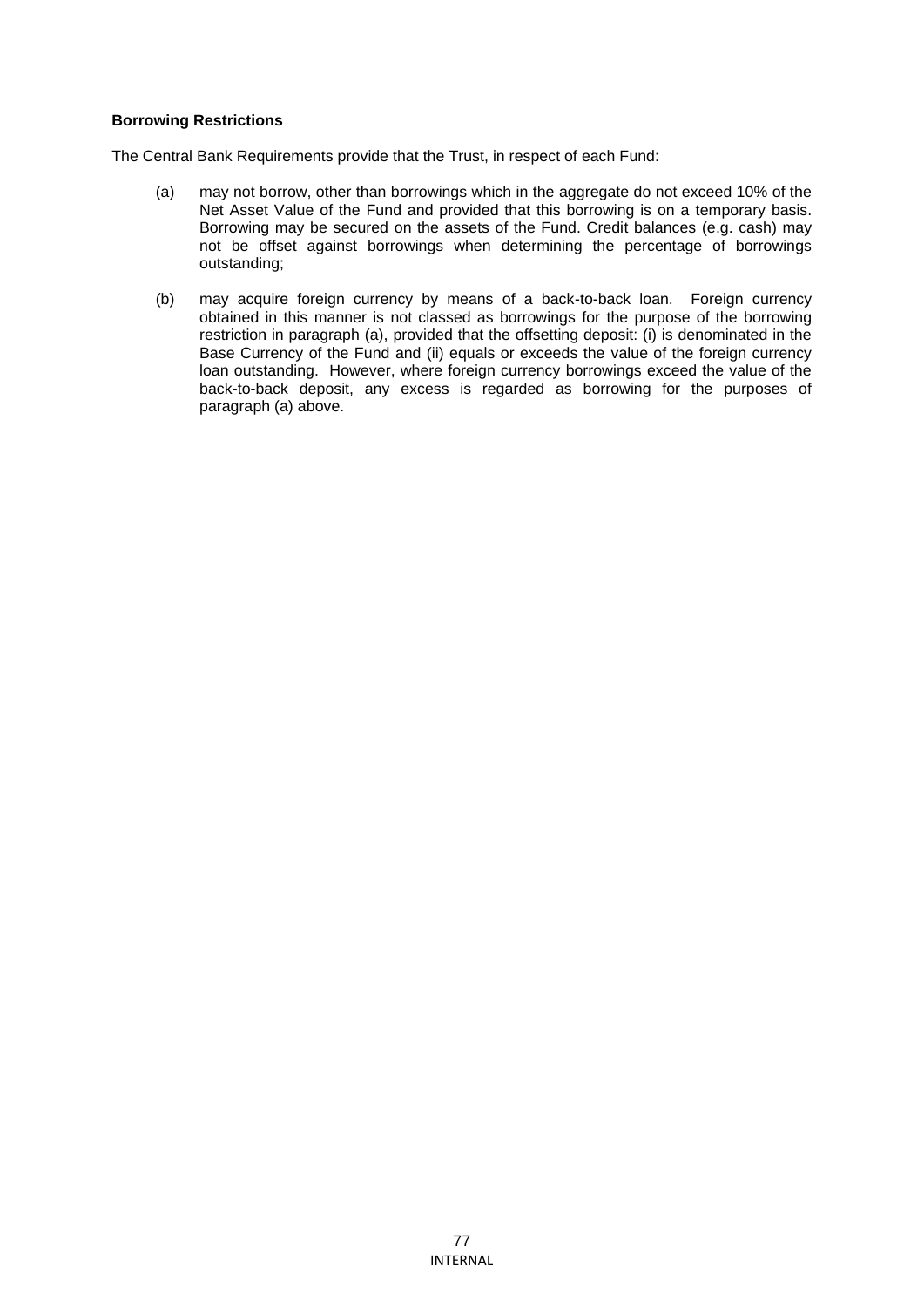**Borrowing Restrictions**

The Central Bank Requirements provide that the Trust, in respect of each Fund:

(a) may not borrow, other than borrowings which in the aggregate do not exceed 10% of the Net Asset Value of the Fund and provided that this borrowing is on a temporary basis. Borrowing may be secured on the assets of the Fund. Credit balances (e.g. cash) may not be offset against borrowings when determining the percentage of borrowings outstanding;

(b) may acquire foreign currency by means of a back-to-back loan. Foreign currency obtained in this manner is not classed as borrowings for the purpose of the borrowing restriction in paragraph (a), provided that the offsetting deposit: (i) is denominated in the Base Currency of the Fund and (ii) equals or exceeds the value of the foreign currency loan outstanding. However, where foreign currency borrowings exceed the value of the back-to-back deposit, any excess is regarded as borrowing for the purposes of paragraph (a) above.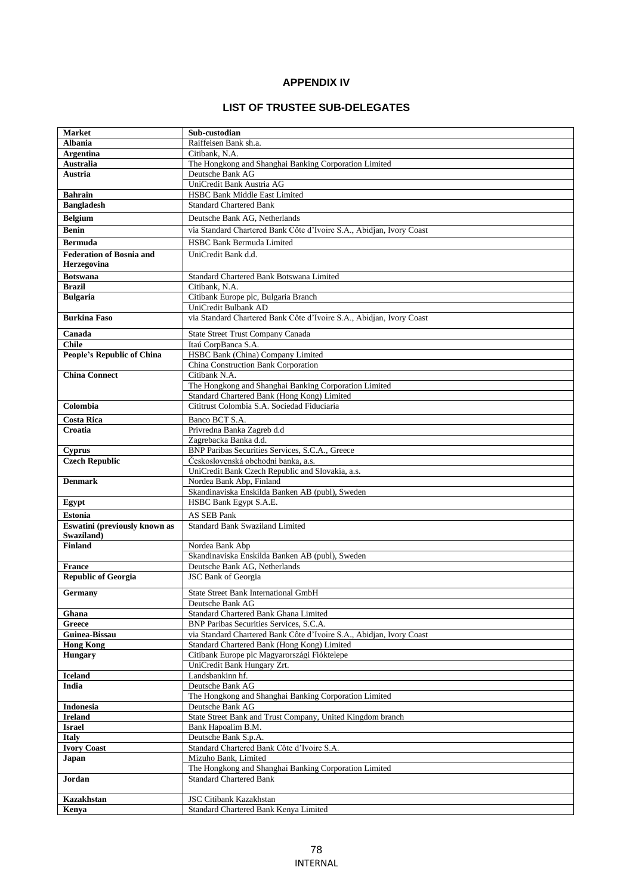**APPENDIX IV**

**LIST OF TRUSTEE SUB-DELEGATES**

| Market | Sub-custodian |
|---|---|
| **Albania** | Raiffeisen Bank sh.a. |
| **Argentina** | Citibank, N.A. |
| **Australia** | The Hongkong and Shanghai Banking Corporation Limited |
| **Austria** | Deutsche Bank AG |
| | UniCredit Bank Austria AG |
| **Bahrain** | HSBC Bank Middle East Limited |
| **Bangladesh** | Standard Chartered Bank |
| **Belgium** | Deutsche Bank AG, Netherlands |
| **Benin** | via Standard Chartered Bank Côte d'Ivoire S.A., Abidjan, Ivory Coast |
| **Bermuda** | HSBC Bank Bermuda Limited |
| **Federation of Bosnia and Herzegovina** | UniCredit Bank d.d. |
| **Botswana** | Standard Chartered Bank Botswana Limited |
| **Brazil** | Citibank, N.A. |
| **Bulgaria** | Citibank Europe plc, Bulgaria Branch |
| | UniCredit Bulbank AD |
| **Burkina Faso** | via Standard Chartered Bank Côte d'Ivoire S.A., Abidjan, Ivory Coast |
| **Canada** | State Street Trust Company Canada |
| **Chile** | Itaú CorpBanca S.A. |
| **People's Republic of China** | HSBC Bank (China) Company Limited |
| | China Construction Bank Corporation |
| **China Connect** | Citibank N.A. |
| | The Hongkong and Shanghai Banking Corporation Limited |
| | Standard Chartered Bank (Hong Kong) Limited |
| **Colombia** | Cititrust Colombia S.A. Sociedad Fiduciaria |
| **Costa Rica** | Banco BCT S.A. |
| **Croatia** | Privredna Banka Zagreb d.d |
| | Zagrebacka Banka d.d. |
| **Cyprus** | BNP Paribas Securities Services, S.C.A., Greece |
| **Czech Republic** | Československá obchodni banka, a.s. |
| | UniCredit Bank Czech Republic and Slovakia, a.s. |
| **Denmark** | Nordea Bank Abp, Finland |
| | Skandinaviska Enskilda Banken AB (publ), Sweden |
| **Egypt** | HSBC Bank Egypt S.A.E. |
| **Estonia** | AS SEB Pank |
| **Eswatini (previously known as Swaziland)** | Standard Bank Swaziland Limited |
| **Finland** | Nordea Bank Abp |
| | Skandinaviska Enskilda Banken AB (publ), Sweden |
| **France** | Deutsche Bank AG, Netherlands |
| **Republic of Georgia** | JSC Bank of Georgia |
| **Germany** | State Street Bank International GmbH |
| | Deutsche Bank AG |
| **Ghana** | Standard Chartered Bank Ghana Limited |
| **Greece** | BNP Paribas Securities Services, S.C.A. |
| **Guinea-Bissau** | via Standard Chartered Bank Côte d'Ivoire S.A., Abidjan, Ivory Coast |
| **Hong Kong** | Standard Chartered Bank (Hong Kong) Limited |
| **Hungary** | Citibank Europe plc Magyarországi Fióktelepe |
| | UniCredit Bank Hungary Zrt. |
| **Iceland** | Landsbankinn hf. |
| **India** | Deutsche Bank AG |
| | The Hongkong and Shanghai Banking Corporation Limited |
| **Indonesia** | Deutsche Bank AG |
| **Ireland** | State Street Bank and Trust Company, United Kingdom branch |
| **Israel** | Bank Hapoalim B.M. |
| **Italy** | Deutsche Bank S.p.A. |
| **Ivory Coast** | Standard Chartered Bank Côte d'Ivoire S.A. |
| **Japan** | Mizuho Bank, Limited |
| | The Hongkong and Shanghai Banking Corporation Limited |
| **Jordan** | Standard Chartered Bank |
| **Kazakhstan** | JSC Citibank Kazakhstan |
| **Kenya** | Standard Chartered Bank Kenya Limited |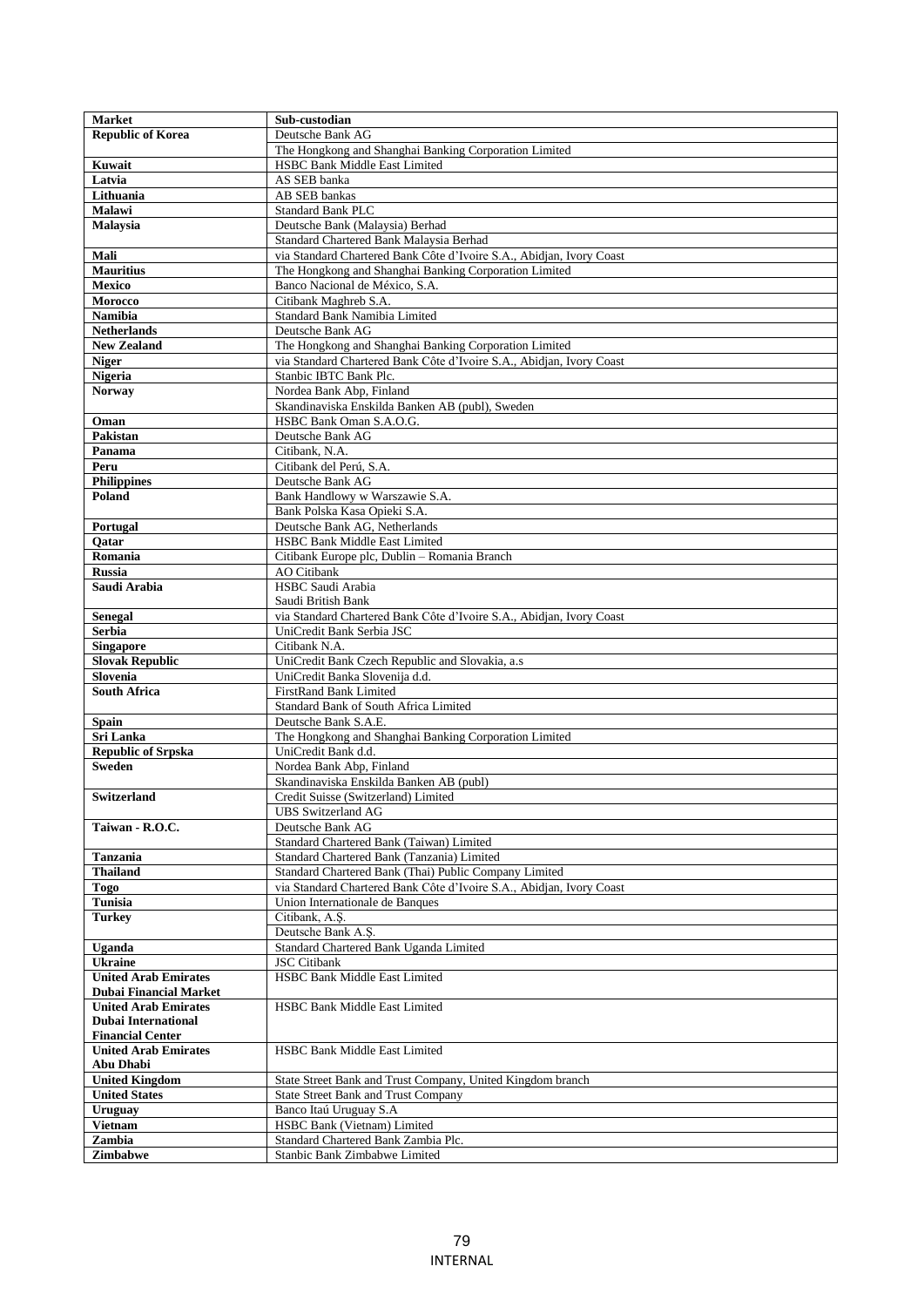| Market | Sub-custodian |
|---|---|
| **Republic of Korea** | Deutsche Bank AG |
| | The Hongkong and Shanghai Banking Corporation Limited |
| **Kuwait** | HSBC Bank Middle East Limited |
| **Latvia** | AS SEB banka |
| **Lithuania** | AB SEB bankas |
| **Malawi** | Standard Bank PLC |
| **Malaysia** | Deutsche Bank (Malaysia) Berhad |
| | Standard Chartered Bank Malaysia Berhad |
| **Mali** | via Standard Chartered Bank Côte d'Ivoire S.A., Abidjan, Ivory Coast |
| **Mauritius** | The Hongkong and Shanghai Banking Corporation Limited |
| **Mexico** | Banco Nacional de México, S.A. |
| **Morocco** | Citibank Maghreb S.A. |
| **Namibia** | Standard Bank Namibia Limited |
| **Netherlands** | Deutsche Bank AG |
| **New Zealand** | The Hongkong and Shanghai Banking Corporation Limited |
| **Niger** | via Standard Chartered Bank Côte d'Ivoire S.A., Abidjan, Ivory Coast |
| **Nigeria** | Stanbic IBTC Bank Plc. |
| **Norway** | Nordea Bank Abp, Finland |
| | Skandinaviska Enskilda Banken AB (publ), Sweden |
| **Oman** | HSBC Bank Oman S.A.O.G. |
| **Pakistan** | Deutsche Bank AG |
| **Panama** | Citibank, N.A. |
| **Peru** | Citibank del Perú, S.A. |
| **Philippines** | Deutsche Bank AG |
| **Poland** | Bank Handlowy w Warszawie S.A. |
| | Bank Polska Kasa Opieki S.A. |
| **Portugal** | Deutsche Bank AG, Netherlands |
| **Qatar** | HSBC Bank Middle East Limited |
| **Romania** | Citibank Europe plc, Dublin – Romania Branch |
| **Russia** | AO Citibank |
| **Saudi Arabia** | HSBC Saudi Arabia |
| | Saudi British Bank |
| **Senegal** | via Standard Chartered Bank Côte d'Ivoire S.A., Abidjan, Ivory Coast |
| **Serbia** | UniCredit Bank Serbia JSC |
| **Singapore** | Citibank N.A. |
| **Slovak Republic** | UniCredit Bank Czech Republic and Slovakia, a.s |
| **Slovenia** | UniCredit Banka Slovenija d.d. |
| **South Africa** | FirstRand Bank Limited |
| | Standard Bank of South Africa Limited |
| **Spain** | Deutsche Bank S.A.E. |
| **Sri Lanka** | The Hongkong and Shanghai Banking Corporation Limited |
| **Republic of Srpska** | UniCredit Bank d.d. |
| **Sweden** | Nordea Bank Abp, Finland |
| | Skandinaviska Enskilda Banken AB (publ) |
| **Switzerland** | Credit Suisse (Switzerland) Limited |
| | UBS Switzerland AG |
| **Taiwan - R.O.C.** | Deutsche Bank AG |
| | Standard Chartered Bank (Taiwan) Limited |
| **Tanzania** | Standard Chartered Bank (Tanzania) Limited |
| **Thailand** | Standard Chartered Bank (Thai) Public Company Limited |
| **Togo** | via Standard Chartered Bank Côte d'Ivoire S.A., Abidjan, Ivory Coast |
| **Tunisia** | Union Internationale de Banques |
| **Turkey** | Citibank, A.Ş. |
| | Deutsche Bank A.Ş. |
| **Uganda** | Standard Chartered Bank Uganda Limited |
| **Ukraine** | JSC Citibank |
| **United Arab Emirates Dubai Financial Market** | HSBC Bank Middle East Limited |
| **United Arab Emirates Dubai International Financial Center** | HSBC Bank Middle East Limited |
| **United Arab Emirates Abu Dhabi** | HSBC Bank Middle East Limited |
| **United Kingdom** | State Street Bank and Trust Company, United Kingdom branch |
| **United States** | State Street Bank and Trust Company |
| **Uruguay** | Banco Itaú Uruguay S.A |
| **Vietnam** | HSBC Bank (Vietnam) Limited |
| **Zambia** | Standard Chartered Bank Zambia Plc. |
| **Zimbabwe** | Stanbic Bank Zimbabwe Limited |

INTERNAL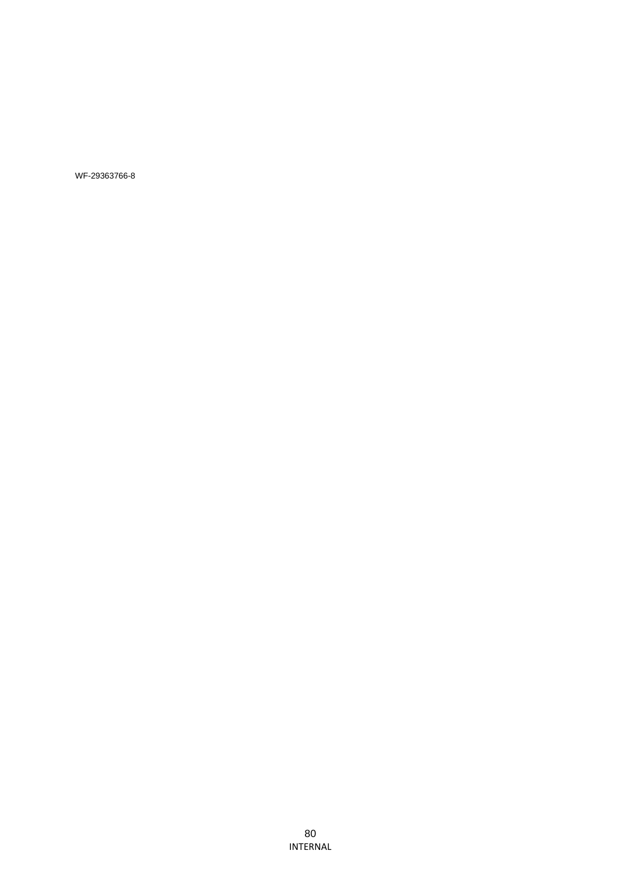WF-29363766-8